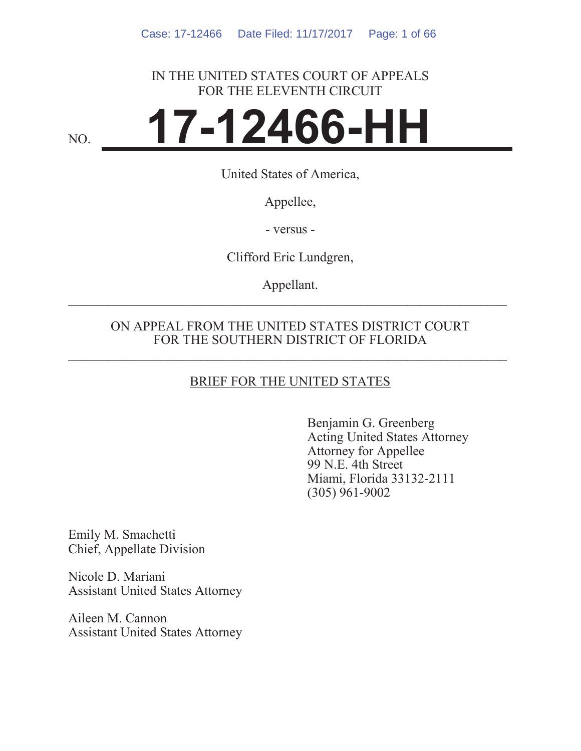IN THE UNITED STATES COURT OF APPEALS
FOR THE ELEVENTH CIRCUIT

NO. **17-12466-HH**

United States of America,

Appellee,

\- versus -

Clifford Eric Lundgren,

Appellant.

---

ON APPEAL FROM THE UNITED STATES DISTRICT COURT
FOR THE SOUTHERN DISTRICT OF FLORIDA

---

BRIEF FOR THE UNITED STATES

Benjamin G. Greenberg
Acting United States Attorney
Attorney for Appellee
99 N.E. 4th Street
Miami, Florida 33132-2111
(305) 961-9002

Emily M. Smachetti
Chief, Appellate Division

Nicole D. Mariani
Assistant United States Attorney

Aileen M. Cannon
Assistant United States Attorney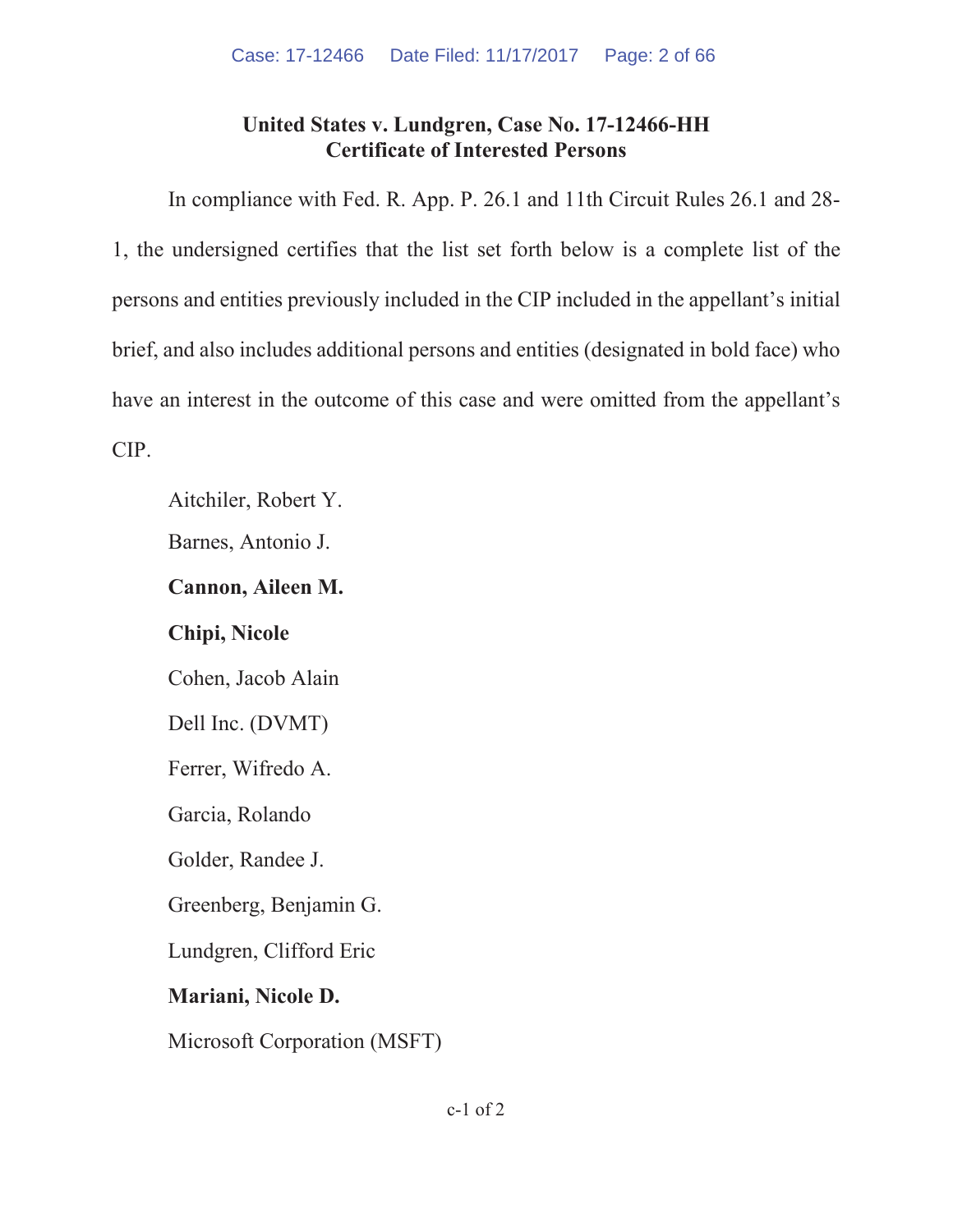**United States v. Lundgren, Case No. 17-12466-HH**
**Certificate of Interested Persons**

In compliance with Fed. R. App. P. 26.1 and 11th Circuit Rules 26.1 and 28-1, the undersigned certifies that the list set forth below is a complete list of the persons and entities previously included in the CIP included in the appellant's initial brief, and also includes additional persons and entities (designated in bold face) who have an interest in the outcome of this case and were omitted from the appellant's CIP.

Aitchiler, Robert Y.

Barnes, Antonio J.

**Cannon, Aileen M.**

**Chipi, Nicole**

Cohen, Jacob Alain

Dell Inc. (DVMT)

Ferrer, Wifredo A.

Garcia, Rolando

Golder, Randee J.

Greenberg, Benjamin G.

Lundgren, Clifford Eric

**Mariani, Nicole D.**

Microsoft Corporation (MSFT)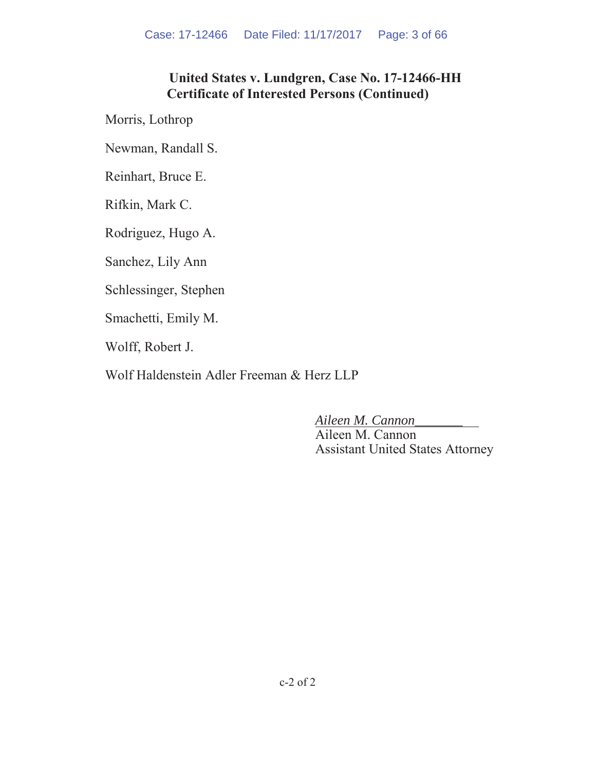**United States v. Lundgren, Case No. 17-12466-HH**
**Certificate of Interested Persons (Continued)**

Morris, Lothrop

Newman, Randall S.

Reinhart, Bruce E.

Rifkin, Mark C.

Rodriguez, Hugo A.

Sanchez, Lily Ann

Schlessinger, Stephen

Smachetti, Emily M.

Wolff, Robert J.

Wolf Haldenstein Adler Freeman & Herz LLP

*Aileen M. Cannon*
Aileen M. Cannon
Assistant United States Attorney

c-2 of 2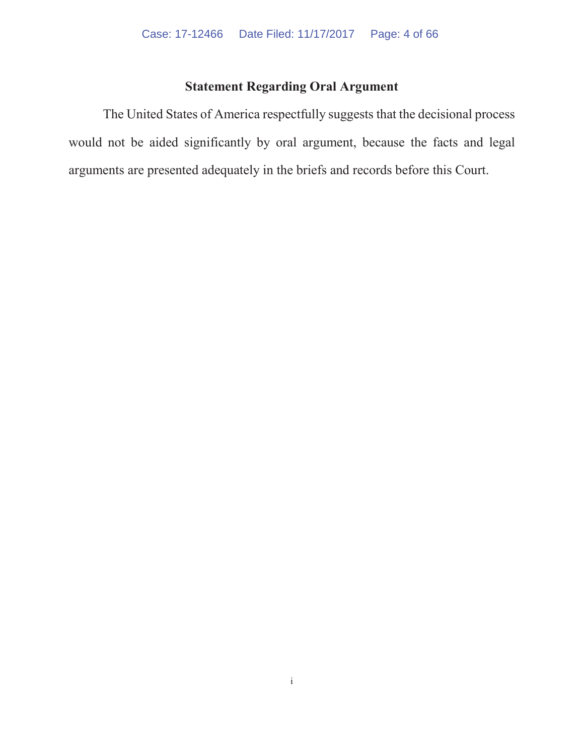# Statement Regarding Oral Argument

The United States of America respectfully suggests that the decisional process would not be aided significantly by oral argument, because the facts and legal arguments are presented adequately in the briefs and records before this Court.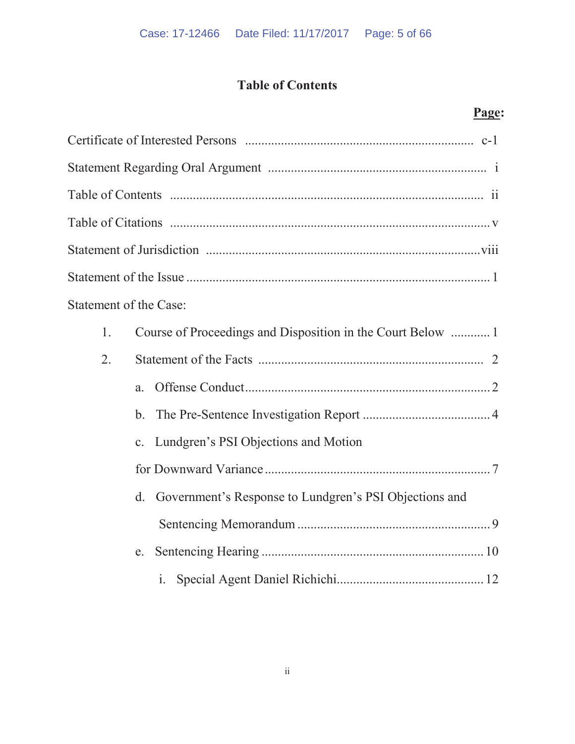# Table of Contents

**Page:**

Certificate of Interested Persons ..................................................................... c-1

Statement Regarding Oral Argument ................................................................... i

Table of Contents ................................................................................................ ii

Table of Citations ............................................................................................... v

Statement of Jurisdiction ................................................................................... viii

Statement of the Issue ......................................................................................... 1

Statement of the Case:

1. Course of Proceedings and Disposition in the Court Below ............ 1
2. Statement of the Facts ..................................................................... 2
   - a. Offense Conduct ............................................................................ 2
   - b. The Pre-Sentence Investigation Report ....................................... 4
   - c. Lundgren's PSI Objections and Motion for Downward Variance ..................................................................... 7
   - d. Government's Response to Lundgren's PSI Objections and Sentencing Memorandum .......................................................... 9
   - e. Sentencing Hearing .................................................................... 10
     - i. Special Agent Daniel Richichi ............................................ 12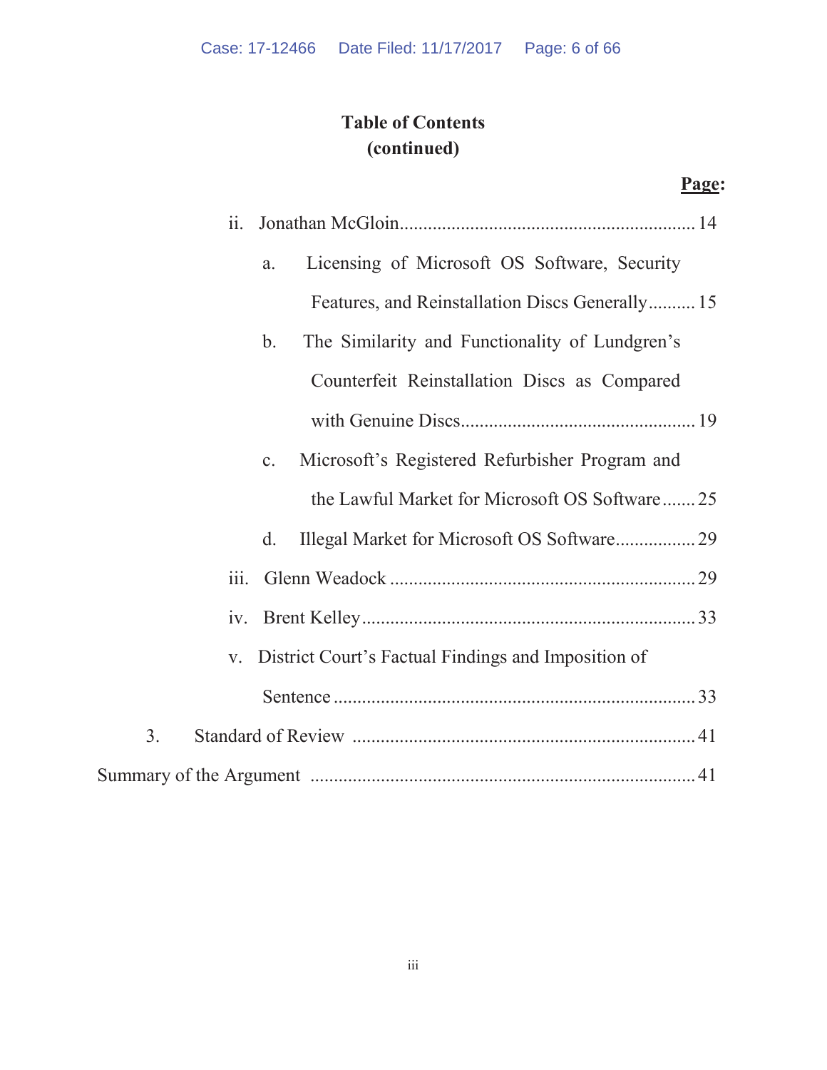**Table of Contents**
**(continued)**

**Page:**

- ii. Jonathan McGloin .......... 14
  - a. Licensing of Microsoft OS Software, Security Features, and Reinstallation Discs Generally .......... 15
  - b. The Similarity and Functionality of Lundgren's Counterfeit Reinstallation Discs as Compared with Genuine Discs .......... 19
  - c. Microsoft's Registered Refurbisher Program and the Lawful Market for Microsoft OS Software .......... 25
  - d. Illegal Market for Microsoft OS Software .......... 29
- iii. Glenn Weadock .......... 29
- iv. Brent Kelley .......... 33
- v. District Court's Factual Findings and Imposition of Sentence .......... 33

3. Standard of Review .......... 41

Summary of the Argument .......... 41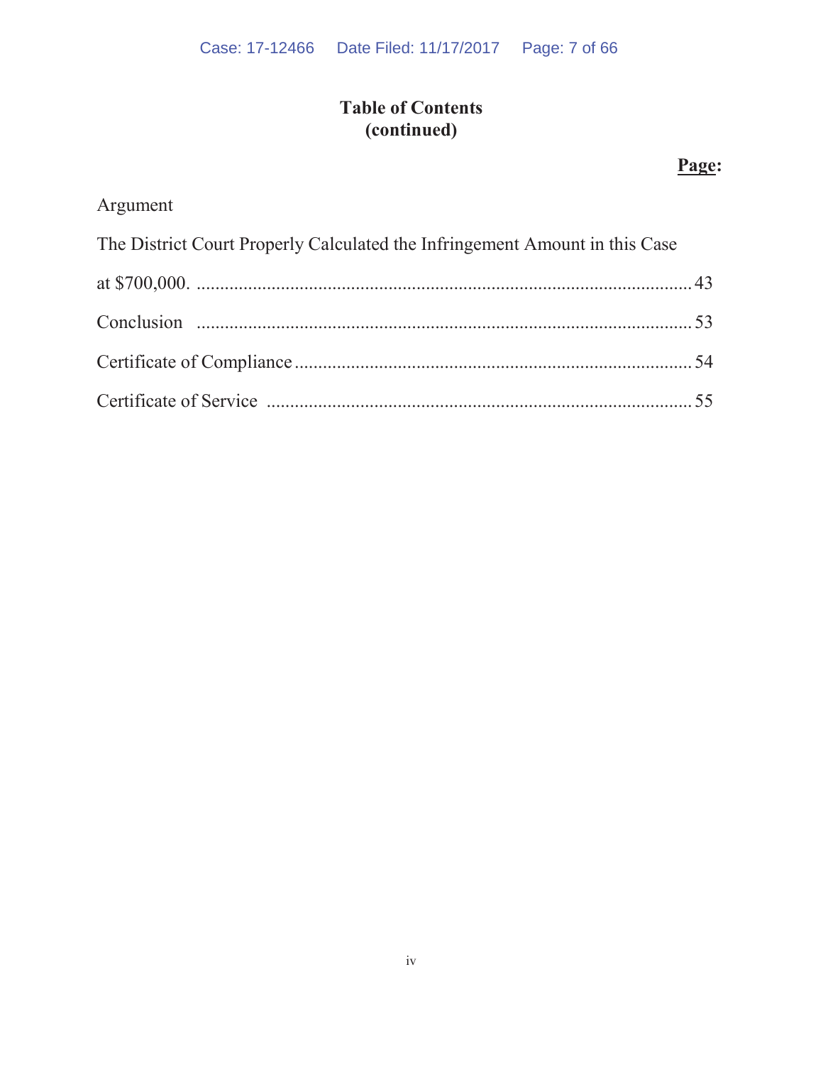**Table of Contents**
**(continued)**

**Page:**

Argument

The District Court Properly Calculated the Infringement Amount in this Case at $700,000. ........................................................................................................ 43

Conclusion ........................................................................................................ 53

Certificate of Compliance .................................................................................... 54

Certificate of Service ........................................................................................... 55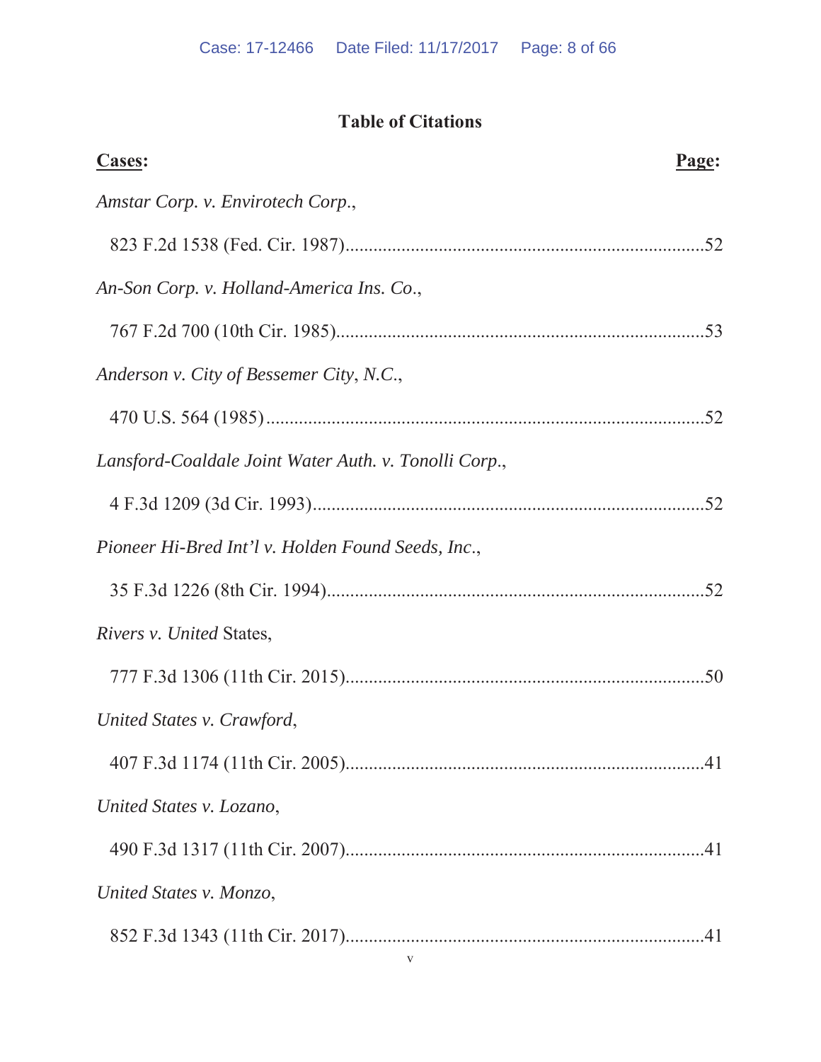# Table of Citations

**Cases:** **Page:**

*Amstar Corp. v. Envirotech Corp.*,

823 F.2d 1538 (Fed. Cir. 1987)..........................................................................52

*An-Son Corp. v. Holland-America Ins. Co.*,

767 F.2d 700 (10th Cir. 1985)............................................................................53

*Anderson v. City of Bessemer City, N.C.*,

470 U.S. 564 (1985)...........................................................................................52

*Lansford-Coaldale Joint Water Auth. v. Tonolli Corp.*,

4 F.3d 1209 (3d Cir. 1993).................................................................................52

*Pioneer Hi-Bred Int'l v. Holden Found Seeds, Inc.*,

35 F.3d 1226 (8th Cir. 1994)..............................................................................52

*Rivers v. United* States,

777 F.3d 1306 (11th Cir. 2015)..........................................................................50

*United States v. Crawford*,

407 F.3d 1174 (11th Cir. 2005)..........................................................................41

*United States v. Lozano*,

490 F.3d 1317 (11th Cir. 2007)..........................................................................41

*United States v. Monzo*,

852 F.3d 1343 (11th Cir. 2017)..........................................................................41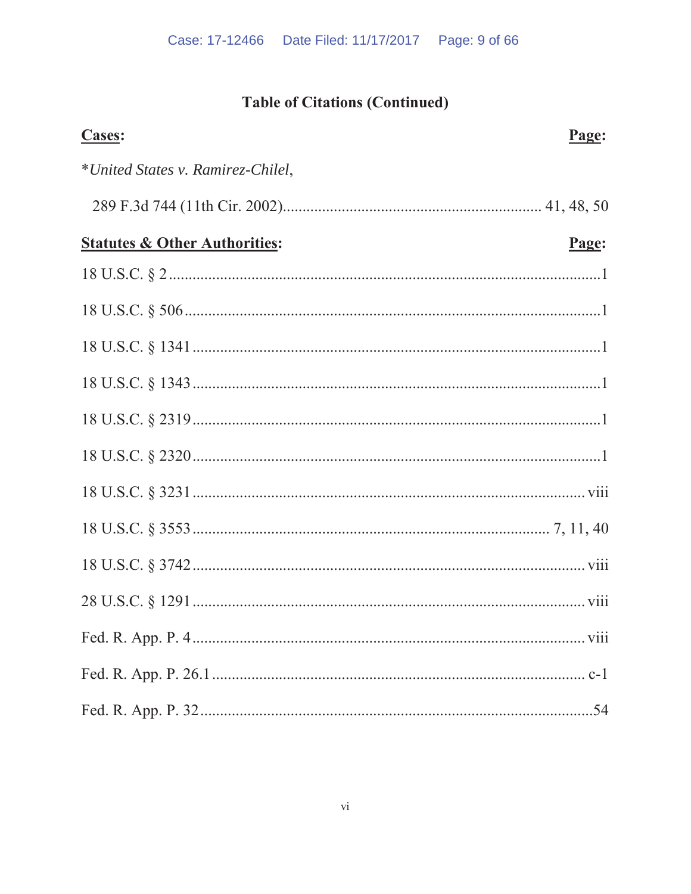## Table of Citations (Continued)

**Cases:** **Page:**

*United States v. Ramirez-Chilel*,

289 F.3d 744 (11th Cir. 2002) ........ 41, 48, 50

**Statutes & Other Authorities:** **Page:**

18 U.S.C. § 2 ........ 1

18 U.S.C. § 506 ........ 1

18 U.S.C. § 1341 ........ 1

18 U.S.C. § 1343 ........ 1

18 U.S.C. § 2319 ........ 1

18 U.S.C. § 2320 ........ 1

18 U.S.C. § 3231 ........ viii

18 U.S.C. § 3553 ........ 7, 11, 40

18 U.S.C. § 3742 ........ viii

28 U.S.C. § 1291 ........ viii

Fed. R. App. P. 4 ........ viii

Fed. R. App. P. 26.1 ........ c-1

Fed. R. App. P. 32 ........ 54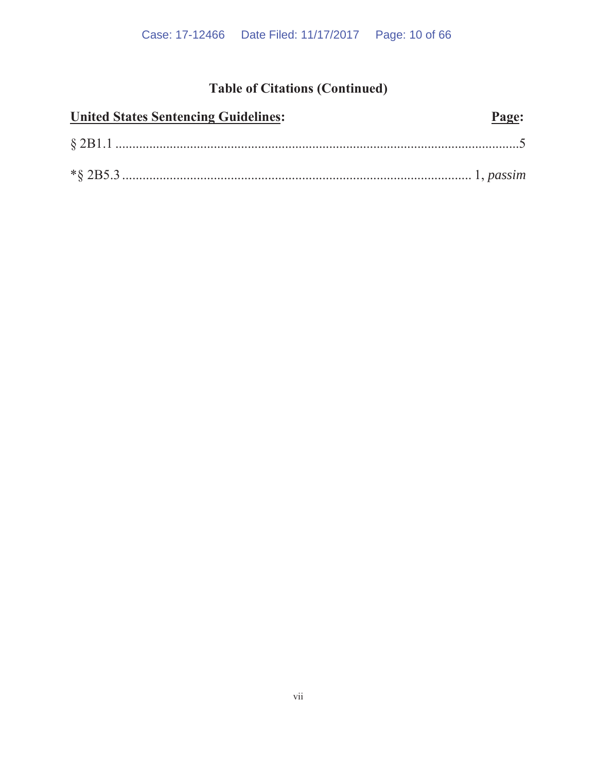## Table of Citations (Continued)

| **United States Sentencing Guidelines:** | **Page:** |
| --- | --- |
| § 2B1.1 | 5 |
| *§ 2B5.3 | 1, *passim* |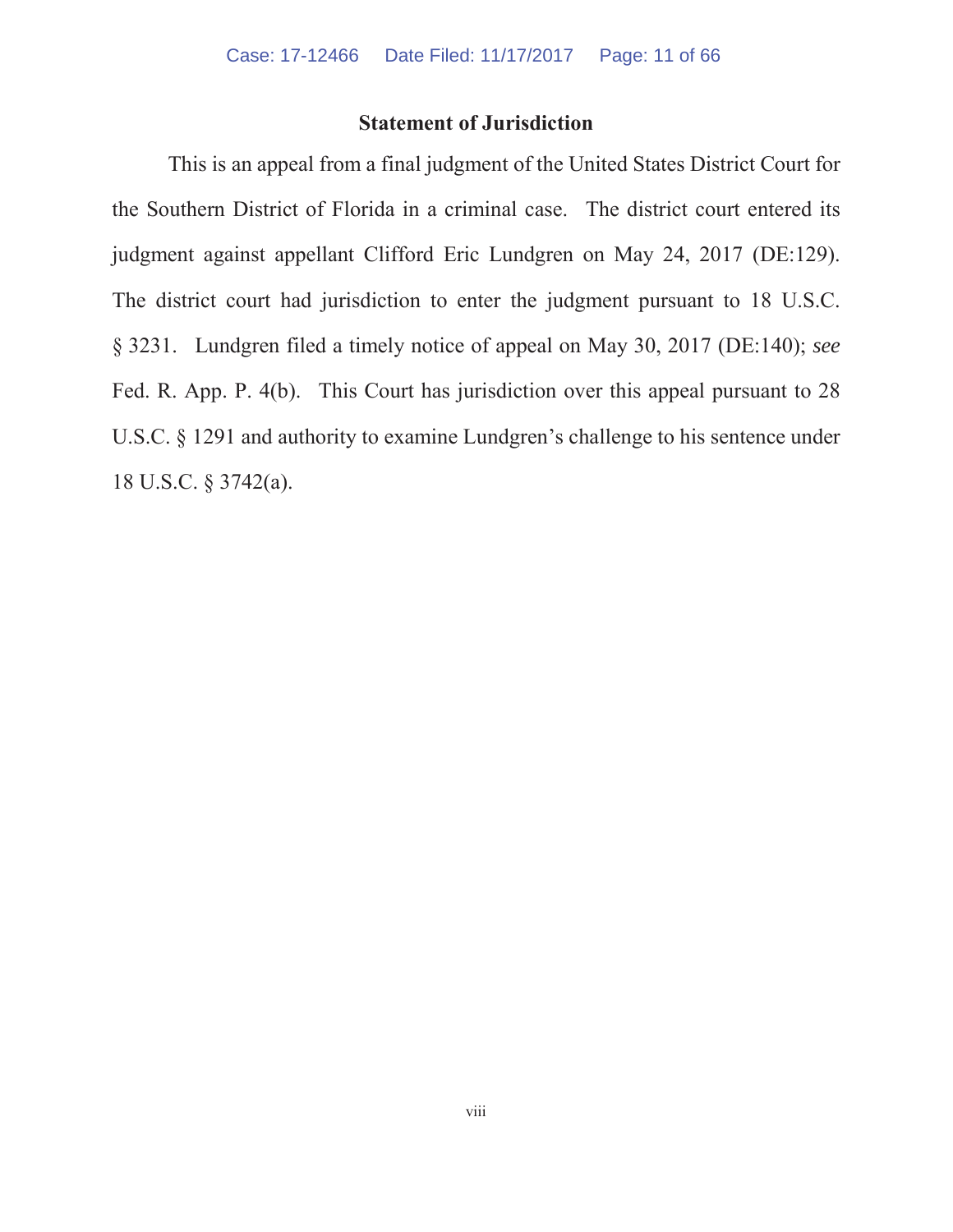## Statement of Jurisdiction

This is an appeal from a final judgment of the United States District Court for the Southern District of Florida in a criminal case. The district court entered its judgment against appellant Clifford Eric Lundgren on May 24, 2017 (DE:129). The district court had jurisdiction to enter the judgment pursuant to 18 U.S.C. § 3231. Lundgren filed a timely notice of appeal on May 30, 2017 (DE:140); *see* Fed. R. App. P. 4(b). This Court has jurisdiction over this appeal pursuant to 28 U.S.C. § 1291 and authority to examine Lundgren's challenge to his sentence under 18 U.S.C. § 3742(a).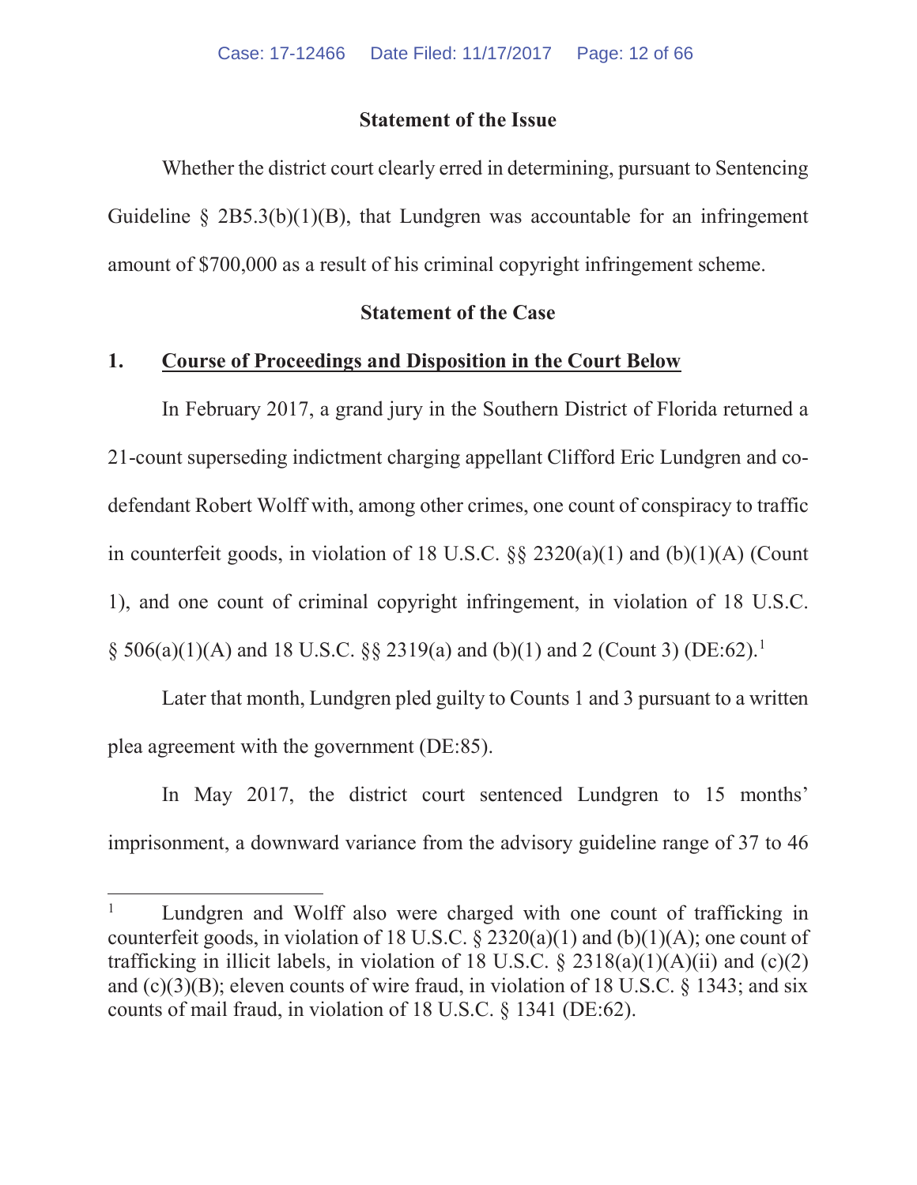## Statement of the Issue

Whether the district court clearly erred in determining, pursuant to Sentencing Guideline § 2B5.3(b)(1)(B), that Lundgren was accountable for an infringement amount of $700,000 as a result of his criminal copyright infringement scheme.

## Statement of the Case

### 1. Course of Proceedings and Disposition in the Court Below

In February 2017, a grand jury in the Southern District of Florida returned a 21-count superseding indictment charging appellant Clifford Eric Lundgren and co-defendant Robert Wolff with, among other crimes, one count of conspiracy to traffic in counterfeit goods, in violation of 18 U.S.C. §§ 2320(a)(1) and (b)(1)(A) (Count 1), and one count of criminal copyright infringement, in violation of 18 U.S.C. § 506(a)(1)(A) and 18 U.S.C. §§ 2319(a) and (b)(1) and 2 (Count 3) (DE:62).[1]

Later that month, Lundgren pled guilty to Counts 1 and 3 pursuant to a written plea agreement with the government (DE:85).

In May 2017, the district court sentenced Lundgren to 15 months' imprisonment, a downward variance from the advisory guideline range of 37 to 46

---

[1] Lundgren and Wolff also were charged with one count of trafficking in counterfeit goods, in violation of 18 U.S.C. § 2320(a)(1) and (b)(1)(A); one count of trafficking in illicit labels, in violation of 18 U.S.C. § 2318(a)(1)(A)(ii) and (c)(2) and (c)(3)(B); eleven counts of wire fraud, in violation of 18 U.S.C. § 1343; and six counts of mail fraud, in violation of 18 U.S.C. § 1341 (DE:62).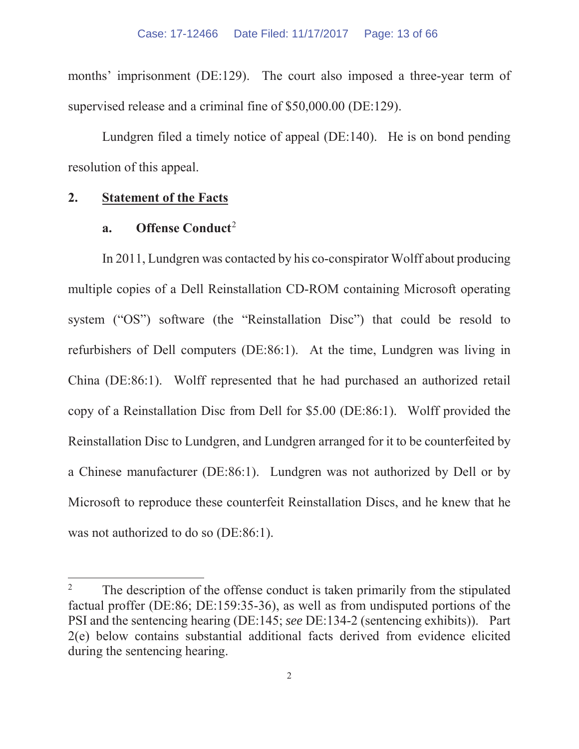months' imprisonment (DE:129). The court also imposed a three-year term of supervised release and a criminal fine of $50,000.00 (DE:129).

Lundgren filed a timely notice of appeal (DE:140). He is on bond pending resolution of this appeal.

## 2. Statement of the Facts

### a. Offense Conduct[2]

In 2011, Lundgren was contacted by his co-conspirator Wolff about producing multiple copies of a Dell Reinstallation CD-ROM containing Microsoft operating system ("OS") software (the "Reinstallation Disc") that could be resold to refurbishers of Dell computers (DE:86:1). At the time, Lundgren was living in China (DE:86:1). Wolff represented that he had purchased an authorized retail copy of a Reinstallation Disc from Dell for $5.00 (DE:86:1). Wolff provided the Reinstallation Disc to Lundgren, and Lundgren arranged for it to be counterfeited by a Chinese manufacturer (DE:86:1). Lundgren was not authorized by Dell or by Microsoft to reproduce these counterfeit Reinstallation Discs, and he knew that he was not authorized to do so (DE:86:1).

---

[2] The description of the offense conduct is taken primarily from the stipulated factual proffer (DE:86; DE:159:35-36), as well as from undisputed portions of the PSI and the sentencing hearing (DE:145; *see* DE:134-2 (sentencing exhibits)). Part 2(e) below contains substantial additional facts derived from evidence elicited during the sentencing hearing.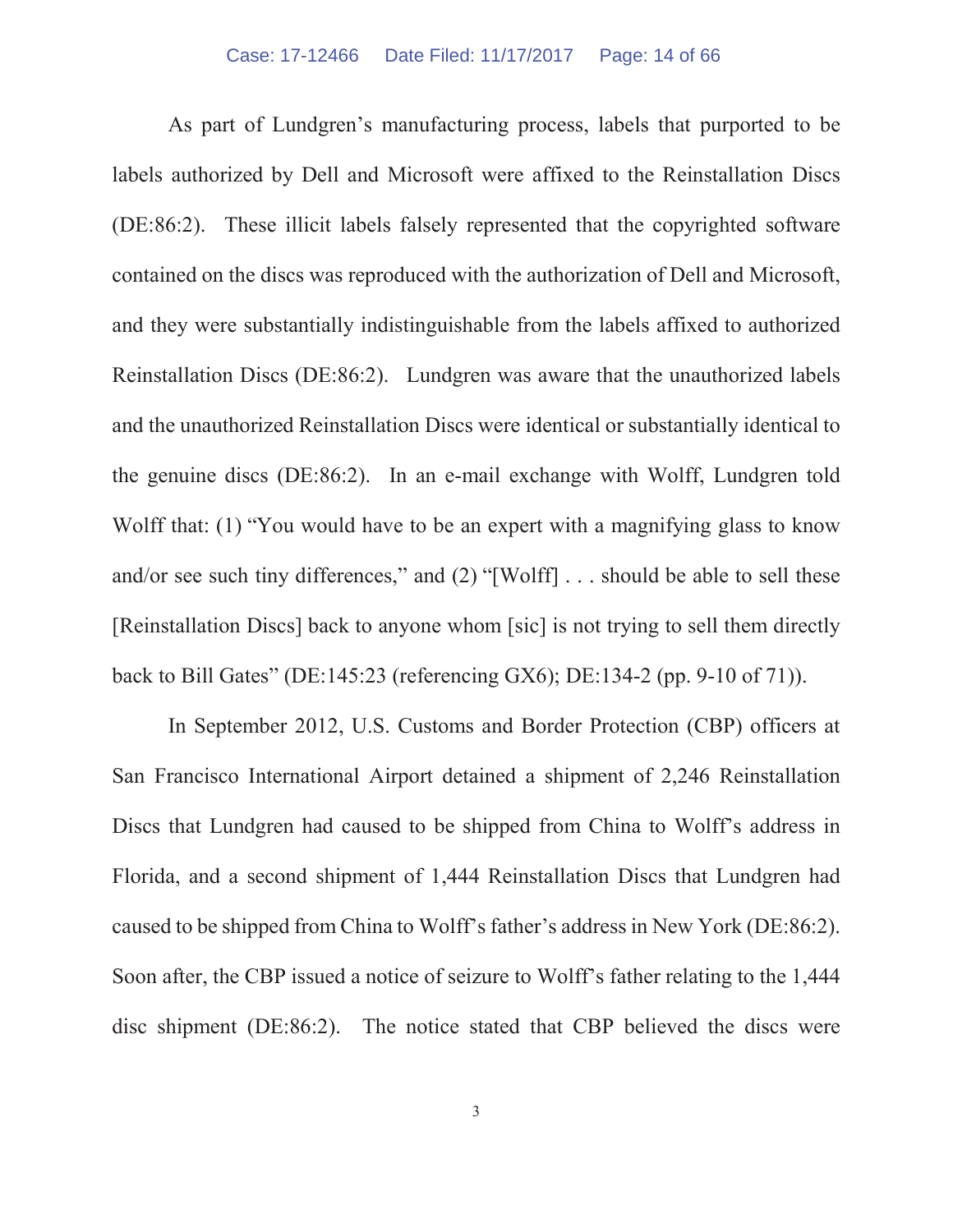As part of Lundgren's manufacturing process, labels that purported to be labels authorized by Dell and Microsoft were affixed to the Reinstallation Discs (DE:86:2). These illicit labels falsely represented that the copyrighted software contained on the discs was reproduced with the authorization of Dell and Microsoft, and they were substantially indistinguishable from the labels affixed to authorized Reinstallation Discs (DE:86:2). Lundgren was aware that the unauthorized labels and the unauthorized Reinstallation Discs were identical or substantially identical to the genuine discs (DE:86:2). In an e-mail exchange with Wolff, Lundgren told Wolff that: (1) "You would have to be an expert with a magnifying glass to know and/or see such tiny differences," and (2) "[Wolff] . . . should be able to sell these [Reinstallation Discs] back to anyone whom [sic] is not trying to sell them directly back to Bill Gates" (DE:145:23 (referencing GX6); DE:134-2 (pp. 9-10 of 71)).

In September 2012, U.S. Customs and Border Protection (CBP) officers at San Francisco International Airport detained a shipment of 2,246 Reinstallation Discs that Lundgren had caused to be shipped from China to Wolff's address in Florida, and a second shipment of 1,444 Reinstallation Discs that Lundgren had caused to be shipped from China to Wolff's father's address in New York (DE:86:2). Soon after, the CBP issued a notice of seizure to Wolff's father relating to the 1,444 disc shipment (DE:86:2). The notice stated that CBP believed the discs were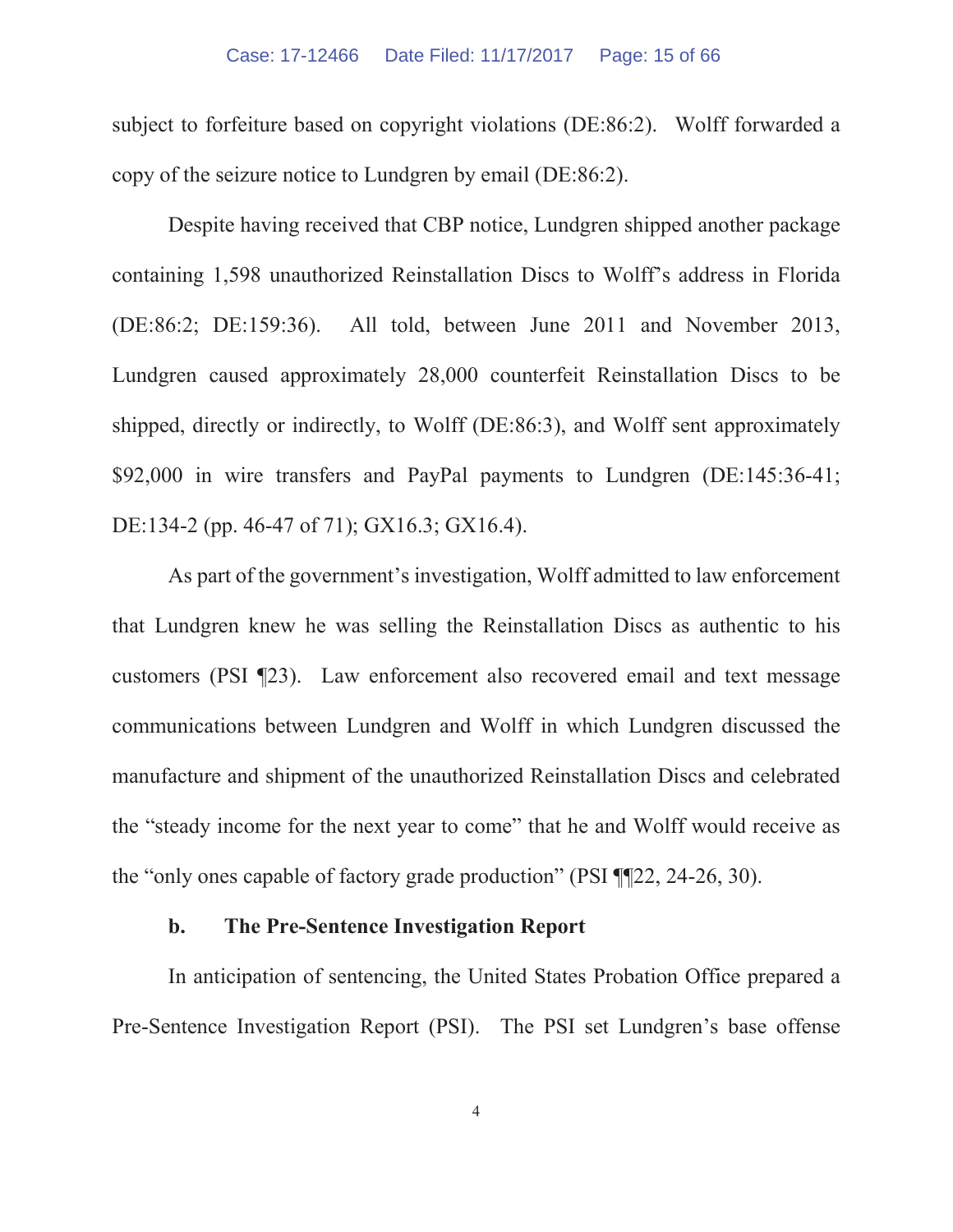subject to forfeiture based on copyright violations (DE:86:2). Wolff forwarded a copy of the seizure notice to Lundgren by email (DE:86:2).

Despite having received that CBP notice, Lundgren shipped another package containing 1,598 unauthorized Reinstallation Discs to Wolff's address in Florida (DE:86:2; DE:159:36). All told, between June 2011 and November 2013, Lundgren caused approximately 28,000 counterfeit Reinstallation Discs to be shipped, directly or indirectly, to Wolff (DE:86:3), and Wolff sent approximately $92,000 in wire transfers and PayPal payments to Lundgren (DE:145:36-41; DE:134-2 (pp. 46-47 of 71); GX16.3; GX16.4).

As part of the government's investigation, Wolff admitted to law enforcement that Lundgren knew he was selling the Reinstallation Discs as authentic to his customers (PSI ¶23). Law enforcement also recovered email and text message communications between Lundgren and Wolff in which Lundgren discussed the manufacture and shipment of the unauthorized Reinstallation Discs and celebrated the "steady income for the next year to come" that he and Wolff would receive as the "only ones capable of factory grade production" (PSI ¶¶22, 24-26, 30).

**b. The Pre-Sentence Investigation Report**

In anticipation of sentencing, the United States Probation Office prepared a Pre-Sentence Investigation Report (PSI). The PSI set Lundgren's base offense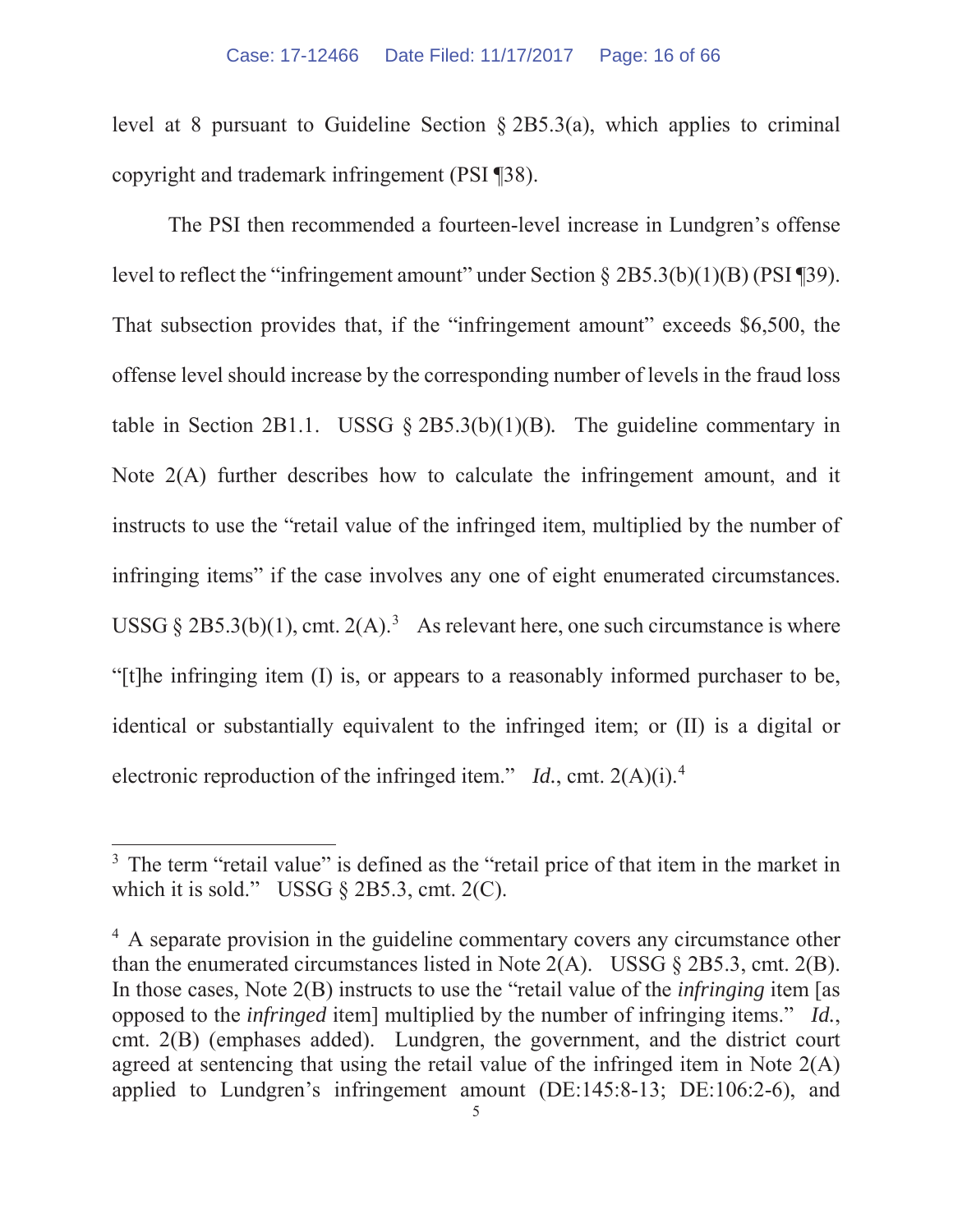level at 8 pursuant to Guideline Section § 2B5.3(a), which applies to criminal copyright and trademark infringement (PSI ¶38).

The PSI then recommended a fourteen-level increase in Lundgren's offense level to reflect the "infringement amount" under Section § 2B5.3(b)(1)(B) (PSI ¶39). That subsection provides that, if the "infringement amount" exceeds $6,500, the offense level should increase by the corresponding number of levels in the fraud loss table in Section 2B1.1. USSG § 2B5.3(b)(1)(B). The guideline commentary in Note 2(A) further describes how to calculate the infringement amount, and it instructs to use the "retail value of the infringed item, multiplied by the number of infringing items" if the case involves any one of eight enumerated circumstances. USSG § 2B5.3(b)(1), cmt. 2(A).[3] As relevant here, one such circumstance is where "[t]he infringing item (I) is, or appears to a reasonably informed purchaser to be, identical or substantially equivalent to the infringed item; or (II) is a digital or electronic reproduction of the infringed item." *Id.*, cmt. 2(A)(i).[4]

---

[3] The term "retail value" is defined as the "retail price of that item in the market in which it is sold." USSG § 2B5.3, cmt. 2(C).

[4] A separate provision in the guideline commentary covers any circumstance other than the enumerated circumstances listed in Note 2(A). USSG § 2B5.3, cmt. 2(B). In those cases, Note 2(B) instructs to use the "retail value of the *infringing* item [as opposed to the *infringed* item] multiplied by the number of infringing items." *Id.*, cmt. 2(B) (emphases added). Lundgren, the government, and the district court agreed at sentencing that using the retail value of the infringed item in Note 2(A) applied to Lundgren's infringement amount (DE:145:8-13; DE:106:2-6), and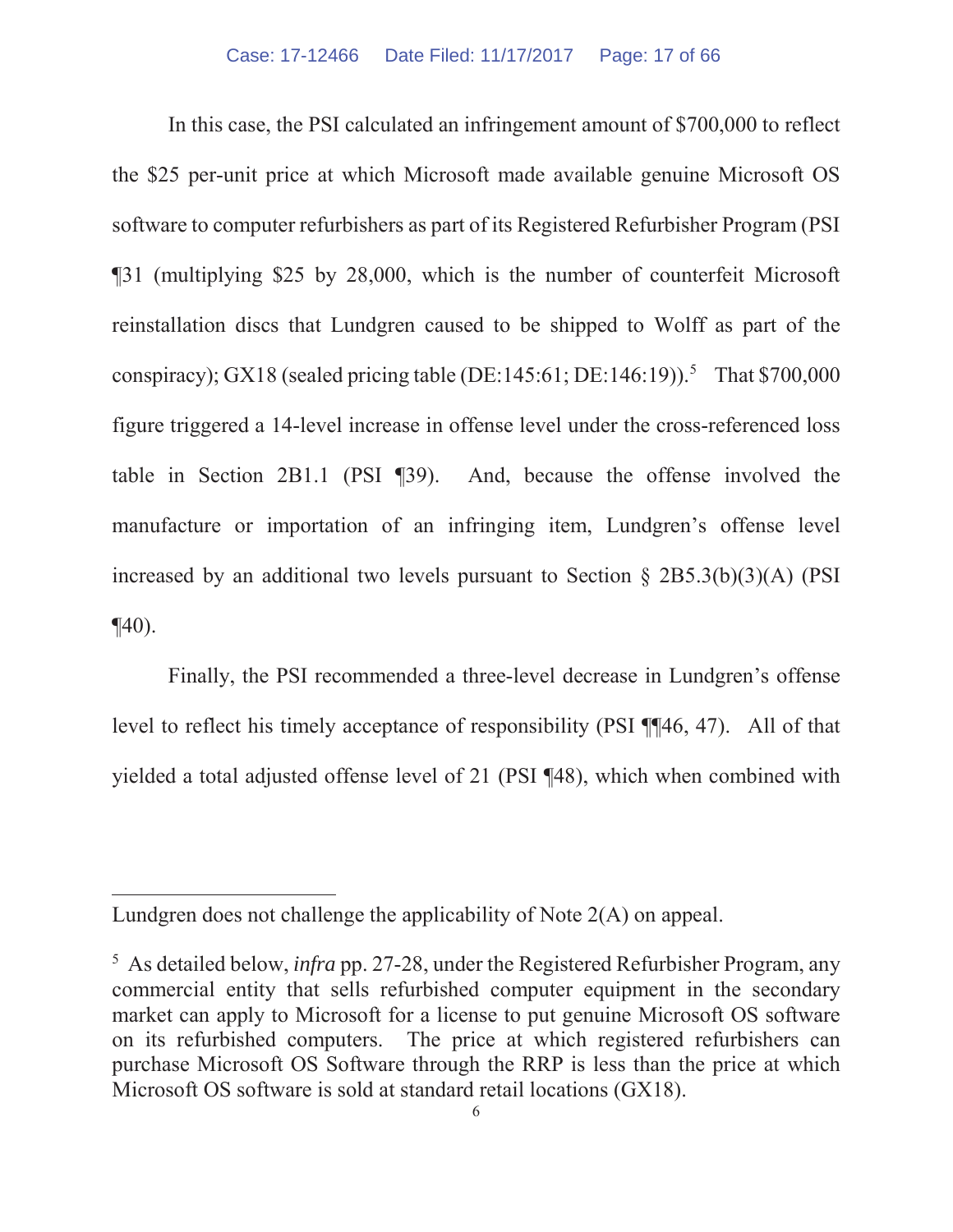In this case, the PSI calculated an infringement amount of $700,000 to reflect the $25 per-unit price at which Microsoft made available genuine Microsoft OS software to computer refurbishers as part of its Registered Refurbisher Program (PSI ¶31 (multiplying $25 by 28,000, which is the number of counterfeit Microsoft reinstallation discs that Lundgren caused to be shipped to Wolff as part of the conspiracy); GX18 (sealed pricing table (DE:145:61; DE:146:19)).[5] That $700,000 figure triggered a 14-level increase in offense level under the cross-referenced loss table in Section 2B1.1 (PSI ¶39). And, because the offense involved the manufacture or importation of an infringing item, Lundgren's offense level increased by an additional two levels pursuant to Section § 2B5.3(b)(3)(A) (PSI ¶40).

Finally, the PSI recommended a three-level decrease in Lundgren's offense level to reflect his timely acceptance of responsibility (PSI ¶¶46, 47). All of that yielded a total adjusted offense level of 21 (PSI ¶48), which when combined with

---

Lundgren does not challenge the applicability of Note 2(A) on appeal.

[5] As detailed below, *infra* pp. 27-28, under the Registered Refurbisher Program, any commercial entity that sells refurbished computer equipment in the secondary market can apply to Microsoft for a license to put genuine Microsoft OS software on its refurbished computers. The price at which registered refurbishers can purchase Microsoft OS Software through the RRP is less than the price at which Microsoft OS software is sold at standard retail locations (GX18).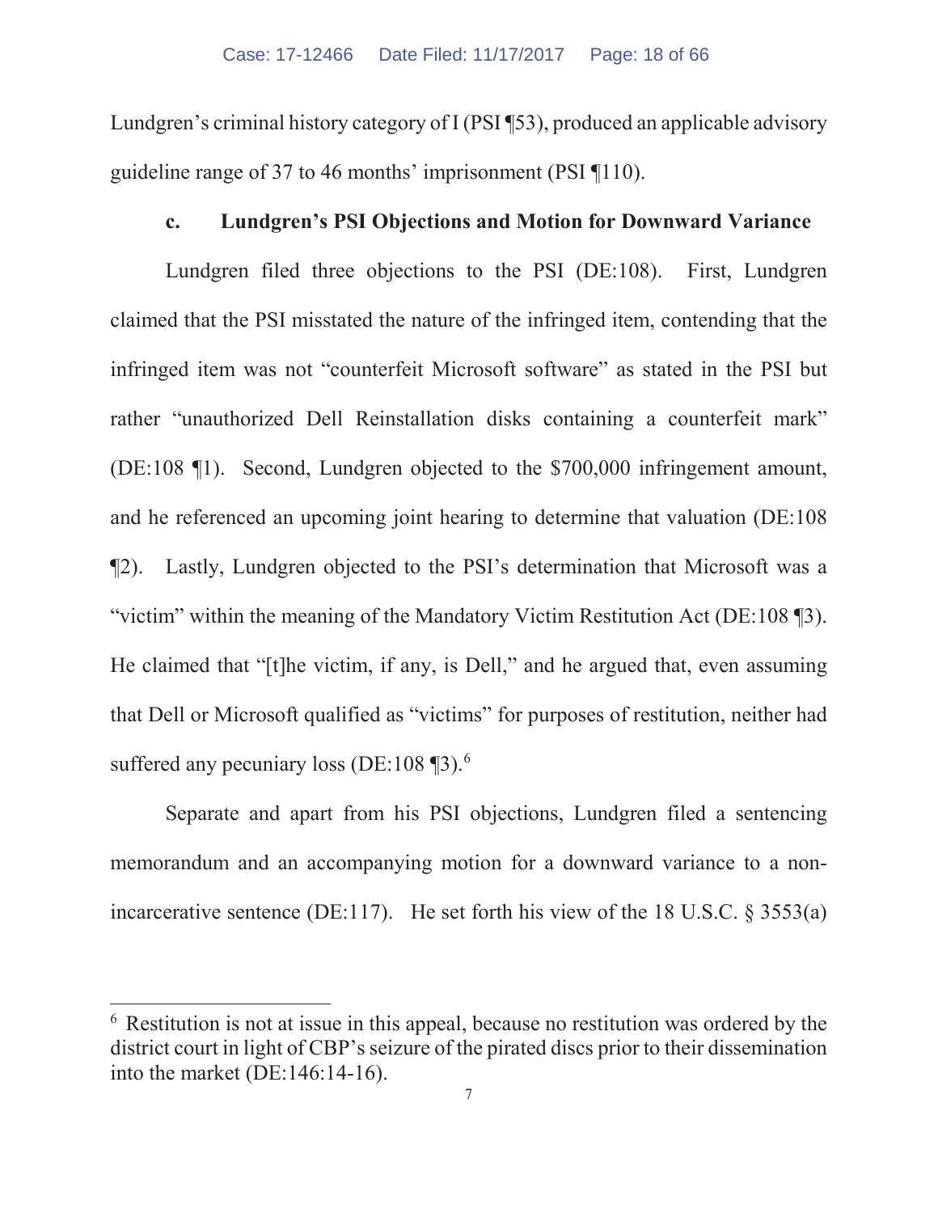Lundgren's criminal history category of I (PSI ¶53), produced an applicable advisory guideline range of 37 to 46 months' imprisonment (PSI ¶110).

#### c. Lundgren's PSI Objections and Motion for Downward Variance

Lundgren filed three objections to the PSI (DE:108). First, Lundgren claimed that the PSI misstated the nature of the infringed item, contending that the infringed item was not "counterfeit Microsoft software" as stated in the PSI but rather "unauthorized Dell Reinstallation disks containing a counterfeit mark" (DE:108 ¶1). Second, Lundgren objected to the $700,000 infringement amount, and he referenced an upcoming joint hearing to determine that valuation (DE:108 ¶2). Lastly, Lundgren objected to the PSI's determination that Microsoft was a "victim" within the meaning of the Mandatory Victim Restitution Act (DE:108 ¶3). He claimed that "[t]he victim, if any, is Dell," and he argued that, even assuming that Dell or Microsoft qualified as "victims" for purposes of restitution, neither had suffered any pecuniary loss (DE:108 ¶3).[6]

Separate and apart from his PSI objections, Lundgren filed a sentencing memorandum and an accompanying motion for a downward variance to a non-incarcerative sentence (DE:117). He set forth his view of the 18 U.S.C. § 3553(a)

---

[6] Restitution is not at issue in this appeal, because no restitution was ordered by the district court in light of CBP's seizure of the pirated discs prior to their dissemination into the market (DE:146:14-16).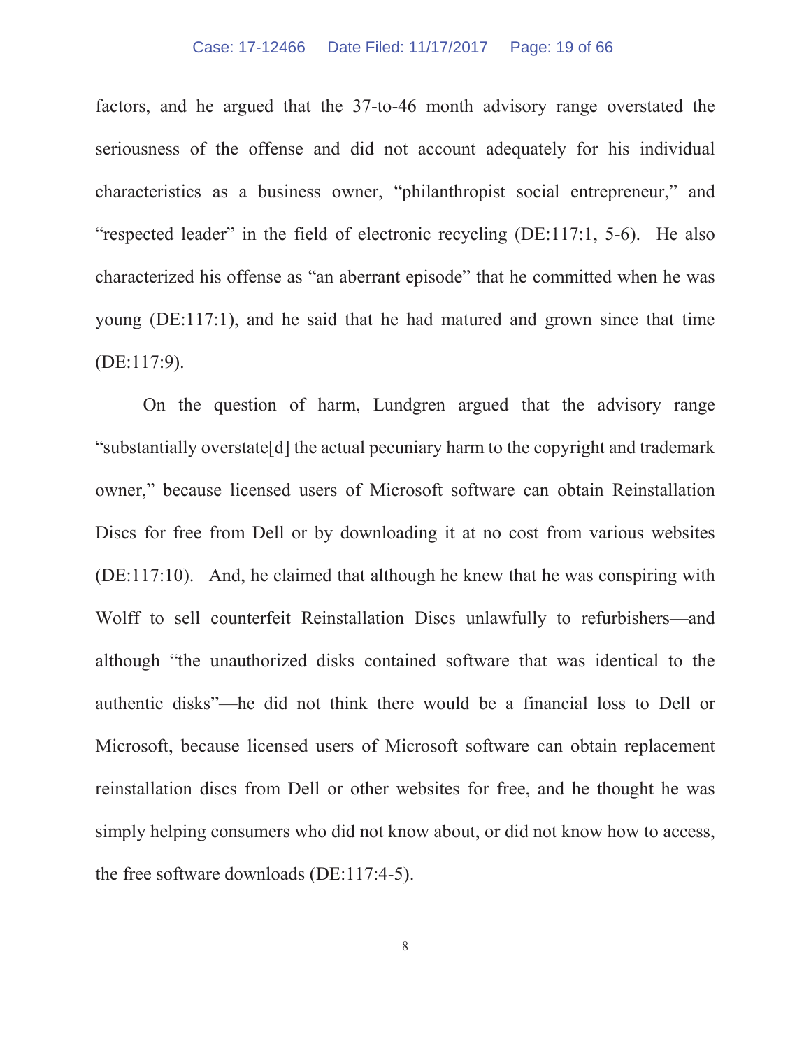factors, and he argued that the 37-to-46 month advisory range overstated the seriousness of the offense and did not account adequately for his individual characteristics as a business owner, "philanthropist social entrepreneur," and "respected leader" in the field of electronic recycling (DE:117:1, 5-6). He also characterized his offense as "an aberrant episode" that he committed when he was young (DE:117:1), and he said that he had matured and grown since that time (DE:117:9).

On the question of harm, Lundgren argued that the advisory range "substantially overstate[d] the actual pecuniary harm to the copyright and trademark owner," because licensed users of Microsoft software can obtain Reinstallation Discs for free from Dell or by downloading it at no cost from various websites (DE:117:10). And, he claimed that although he knew that he was conspiring with Wolff to sell counterfeit Reinstallation Discs unlawfully to refurbishers—and although "the unauthorized disks contained software that was identical to the authentic disks"—he did not think there would be a financial loss to Dell or Microsoft, because licensed users of Microsoft software can obtain replacement reinstallation discs from Dell or other websites for free, and he thought he was simply helping consumers who did not know about, or did not know how to access, the free software downloads (DE:117:4-5).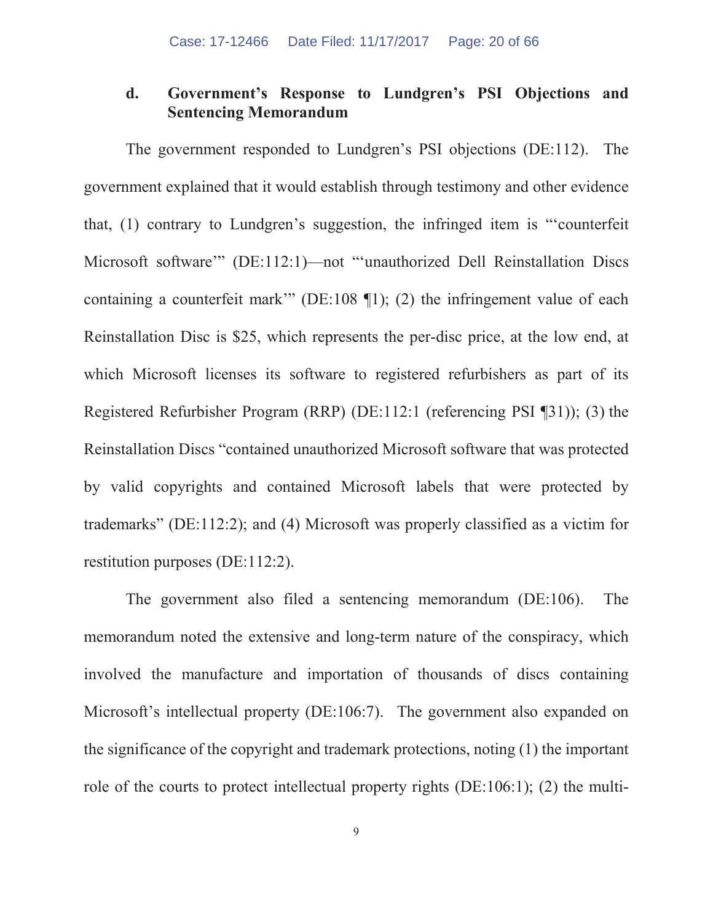### d. Government's Response to Lundgren's PSI Objections and Sentencing Memorandum

The government responded to Lundgren's PSI objections (DE:112). The government explained that it would establish through testimony and other evidence that, (1) contrary to Lundgren's suggestion, the infringed item is "'counterfeit Microsoft software'" (DE:112:1)—not "'unauthorized Dell Reinstallation Discs containing a counterfeit mark'" (DE:108 ¶1); (2) the infringement value of each Reinstallation Disc is $25, which represents the per-disc price, at the low end, at which Microsoft licenses its software to registered refurbishers as part of its Registered Refurbisher Program (RRP) (DE:112:1 (referencing PSI ¶31)); (3) the Reinstallation Discs "contained unauthorized Microsoft software that was protected by valid copyrights and contained Microsoft labels that were protected by trademarks" (DE:112:2); and (4) Microsoft was properly classified as a victim for restitution purposes (DE:112:2).

The government also filed a sentencing memorandum (DE:106). The memorandum noted the extensive and long-term nature of the conspiracy, which involved the manufacture and importation of thousands of discs containing Microsoft's intellectual property (DE:106:7). The government also expanded on the significance of the copyright and trademark protections, noting (1) the important role of the courts to protect intellectual property rights (DE:106:1); (2) the multi-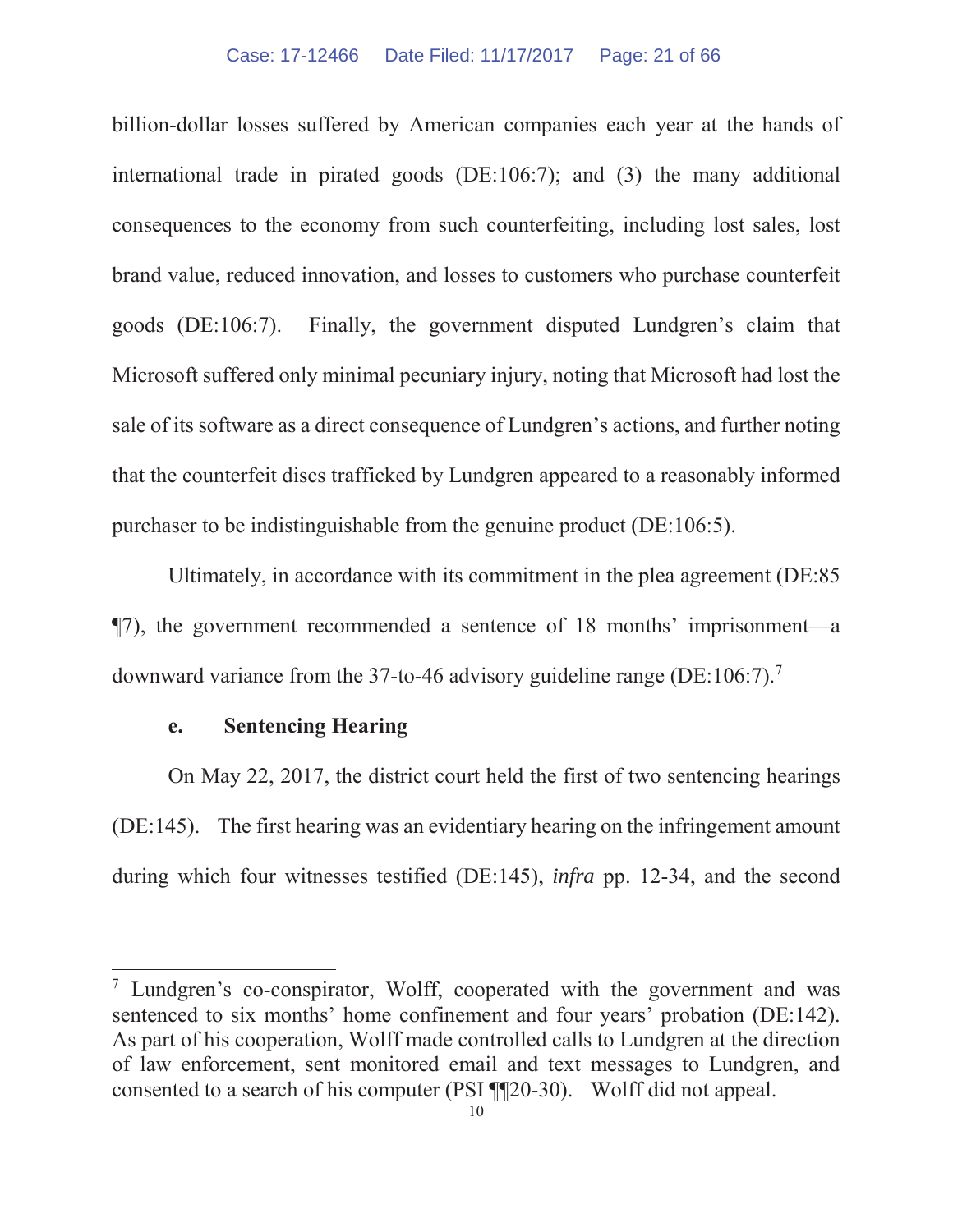billion-dollar losses suffered by American companies each year at the hands of international trade in pirated goods (DE:106:7); and (3) the many additional consequences to the economy from such counterfeiting, including lost sales, lost brand value, reduced innovation, and losses to customers who purchase counterfeit goods (DE:106:7). Finally, the government disputed Lundgren's claim that Microsoft suffered only minimal pecuniary injury, noting that Microsoft had lost the sale of its software as a direct consequence of Lundgren's actions, and further noting that the counterfeit discs trafficked by Lundgren appeared to a reasonably informed purchaser to be indistinguishable from the genuine product (DE:106:5).

Ultimately, in accordance with its commitment in the plea agreement (DE:85 ¶7), the government recommended a sentence of 18 months' imprisonment—a downward variance from the 37-to-46 advisory guideline range (DE:106:7).[7]

**e. Sentencing Hearing**

On May 22, 2017, the district court held the first of two sentencing hearings (DE:145). The first hearing was an evidentiary hearing on the infringement amount during which four witnesses testified (DE:145), *infra* pp. 12-34, and the second

---

[7] Lundgren's co-conspirator, Wolff, cooperated with the government and was sentenced to six months' home confinement and four years' probation (DE:142). As part of his cooperation, Wolff made controlled calls to Lundgren at the direction of law enforcement, sent monitored email and text messages to Lundgren, and consented to a search of his computer (PSI ¶¶20-30). Wolff did not appeal.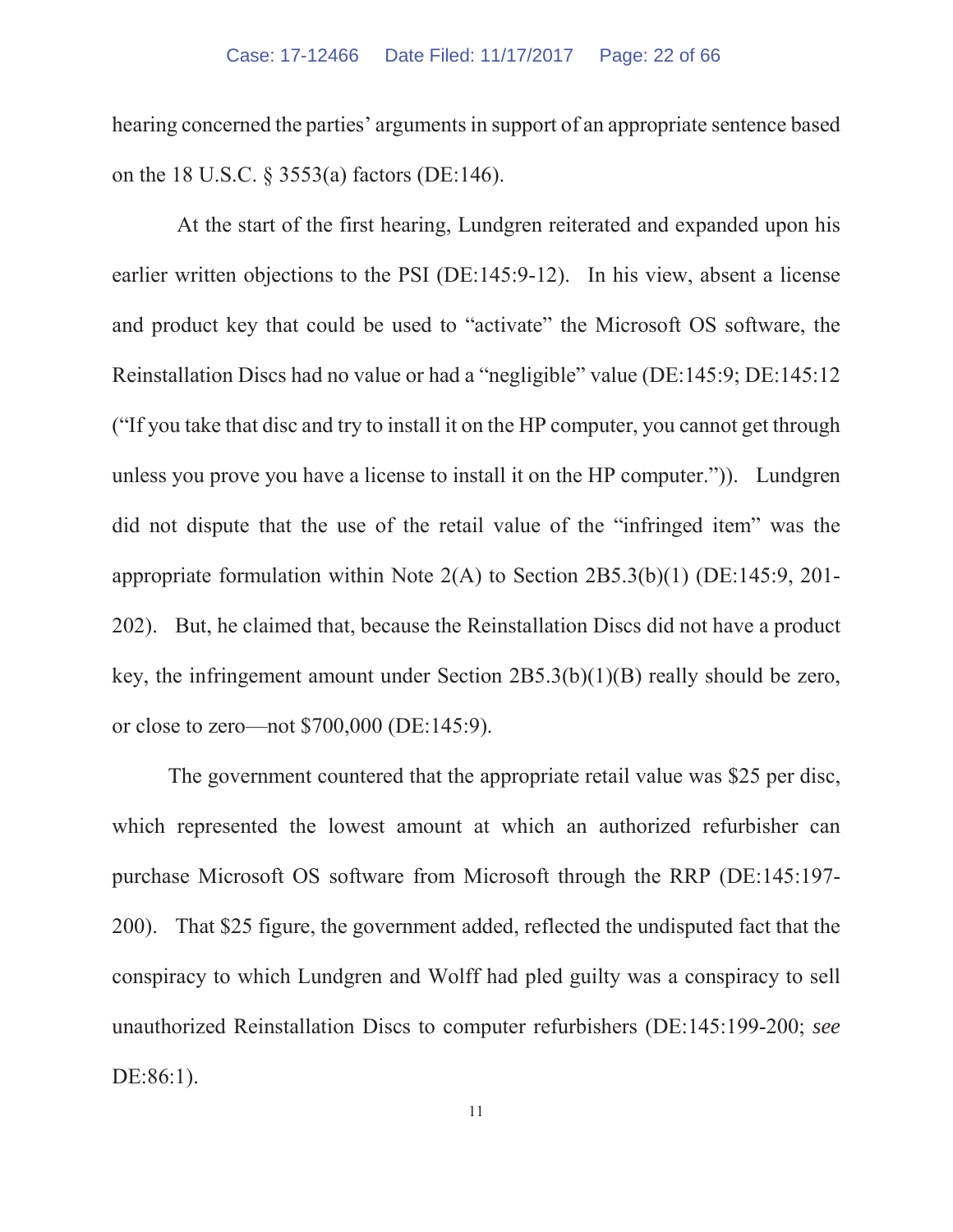hearing concerned the parties' arguments in support of an appropriate sentence based on the 18 U.S.C. § 3553(a) factors (DE:146).

At the start of the first hearing, Lundgren reiterated and expanded upon his earlier written objections to the PSI (DE:145:9-12). In his view, absent a license and product key that could be used to "activate" the Microsoft OS software, the Reinstallation Discs had no value or had a "negligible" value (DE:145:9; DE:145:12 ("If you take that disc and try to install it on the HP computer, you cannot get through unless you prove you have a license to install it on the HP computer.")). Lundgren did not dispute that the use of the retail value of the "infringed item" was the appropriate formulation within Note 2(A) to Section 2B5.3(b)(1) (DE:145:9, 201-202). But, he claimed that, because the Reinstallation Discs did not have a product key, the infringement amount under Section 2B5.3(b)(1)(B) really should be zero, or close to zero—not $700,000 (DE:145:9).

The government countered that the appropriate retail value was $25 per disc, which represented the lowest amount at which an authorized refurbisher can purchase Microsoft OS software from Microsoft through the RRP (DE:145:197-200). That $25 figure, the government added, reflected the undisputed fact that the conspiracy to which Lundgren and Wolff had pled guilty was a conspiracy to sell unauthorized Reinstallation Discs to computer refurbishers (DE:145:199-200; *see* DE:86:1).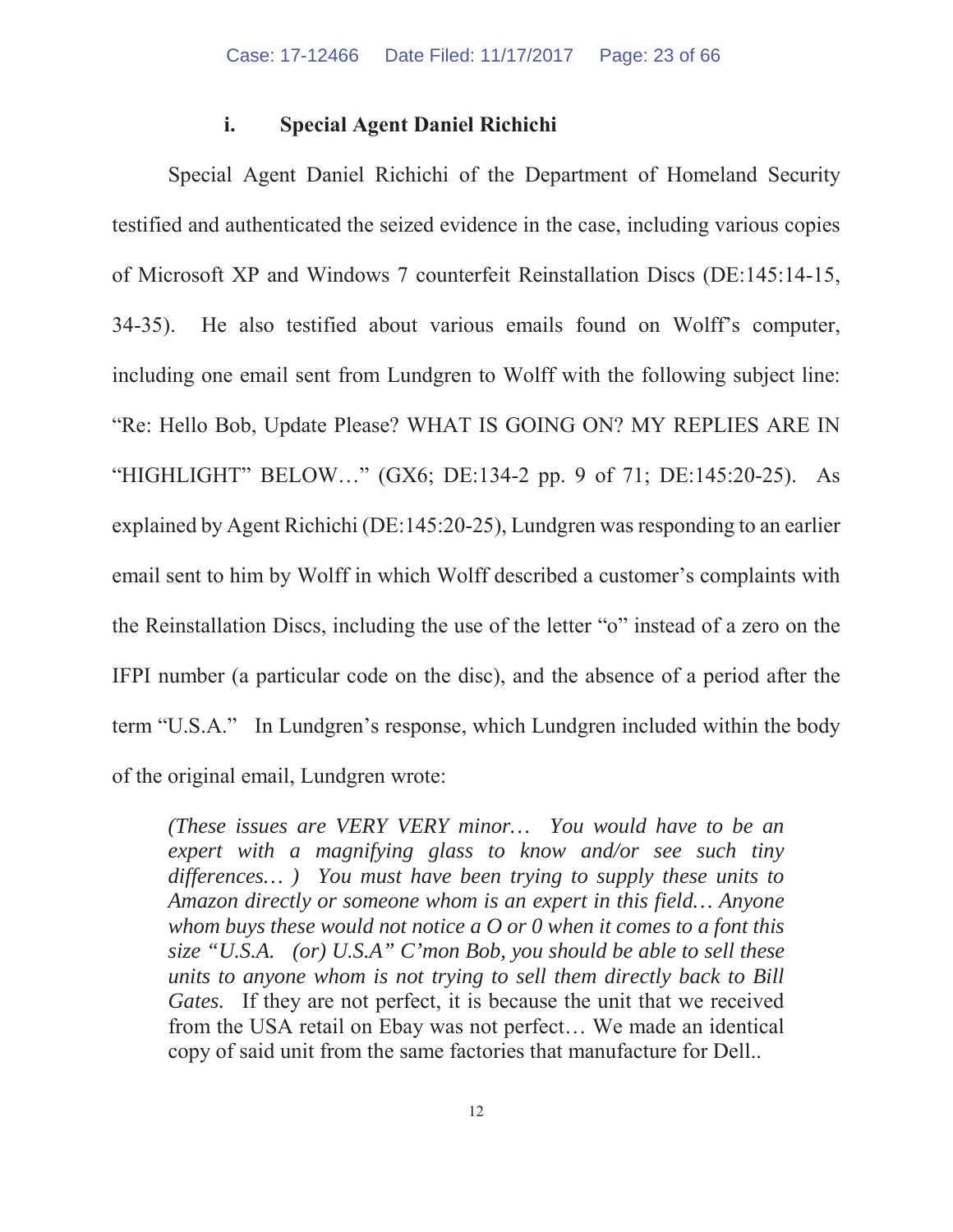### i. Special Agent Daniel Richichi

Special Agent Daniel Richichi of the Department of Homeland Security testified and authenticated the seized evidence in the case, including various copies of Microsoft XP and Windows 7 counterfeit Reinstallation Discs (DE:145:14-15, 34-35). He also testified about various emails found on Wolff's computer, including one email sent from Lundgren to Wolff with the following subject line: "Re: Hello Bob, Update Please? WHAT IS GOING ON? MY REPLIES ARE IN "HIGHLIGHT" BELOW…" (GX6; DE:134-2 pp. 9 of 71; DE:145:20-25). As explained by Agent Richichi (DE:145:20-25), Lundgren was responding to an earlier email sent to him by Wolff in which Wolff described a customer's complaints with the Reinstallation Discs, including the use of the letter "o" instead of a zero on the IFPI number (a particular code on the disc), and the absence of a period after the term "U.S.A." In Lundgren's response, which Lundgren included within the body of the original email, Lundgren wrote:

> *(These issues are VERY VERY minor… You would have to be an expert with a magnifying glass to know and/or see such tiny differences… ) You must have been trying to supply these units to Amazon directly or someone whom is an expert in this field… Anyone whom buys these would not notice a O or 0 when it comes to a font this size "U.S.A. (or) U.S.A" C'mon Bob, you should be able to sell these units to anyone whom is not trying to sell them directly back to Bill Gates.* If they are not perfect, it is because the unit that we received from the USA retail on Ebay was not perfect… We made an identical copy of said unit from the same factories that manufacture for Dell..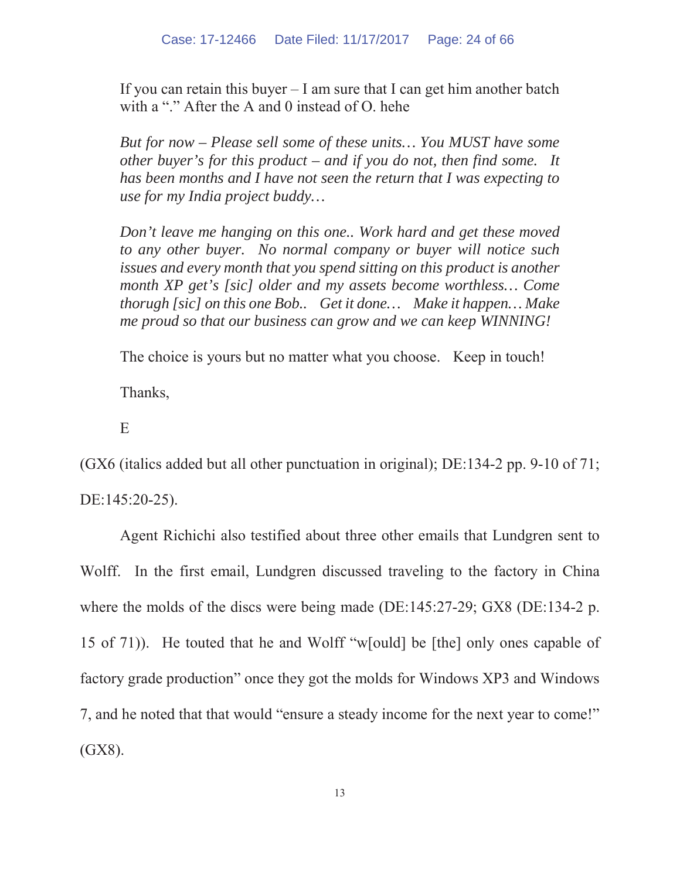> If you can retain this buyer – I am sure that I can get him another batch with a "." After the A and 0 instead of O. hehe
>
> *But for now – Please sell some of these units… You MUST have some other buyer's for this product – and if you do not, then find some. It has been months and I have not seen the return that I was expecting to use for my India project buddy…*
>
> *Don't leave me hanging on this one.. Work hard and get these moved to any other buyer. No normal company or buyer will notice such issues and every month that you spend sitting on this product is another month XP get's [sic] older and my assets become worthless… Come thorugh [sic] on this one Bob.. Get it done… Make it happen… Make me proud so that our business can grow and we can keep WINNING!*
>
> The choice is yours but no matter what you choose. Keep in touch!
>
> Thanks,
>
> E

(GX6 (italics added but all other punctuation in original); DE:134-2 pp. 9-10 of 71; DE:145:20-25).

Agent Richichi also testified about three other emails that Lundgren sent to Wolff. In the first email, Lundgren discussed traveling to the factory in China where the molds of the discs were being made (DE:145:27-29; GX8 (DE:134-2 p. 15 of 71)). He touted that he and Wolff "w[ould] be [the] only ones capable of factory grade production" once they got the molds for Windows XP3 and Windows 7, and he noted that that would "ensure a steady income for the next year to come!" (GX8).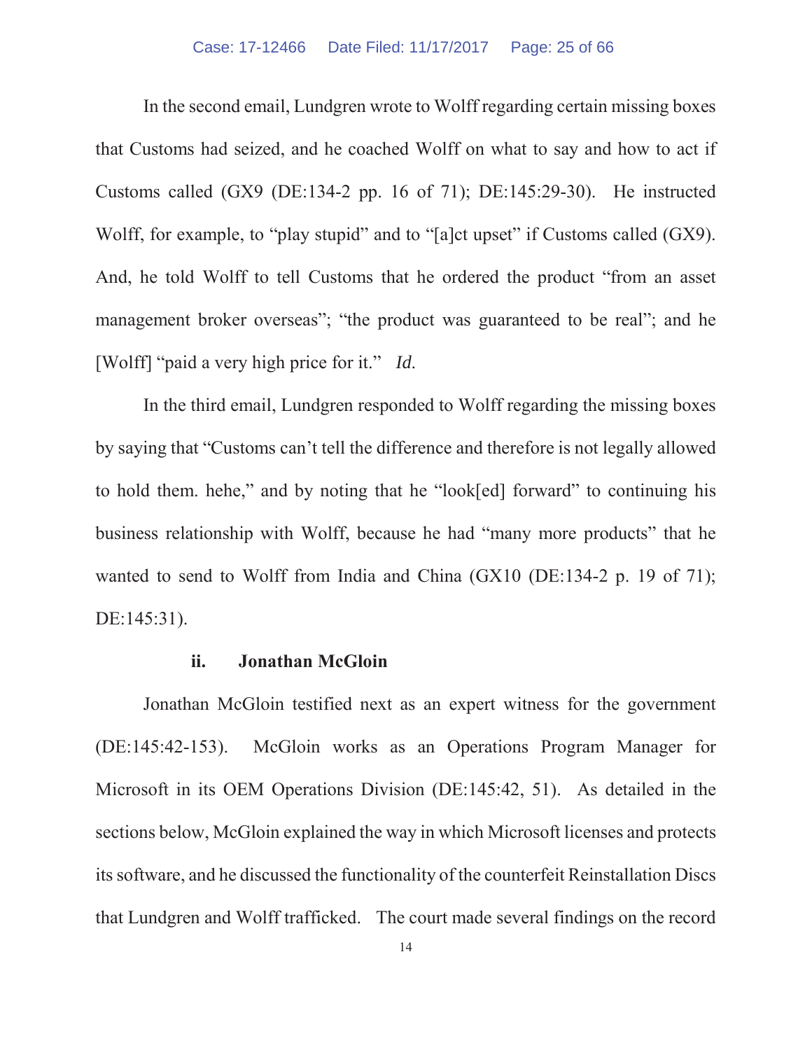In the second email, Lundgren wrote to Wolff regarding certain missing boxes that Customs had seized, and he coached Wolff on what to say and how to act if Customs called (GX9 (DE:134-2 pp. 16 of 71); DE:145:29-30). He instructed Wolff, for example, to "play stupid" and to "[a]ct upset" if Customs called (GX9). And, he told Wolff to tell Customs that he ordered the product "from an asset management broker overseas"; "the product was guaranteed to be real"; and he [Wolff] "paid a very high price for it." *Id*.

In the third email, Lundgren responded to Wolff regarding the missing boxes by saying that "Customs can't tell the difference and therefore is not legally allowed to hold them. hehe," and by noting that he "look[ed] forward" to continuing his business relationship with Wolff, because he had "many more products" that he wanted to send to Wolff from India and China (GX10 (DE:134-2 p. 19 of 71); DE:145:31).

### ii. Jonathan McGloin

Jonathan McGloin testified next as an expert witness for the government (DE:145:42-153). McGloin works as an Operations Program Manager for Microsoft in its OEM Operations Division (DE:145:42, 51). As detailed in the sections below, McGloin explained the way in which Microsoft licenses and protects its software, and he discussed the functionality of the counterfeit Reinstallation Discs that Lundgren and Wolff trafficked. The court made several findings on the record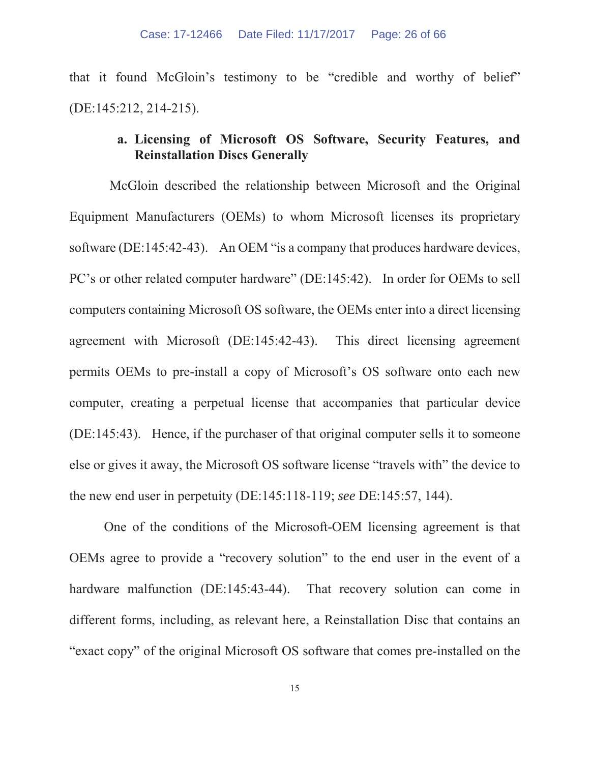that it found McGloin's testimony to be "credible and worthy of belief" (DE:145:212, 214-215).

#### a. Licensing of Microsoft OS Software, Security Features, and Reinstallation Discs Generally

McGloin described the relationship between Microsoft and the Original Equipment Manufacturers (OEMs) to whom Microsoft licenses its proprietary software (DE:145:42-43). An OEM "is a company that produces hardware devices, PC's or other related computer hardware" (DE:145:42). In order for OEMs to sell computers containing Microsoft OS software, the OEMs enter into a direct licensing agreement with Microsoft (DE:145:42-43). This direct licensing agreement permits OEMs to pre-install a copy of Microsoft's OS software onto each new computer, creating a perpetual license that accompanies that particular device (DE:145:43). Hence, if the purchaser of that original computer sells it to someone else or gives it away, the Microsoft OS software license "travels with" the device to the new end user in perpetuity (DE:145:118-119; *see* DE:145:57, 144).

One of the conditions of the Microsoft-OEM licensing agreement is that OEMs agree to provide a "recovery solution" to the end user in the event of a hardware malfunction (DE:145:43-44). That recovery solution can come in different forms, including, as relevant here, a Reinstallation Disc that contains an "exact copy" of the original Microsoft OS software that comes pre-installed on the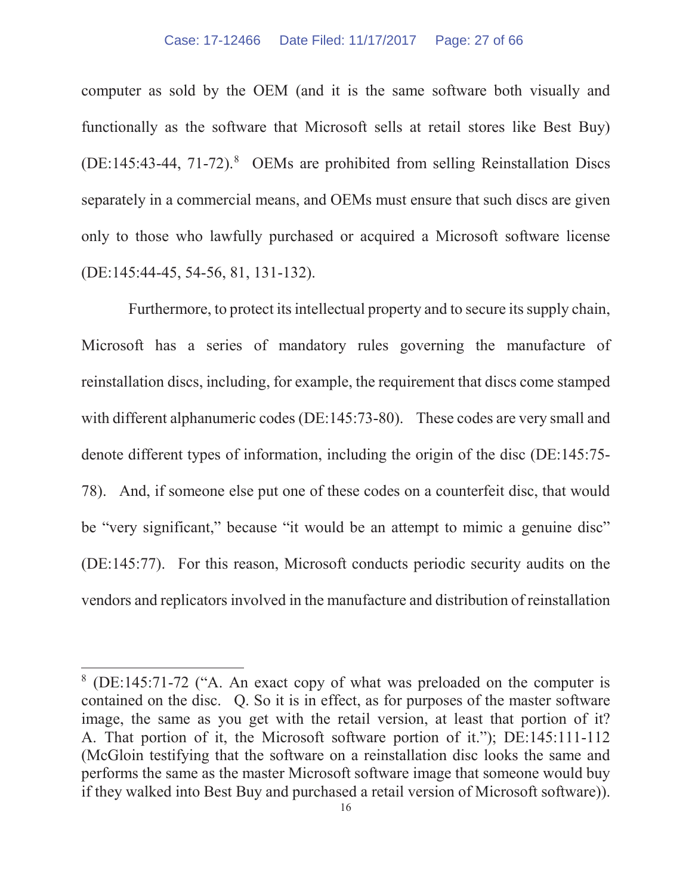computer as sold by the OEM (and it is the same software both visually and functionally as the software that Microsoft sells at retail stores like Best Buy) (DE:145:43-44, 71-72).[8] OEMs are prohibited from selling Reinstallation Discs separately in a commercial means, and OEMs must ensure that such discs are given only to those who lawfully purchased or acquired a Microsoft software license (DE:145:44-45, 54-56, 81, 131-132).

Furthermore, to protect its intellectual property and to secure its supply chain, Microsoft has a series of mandatory rules governing the manufacture of reinstallation discs, including, for example, the requirement that discs come stamped with different alphanumeric codes (DE:145:73-80). These codes are very small and denote different types of information, including the origin of the disc (DE:145:75-78). And, if someone else put one of these codes on a counterfeit disc, that would be "very significant," because "it would be an attempt to mimic a genuine disc" (DE:145:77). For this reason, Microsoft conducts periodic security audits on the vendors and replicators involved in the manufacture and distribution of reinstallation

---

[8] (DE:145:71-72 ("A. An exact copy of what was preloaded on the computer is contained on the disc. Q. So it is in effect, as for purposes of the master software image, the same as you get with the retail version, at least that portion of it? A. That portion of it, the Microsoft software portion of it."); DE:145:111-112 (McGloin testifying that the software on a reinstallation disc looks the same and performs the same as the master Microsoft software image that someone would buy if they walked into Best Buy and purchased a retail version of Microsoft software)).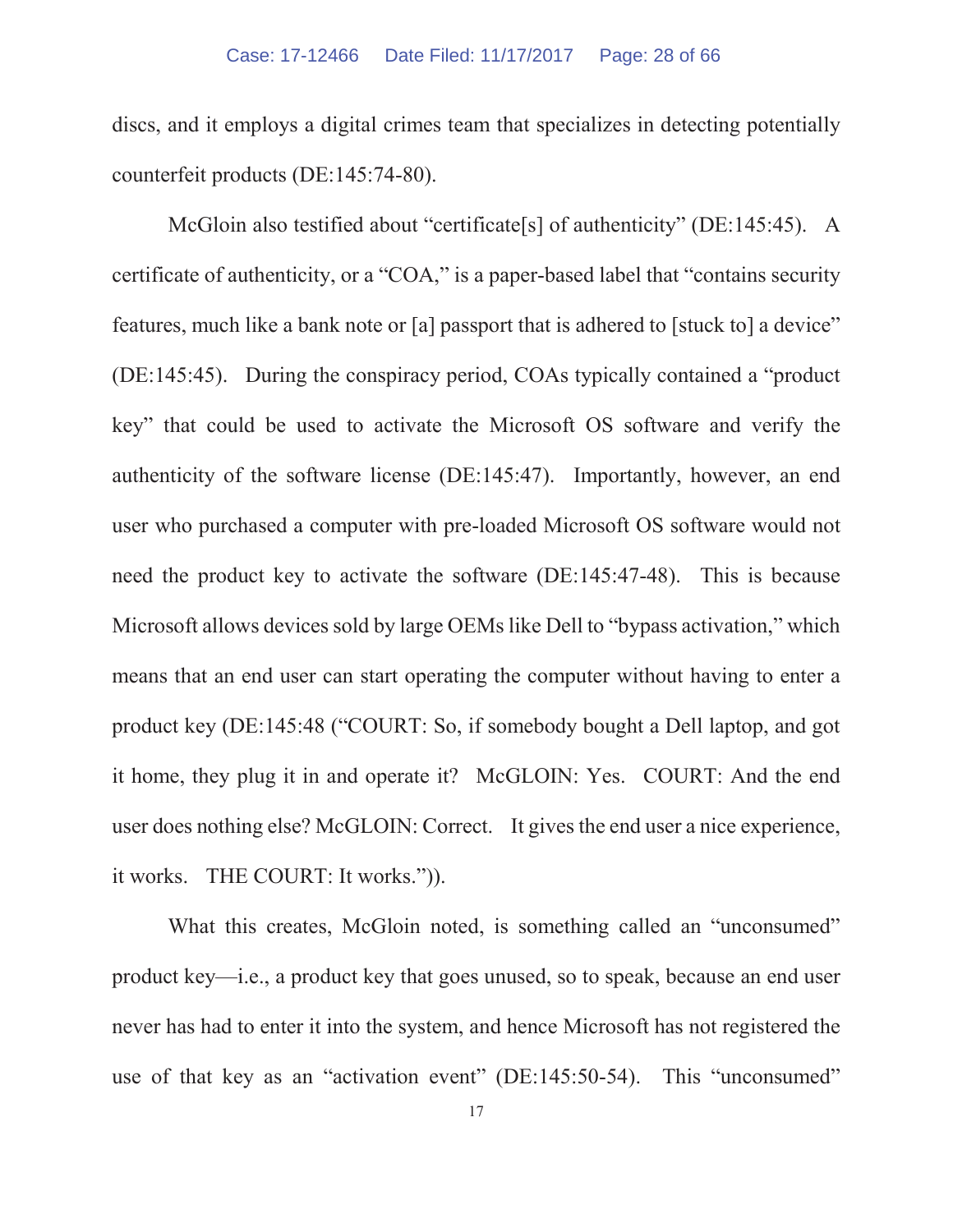discs, and it employs a digital crimes team that specializes in detecting potentially counterfeit products (DE:145:74-80).

McGloin also testified about "certificate[s] of authenticity" (DE:145:45). A certificate of authenticity, or a "COA," is a paper-based label that "contains security features, much like a bank note or [a] passport that is adhered to [stuck to] a device" (DE:145:45). During the conspiracy period, COAs typically contained a "product key" that could be used to activate the Microsoft OS software and verify the authenticity of the software license (DE:145:47). Importantly, however, an end user who purchased a computer with pre-loaded Microsoft OS software would not need the product key to activate the software (DE:145:47-48). This is because Microsoft allows devices sold by large OEMs like Dell to "bypass activation," which means that an end user can start operating the computer without having to enter a product key (DE:145:48 ("COURT: So, if somebody bought a Dell laptop, and got it home, they plug it in and operate it? McGLOIN: Yes. COURT: And the end user does nothing else? McGLOIN: Correct. It gives the end user a nice experience, it works. THE COURT: It works.")).

What this creates, McGloin noted, is something called an "unconsumed" product key—i.e., a product key that goes unused, so to speak, because an end user never has had to enter it into the system, and hence Microsoft has not registered the use of that key as an "activation event" (DE:145:50-54). This "unconsumed"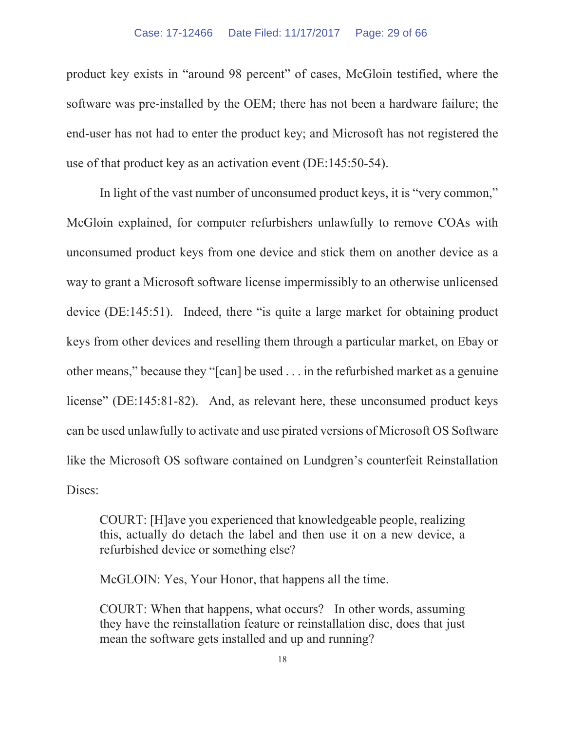product key exists in "around 98 percent" of cases, McGloin testified, where the software was pre-installed by the OEM; there has not been a hardware failure; the end-user has not had to enter the product key; and Microsoft has not registered the use of that product key as an activation event (DE:145:50-54).

In light of the vast number of unconsumed product keys, it is "very common," McGloin explained, for computer refurbishers unlawfully to remove COAs with unconsumed product keys from one device and stick them on another device as a way to grant a Microsoft software license impermissibly to an otherwise unlicensed device (DE:145:51). Indeed, there "is quite a large market for obtaining product keys from other devices and reselling them through a particular market, on Ebay or other means," because they "[can] be used . . . in the refurbished market as a genuine license" (DE:145:81-82). And, as relevant here, these unconsumed product keys can be used unlawfully to activate and use pirated versions of Microsoft OS Software like the Microsoft OS software contained on Lundgren's counterfeit Reinstallation Discs:

> COURT: [H]ave you experienced that knowledgeable people, realizing this, actually do detach the label and then use it on a new device, a refurbished device or something else?
>
> McGLOIN: Yes, Your Honor, that happens all the time.
>
> COURT: When that happens, what occurs? In other words, assuming they have the reinstallation feature or reinstallation disc, does that just mean the software gets installed and up and running?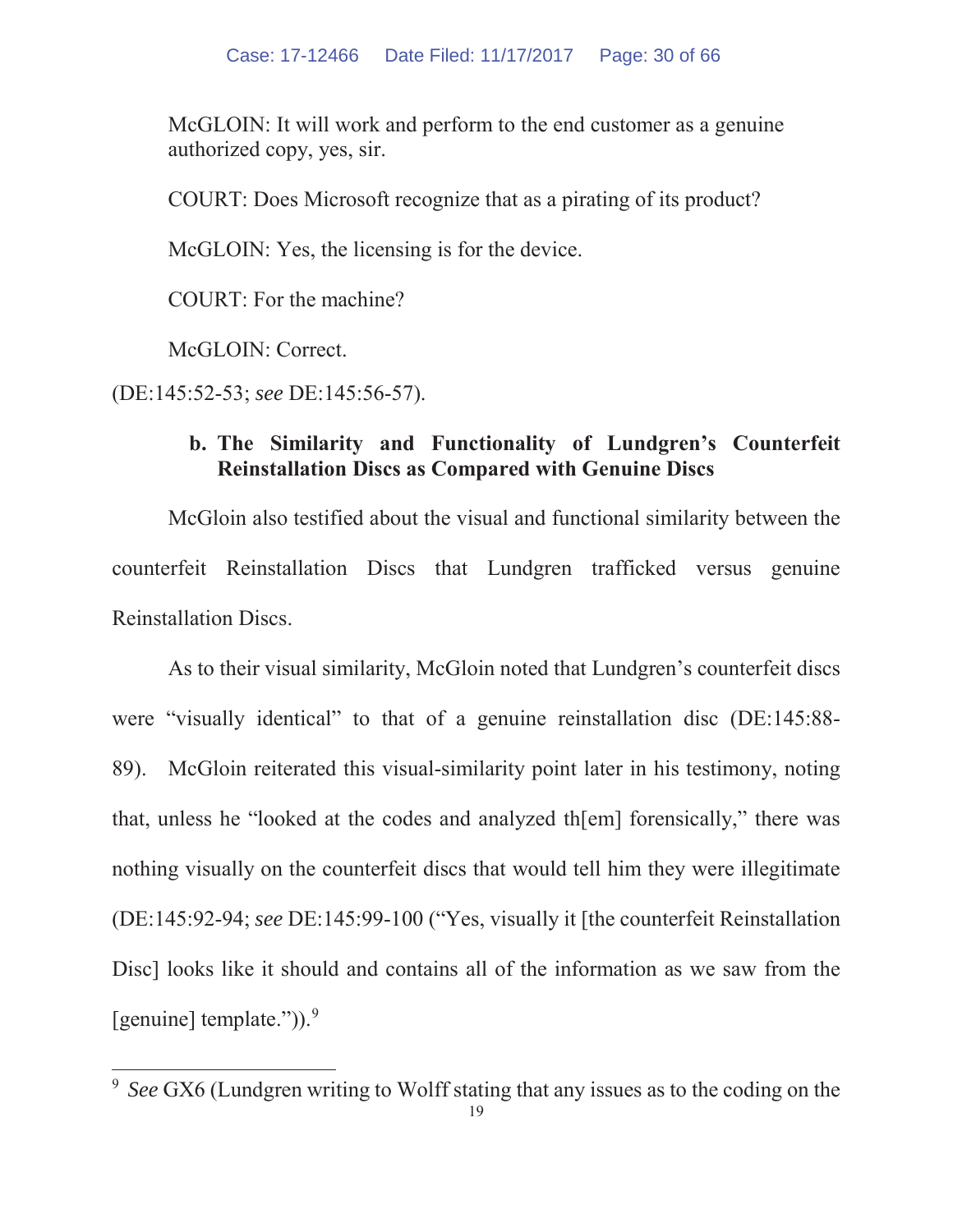McGLOIN: It will work and perform to the end customer as a genuine authorized copy, yes, sir.

COURT: Does Microsoft recognize that as a pirating of its product?

McGLOIN: Yes, the licensing is for the device.

COURT: For the machine?

McGLOIN: Correct.

(DE:145:52-53; *see* DE:145:56-57).

**b. The Similarity and Functionality of Lundgren's Counterfeit Reinstallation Discs as Compared with Genuine Discs**

McGloin also testified about the visual and functional similarity between the counterfeit Reinstallation Discs that Lundgren trafficked versus genuine Reinstallation Discs.

As to their visual similarity, McGloin noted that Lundgren's counterfeit discs were "visually identical" to that of a genuine reinstallation disc (DE:145:88-89). McGloin reiterated this visual-similarity point later in his testimony, noting that, unless he "looked at the codes and analyzed th[em] forensically," there was nothing visually on the counterfeit discs that would tell him they were illegitimate (DE:145:92-94; *see* DE:145:99-100 ("Yes, visually it [the counterfeit Reinstallation Disc] looks like it should and contains all of the information as we saw from the [genuine] template.")).[9]

[9] *See* GX6 (Lundgren writing to Wolff stating that any issues as to the coding on the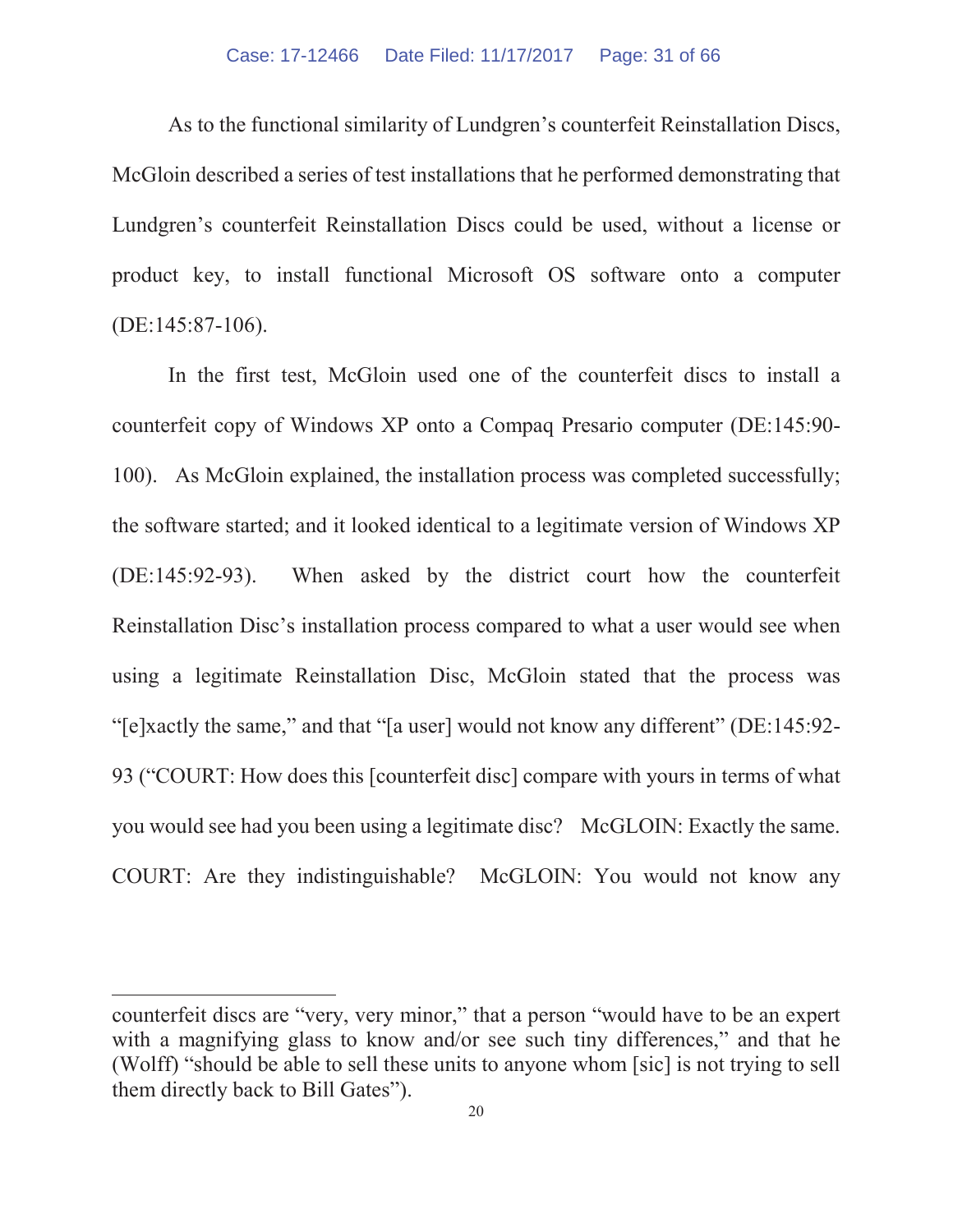As to the functional similarity of Lundgren's counterfeit Reinstallation Discs, McGloin described a series of test installations that he performed demonstrating that Lundgren's counterfeit Reinstallation Discs could be used, without a license or product key, to install functional Microsoft OS software onto a computer (DE:145:87-106).

In the first test, McGloin used one of the counterfeit discs to install a counterfeit copy of Windows XP onto a Compaq Presario computer (DE:145:90-100). As McGloin explained, the installation process was completed successfully; the software started; and it looked identical to a legitimate version of Windows XP (DE:145:92-93). When asked by the district court how the counterfeit Reinstallation Disc's installation process compared to what a user would see when using a legitimate Reinstallation Disc, McGloin stated that the process was "[e]xactly the same," and that "[a user] would not know any different" (DE:145:92-93 ("COURT: How does this [counterfeit disc] compare with yours in terms of what you would see had you been using a legitimate disc? McGLOIN: Exactly the same. COURT: Are they indistinguishable? McGLOIN: You would not know any

---

counterfeit discs are "very, very minor," that a person "would have to be an expert with a magnifying glass to know and/or see such tiny differences," and that he (Wolff) "should be able to sell these units to anyone whom [sic] is not trying to sell them directly back to Bill Gates").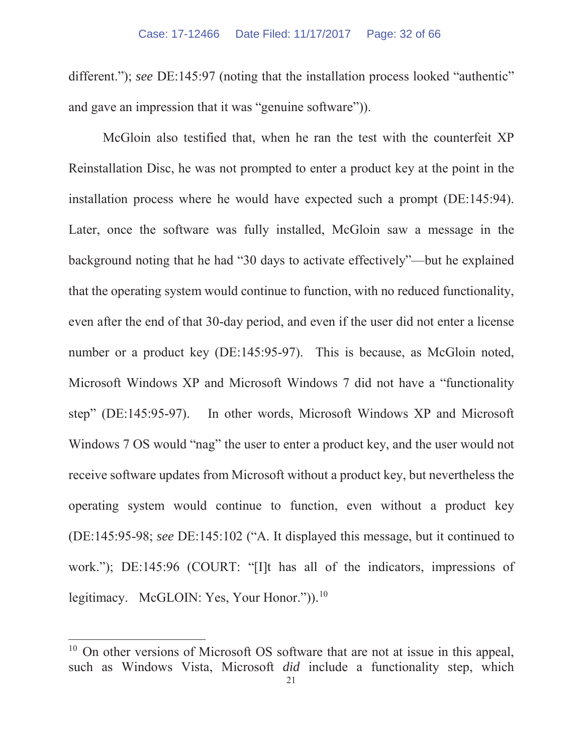different."); *see* DE:145:97 (noting that the installation process looked "authentic" and gave an impression that it was "genuine software")).

McGloin also testified that, when he ran the test with the counterfeit XP Reinstallation Disc, he was not prompted to enter a product key at the point in the installation process where he would have expected such a prompt (DE:145:94). Later, once the software was fully installed, McGloin saw a message in the background noting that he had "30 days to activate effectively"—but he explained that the operating system would continue to function, with no reduced functionality, even after the end of that 30-day period, and even if the user did not enter a license number or a product key (DE:145:95-97). This is because, as McGloin noted, Microsoft Windows XP and Microsoft Windows 7 did not have a "functionality step" (DE:145:95-97). In other words, Microsoft Windows XP and Microsoft Windows 7 OS would "nag" the user to enter a product key, and the user would not receive software updates from Microsoft without a product key, but nevertheless the operating system would continue to function, even without a product key (DE:145:95-98; *see* DE:145:102 ("A. It displayed this message, but it continued to work."); DE:145:96 (COURT: "[I]t has all of the indicators, impressions of legitimacy. McGLOIN: Yes, Your Honor.")).[10]

---

[10] On other versions of Microsoft OS software that are not at issue in this appeal, such as Windows Vista, Microsoft *did* include a functionality step, which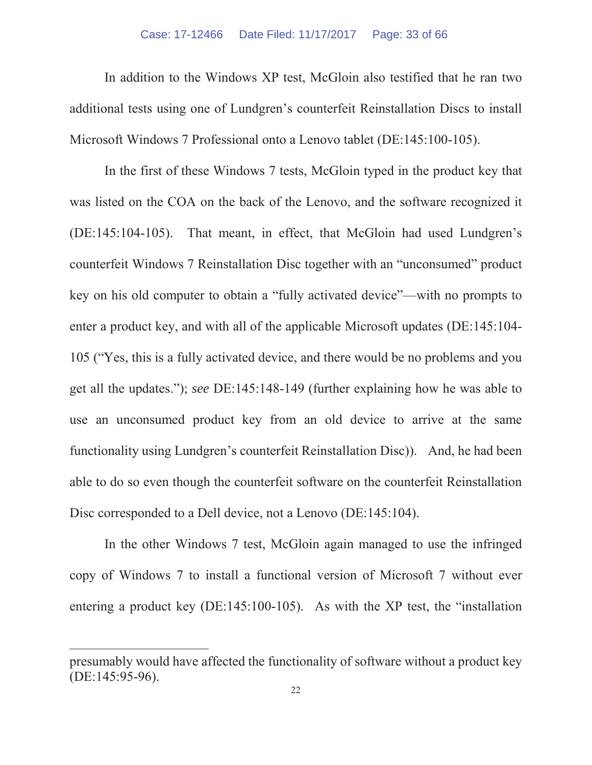In addition to the Windows XP test, McGloin also testified that he ran two additional tests using one of Lundgren's counterfeit Reinstallation Discs to install Microsoft Windows 7 Professional onto a Lenovo tablet (DE:145:100-105).

In the first of these Windows 7 tests, McGloin typed in the product key that was listed on the COA on the back of the Lenovo, and the software recognized it (DE:145:104-105). That meant, in effect, that McGloin had used Lundgren's counterfeit Windows 7 Reinstallation Disc together with an "unconsumed" product key on his old computer to obtain a "fully activated device"—with no prompts to enter a product key, and with all of the applicable Microsoft updates (DE:145:104-105 ("Yes, this is a fully activated device, and there would be no problems and you get all the updates."); *see* DE:145:148-149 (further explaining how he was able to use an unconsumed product key from an old device to arrive at the same functionality using Lundgren's counterfeit Reinstallation Disc)). And, he had been able to do so even though the counterfeit software on the counterfeit Reinstallation Disc corresponded to a Dell device, not a Lenovo (DE:145:104).

In the other Windows 7 test, McGloin again managed to use the infringed copy of Windows 7 to install a functional version of Microsoft 7 without ever entering a product key (DE:145:100-105). As with the XP test, the "installation

---

presumably would have affected the functionality of software without a product key (DE:145:95-96).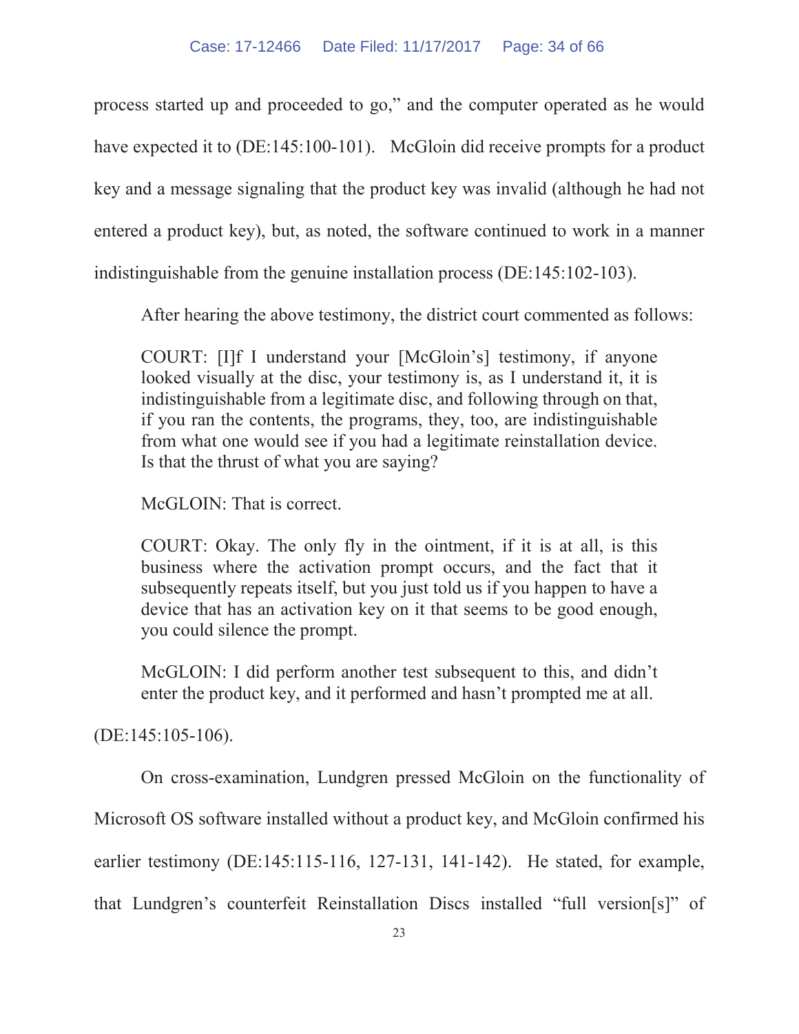process started up and proceeded to go," and the computer operated as he would have expected it to (DE:145:100-101). McGloin did receive prompts for a product key and a message signaling that the product key was invalid (although he had not entered a product key), but, as noted, the software continued to work in a manner indistinguishable from the genuine installation process (DE:145:102-103).

After hearing the above testimony, the district court commented as follows:

> COURT: [I]f I understand your [McGloin's] testimony, if anyone looked visually at the disc, your testimony is, as I understand it, it is indistinguishable from a legitimate disc, and following through on that, if you ran the contents, the programs, they, too, are indistinguishable from what one would see if you had a legitimate reinstallation device. Is that the thrust of what you are saying?
>
> McGLOIN: That is correct.
>
> COURT: Okay. The only fly in the ointment, if it is at all, is this business where the activation prompt occurs, and the fact that it subsequently repeats itself, but you just told us if you happen to have a device that has an activation key on it that seems to be good enough, you could silence the prompt.
>
> McGLOIN: I did perform another test subsequent to this, and didn't enter the product key, and it performed and hasn't prompted me at all.

(DE:145:105-106).

On cross-examination, Lundgren pressed McGloin on the functionality of Microsoft OS software installed without a product key, and McGloin confirmed his earlier testimony (DE:145:115-116, 127-131, 141-142). He stated, for example, that Lundgren's counterfeit Reinstallation Discs installed "full version[s]" of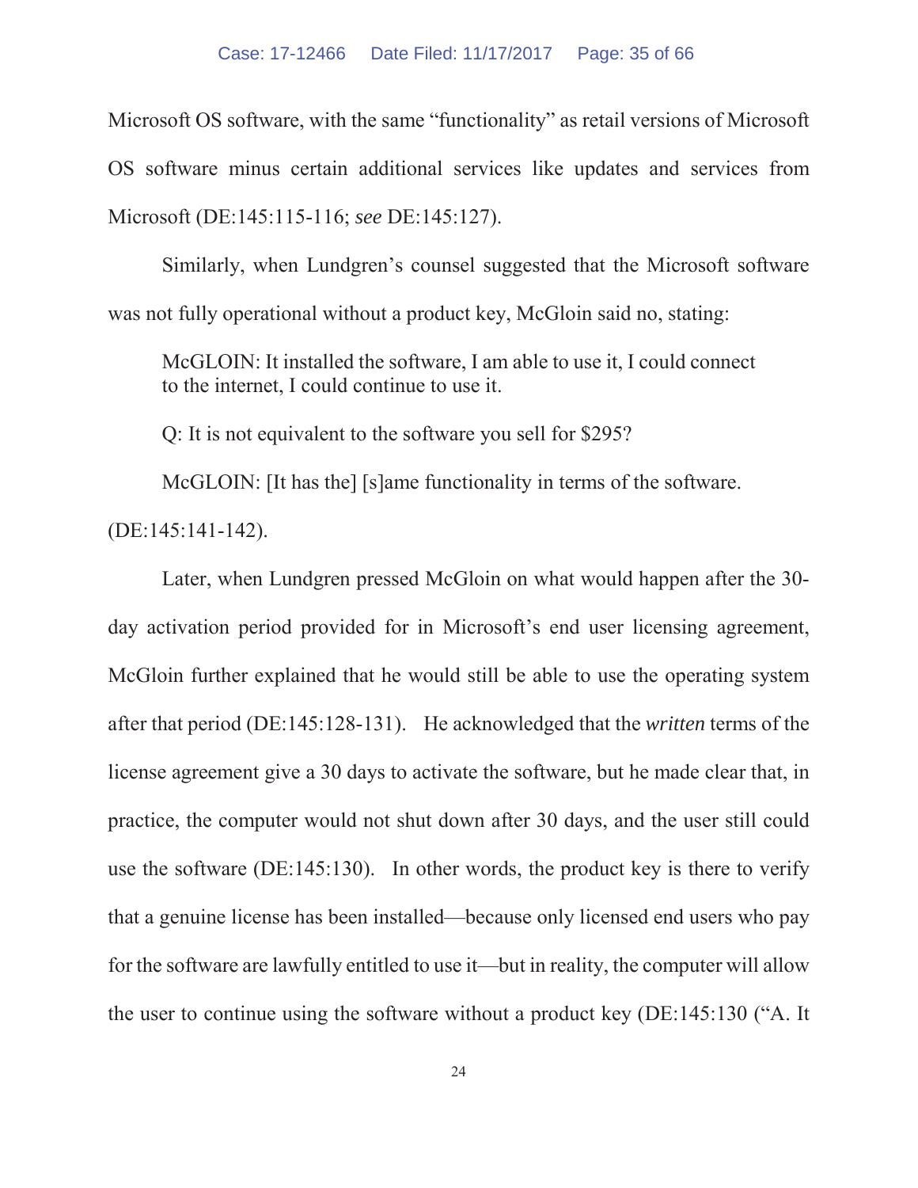Microsoft OS software, with the same "functionality" as retail versions of Microsoft OS software minus certain additional services like updates and services from Microsoft (DE:145:115-116; *see* DE:145:127).

Similarly, when Lundgren's counsel suggested that the Microsoft software was not fully operational without a product key, McGloin said no, stating:

> McGLOIN: It installed the software, I am able to use it, I could connect to the internet, I could continue to use it.
>
> Q: It is not equivalent to the software you sell for $295?
>
> McGLOIN: [It has the] [s]ame functionality in terms of the software.

(DE:145:141-142).

Later, when Lundgren pressed McGloin on what would happen after the 30-day activation period provided for in Microsoft's end user licensing agreement, McGloin further explained that he would still be able to use the operating system after that period (DE:145:128-131). He acknowledged that the *written* terms of the license agreement give a 30 days to activate the software, but he made clear that, in practice, the computer would not shut down after 30 days, and the user still could use the software (DE:145:130). In other words, the product key is there to verify that a genuine license has been installed—because only licensed end users who pay for the software are lawfully entitled to use it—but in reality, the computer will allow the user to continue using the software without a product key (DE:145:130 ("A. It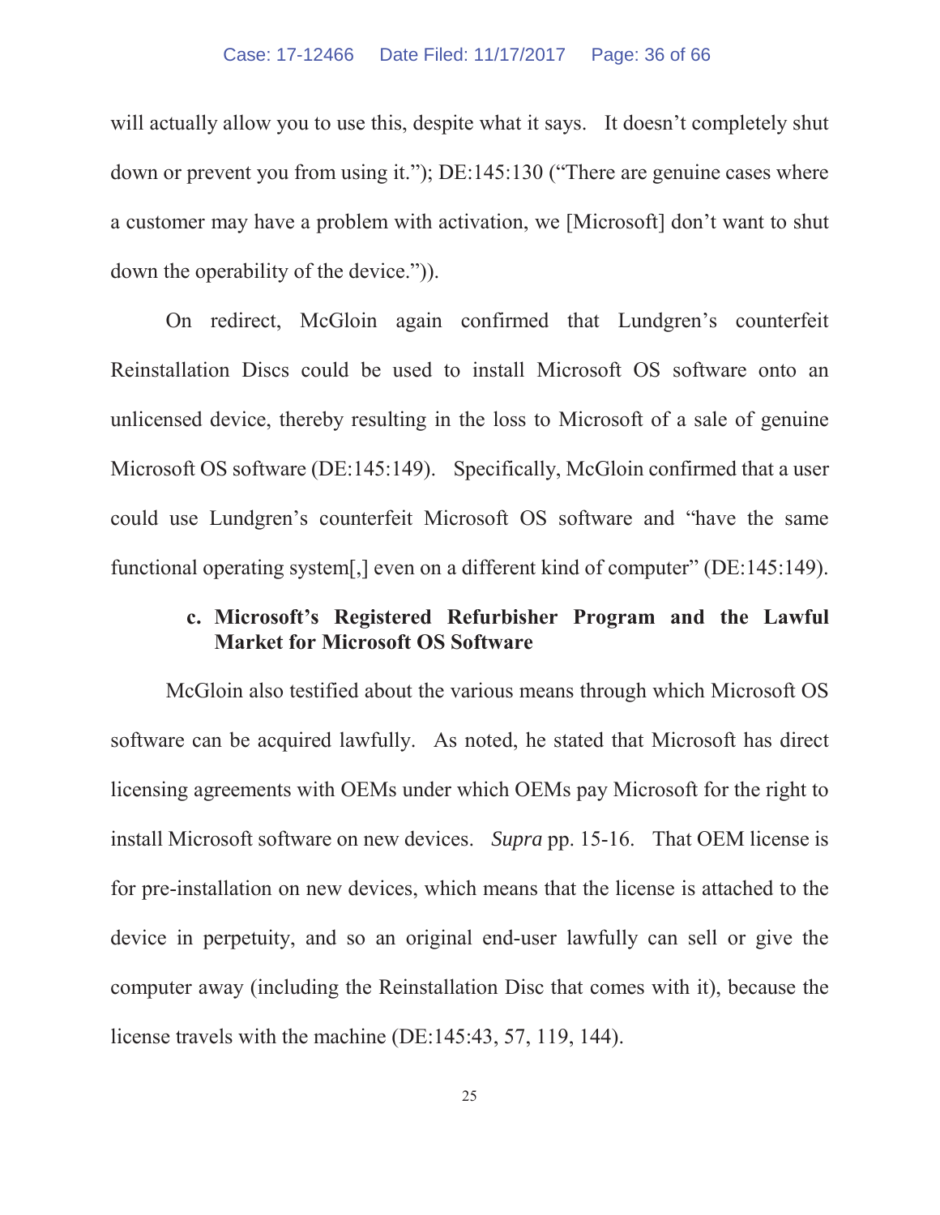will actually allow you to use this, despite what it says. It doesn't completely shut down or prevent you from using it."); DE:145:130 ("There are genuine cases where a customer may have a problem with activation, we [Microsoft] don't want to shut down the operability of the device.")).

On redirect, McGloin again confirmed that Lundgren's counterfeit Reinstallation Discs could be used to install Microsoft OS software onto an unlicensed device, thereby resulting in the loss to Microsoft of a sale of genuine Microsoft OS software (DE:145:149). Specifically, McGloin confirmed that a user could use Lundgren's counterfeit Microsoft OS software and "have the same functional operating system[,] even on a different kind of computer" (DE:145:149).

**c. Microsoft's Registered Refurbisher Program and the Lawful Market for Microsoft OS Software**

McGloin also testified about the various means through which Microsoft OS software can be acquired lawfully. As noted, he stated that Microsoft has direct licensing agreements with OEMs under which OEMs pay Microsoft for the right to install Microsoft software on new devices. *Supra* pp. 15-16. That OEM license is for pre-installation on new devices, which means that the license is attached to the device in perpetuity, and so an original end-user lawfully can sell or give the computer away (including the Reinstallation Disc that comes with it), because the license travels with the machine (DE:145:43, 57, 119, 144).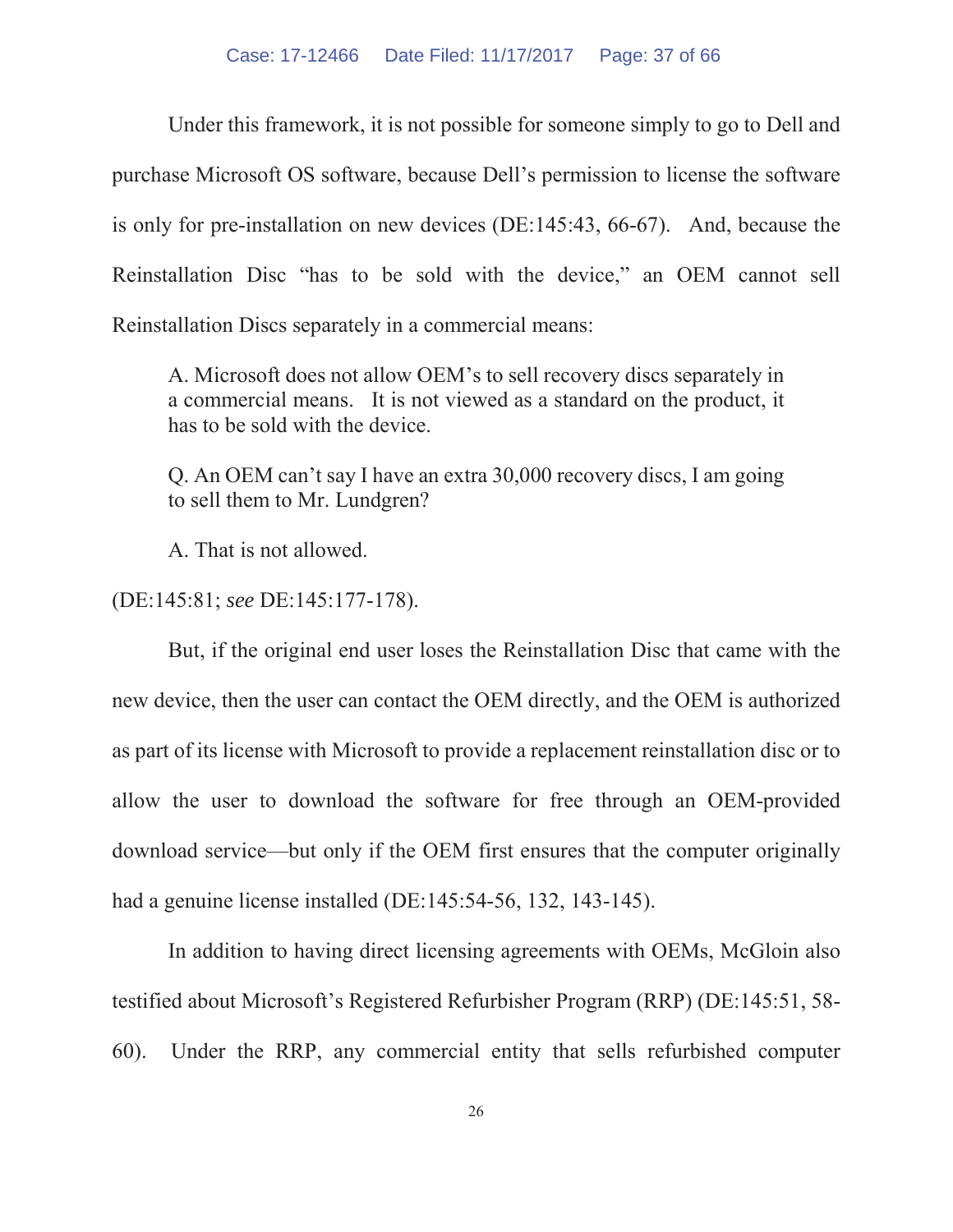Under this framework, it is not possible for someone simply to go to Dell and purchase Microsoft OS software, because Dell's permission to license the software is only for pre-installation on new devices (DE:145:43, 66-67). And, because the Reinstallation Disc "has to be sold with the device," an OEM cannot sell Reinstallation Discs separately in a commercial means:

> A. Microsoft does not allow OEM's to sell recovery discs separately in a commercial means. It is not viewed as a standard on the product, it has to be sold with the device.
>
> Q. An OEM can't say I have an extra 30,000 recovery discs, I am going to sell them to Mr. Lundgren?
>
> A. That is not allowed.

(DE:145:81; *see* DE:145:177-178).

But, if the original end user loses the Reinstallation Disc that came with the new device, then the user can contact the OEM directly, and the OEM is authorized as part of its license with Microsoft to provide a replacement reinstallation disc or to allow the user to download the software for free through an OEM-provided download service—but only if the OEM first ensures that the computer originally had a genuine license installed (DE:145:54-56, 132, 143-145).

In addition to having direct licensing agreements with OEMs, McGloin also testified about Microsoft's Registered Refurbisher Program (RRP) (DE:145:51, 58-60). Under the RRP, any commercial entity that sells refurbished computer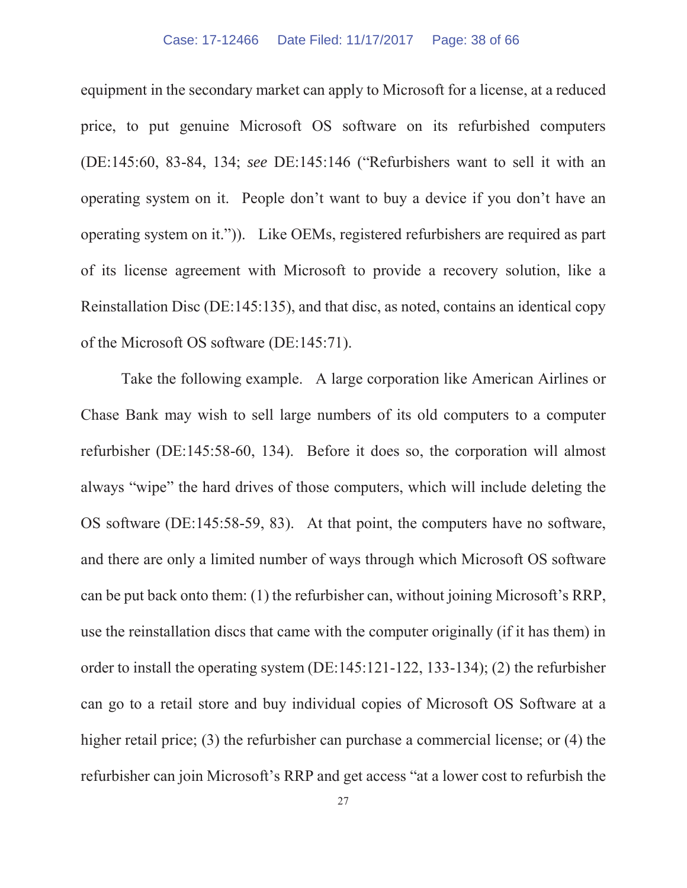equipment in the secondary market can apply to Microsoft for a license, at a reduced price, to put genuine Microsoft OS software on its refurbished computers (DE:145:60, 83-84, 134; *see* DE:145:146 ("Refurbishers want to sell it with an operating system on it. People don't want to buy a device if you don't have an operating system on it.")). Like OEMs, registered refurbishers are required as part of its license agreement with Microsoft to provide a recovery solution, like a Reinstallation Disc (DE:145:135), and that disc, as noted, contains an identical copy of the Microsoft OS software (DE:145:71).

Take the following example. A large corporation like American Airlines or Chase Bank may wish to sell large numbers of its old computers to a computer refurbisher (DE:145:58-60, 134). Before it does so, the corporation will almost always "wipe" the hard drives of those computers, which will include deleting the OS software (DE:145:58-59, 83). At that point, the computers have no software, and there are only a limited number of ways through which Microsoft OS software can be put back onto them: (1) the refurbisher can, without joining Microsoft's RRP, use the reinstallation discs that came with the computer originally (if it has them) in order to install the operating system (DE:145:121-122, 133-134); (2) the refurbisher can go to a retail store and buy individual copies of Microsoft OS Software at a higher retail price; (3) the refurbisher can purchase a commercial license; or (4) the refurbisher can join Microsoft's RRP and get access "at a lower cost to refurbish the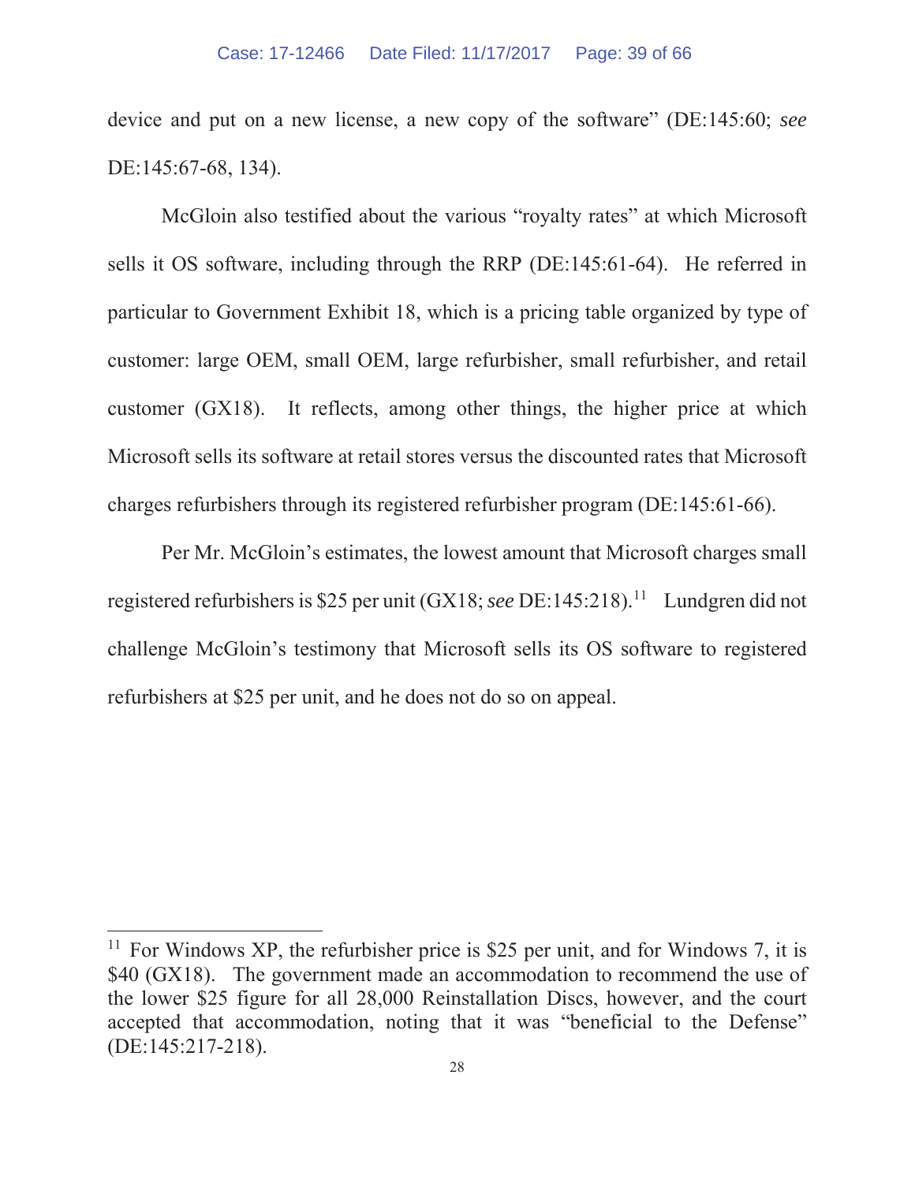device and put on a new license, a new copy of the software" (DE:145:60; *see* DE:145:67-68, 134).

McGloin also testified about the various "royalty rates" at which Microsoft sells it OS software, including through the RRP (DE:145:61-64). He referred in particular to Government Exhibit 18, which is a pricing table organized by type of customer: large OEM, small OEM, large refurbisher, small refurbisher, and retail customer (GX18). It reflects, among other things, the higher price at which Microsoft sells its software at retail stores versus the discounted rates that Microsoft charges refurbishers through its registered refurbisher program (DE:145:61-66).

Per Mr. McGloin's estimates, the lowest amount that Microsoft charges small registered refurbishers is $25 per unit (GX18; *see* DE:145:218).[11] Lundgren did not challenge McGloin's testimony that Microsoft sells its OS software to registered refurbishers at $25 per unit, and he does not do so on appeal.

---

[11] For Windows XP, the refurbisher price is $25 per unit, and for Windows 7, it is $40 (GX18). The government made an accommodation to recommend the use of the lower $25 figure for all 28,000 Reinstallation Discs, however, and the court accepted that accommodation, noting that it was "beneficial to the Defense" (DE:145:217-218).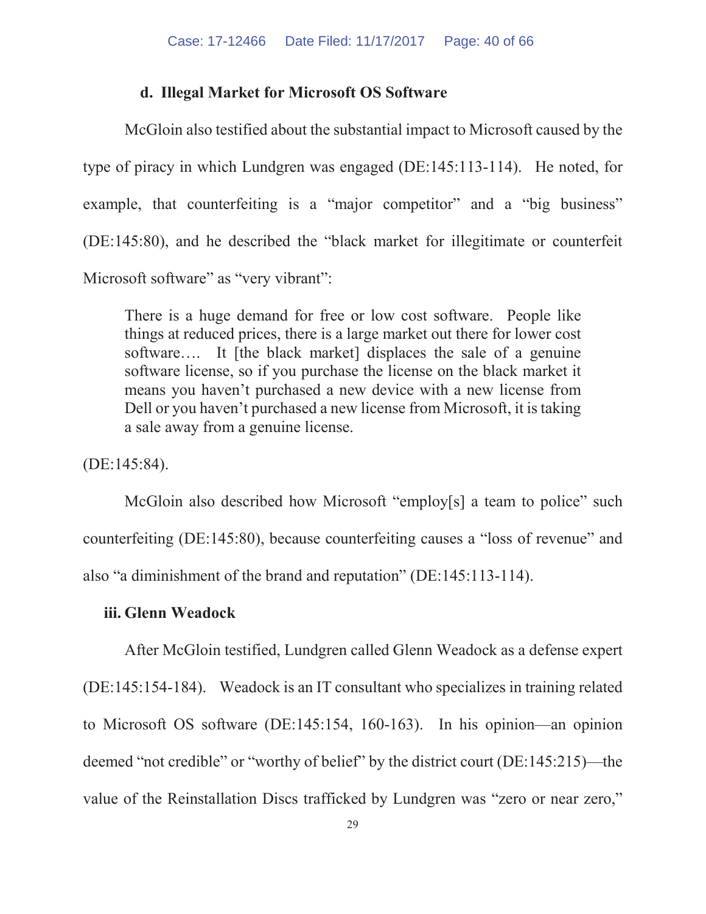#### d. Illegal Market for Microsoft OS Software

McGloin also testified about the substantial impact to Microsoft caused by the type of piracy in which Lundgren was engaged (DE:145:113-114). He noted, for example, that counterfeiting is a "major competitor" and a "big business" (DE:145:80), and he described the "black market for illegitimate or counterfeit Microsoft software" as "very vibrant":

> There is a huge demand for free or low cost software. People like things at reduced prices, there is a large market out there for lower cost software…. It [the black market] displaces the sale of a genuine software license, so if you purchase the license on the black market it means you haven't purchased a new device with a new license from Dell or you haven't purchased a new license from Microsoft, it is taking a sale away from a genuine license.

(DE:145:84).

McGloin also described how Microsoft "employ[s] a team to police" such counterfeiting (DE:145:80), because counterfeiting causes a "loss of revenue" and also "a diminishment of the brand and reputation" (DE:145:113-114).

### iii. Glenn Weadock

After McGloin testified, Lundgren called Glenn Weadock as a defense expert (DE:145:154-184). Weadock is an IT consultant who specializes in training related to Microsoft OS software (DE:145:154, 160-163). In his opinion—an opinion deemed "not credible" or "worthy of belief" by the district court (DE:145:215)—the value of the Reinstallation Discs trafficked by Lundgren was "zero or near zero,"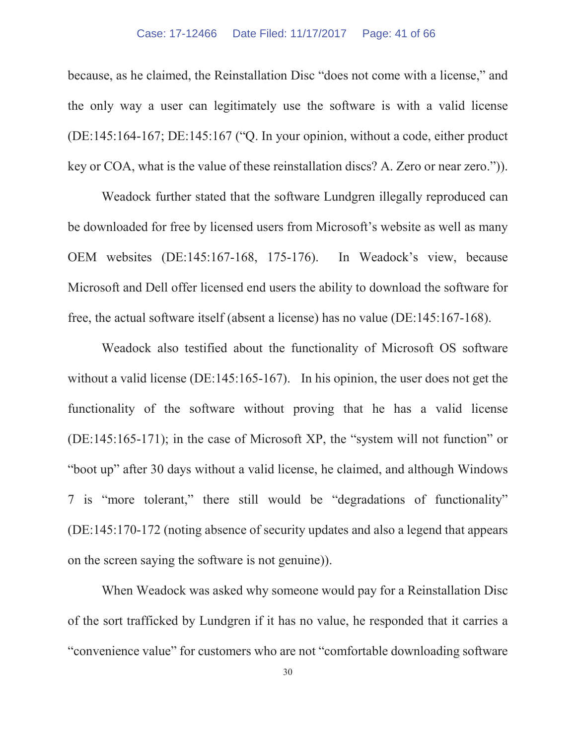because, as he claimed, the Reinstallation Disc "does not come with a license," and the only way a user can legitimately use the software is with a valid license (DE:145:164-167; DE:145:167 ("Q. In your opinion, without a code, either product key or COA, what is the value of these reinstallation discs? A. Zero or near zero.")).

Weadock further stated that the software Lundgren illegally reproduced can be downloaded for free by licensed users from Microsoft's website as well as many OEM websites (DE:145:167-168, 175-176). In Weadock's view, because Microsoft and Dell offer licensed end users the ability to download the software for free, the actual software itself (absent a license) has no value (DE:145:167-168).

Weadock also testified about the functionality of Microsoft OS software without a valid license (DE:145:165-167). In his opinion, the user does not get the functionality of the software without proving that he has a valid license (DE:145:165-171); in the case of Microsoft XP, the "system will not function" or "boot up" after 30 days without a valid license, he claimed, and although Windows 7 is "more tolerant," there still would be "degradations of functionality" (DE:145:170-172 (noting absence of security updates and also a legend that appears on the screen saying the software is not genuine)).

When Weadock was asked why someone would pay for a Reinstallation Disc of the sort trafficked by Lundgren if it has no value, he responded that it carries a "convenience value" for customers who are not "comfortable downloading software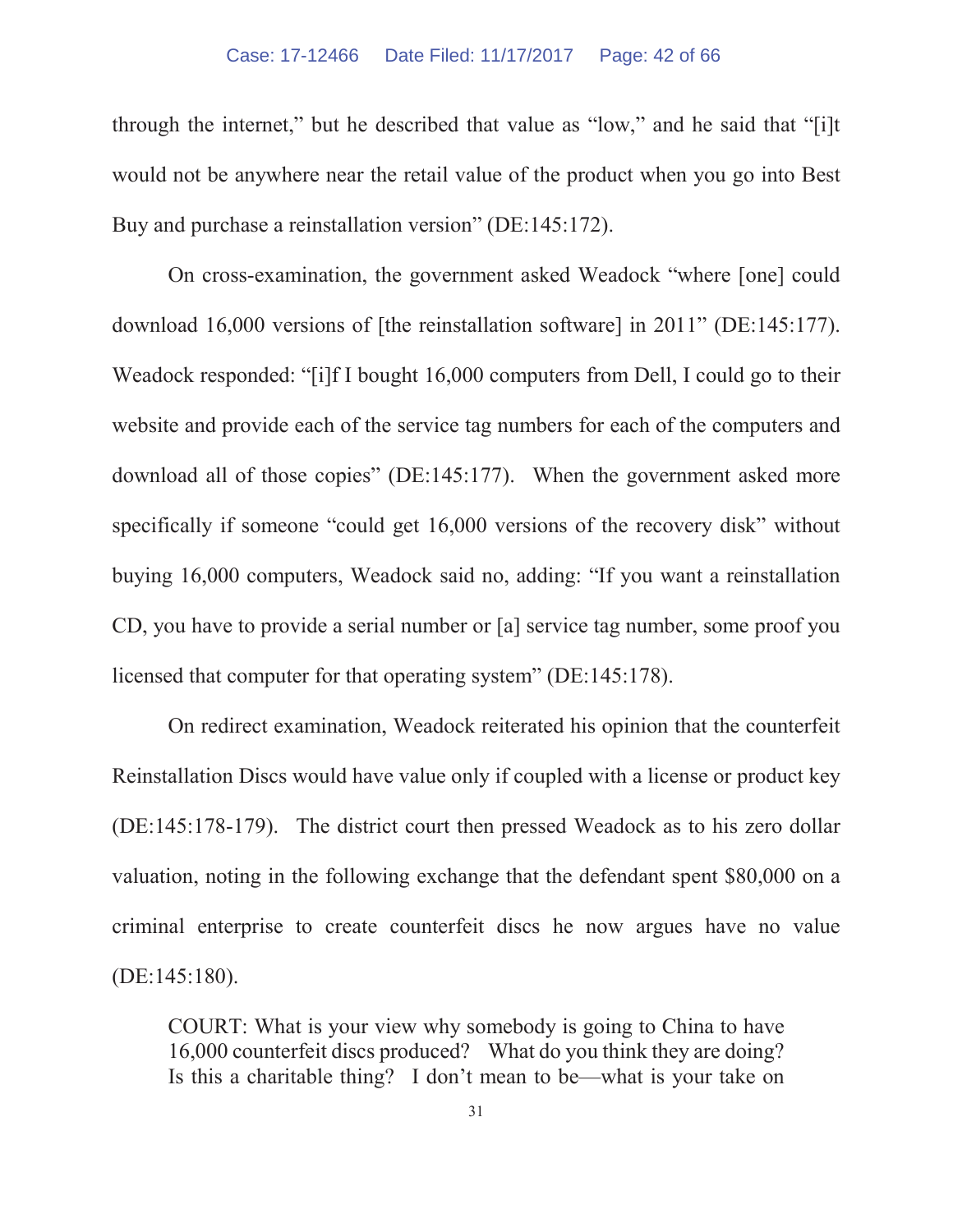through the internet," but he described that value as "low," and he said that "[i]t would not be anywhere near the retail value of the product when you go into Best Buy and purchase a reinstallation version" (DE:145:172).

On cross-examination, the government asked Weadock "where [one] could download 16,000 versions of [the reinstallation software] in 2011" (DE:145:177). Weadock responded: "[i]f I bought 16,000 computers from Dell, I could go to their website and provide each of the service tag numbers for each of the computers and download all of those copies" (DE:145:177). When the government asked more specifically if someone "could get 16,000 versions of the recovery disk" without buying 16,000 computers, Weadock said no, adding: "If you want a reinstallation CD, you have to provide a serial number or [a] service tag number, some proof you licensed that computer for that operating system" (DE:145:178).

On redirect examination, Weadock reiterated his opinion that the counterfeit Reinstallation Discs would have value only if coupled with a license or product key (DE:145:178-179). The district court then pressed Weadock as to his zero dollar valuation, noting in the following exchange that the defendant spent $80,000 on a criminal enterprise to create counterfeit discs he now argues have no value (DE:145:180).

> COURT: What is your view why somebody is going to China to have 16,000 counterfeit discs produced? What do you think they are doing? Is this a charitable thing? I don't mean to be—what is your take on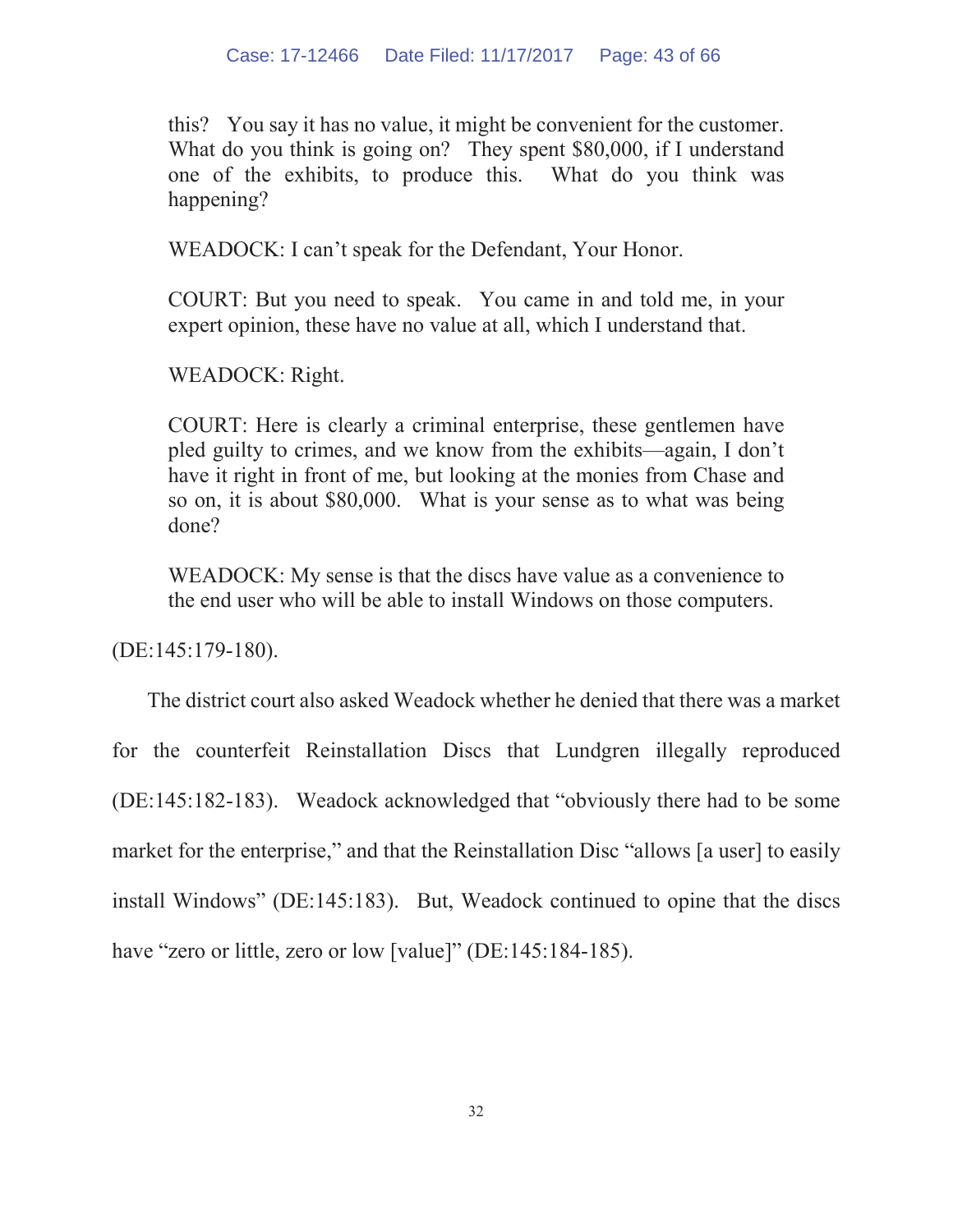> this? You say it has no value, it might be convenient for the customer. What do you think is going on? They spent $80,000, if I understand one of the exhibits, to produce this. What do you think was happening?
>
> WEADOCK: I can't speak for the Defendant, Your Honor.
>
> COURT: But you need to speak. You came in and told me, in your expert opinion, these have no value at all, which I understand that.
>
> WEADOCK: Right.
>
> COURT: Here is clearly a criminal enterprise, these gentlemen have pled guilty to crimes, and we know from the exhibits—again, I don't have it right in front of me, but looking at the monies from Chase and so on, it is about $80,000. What is your sense as to what was being done?
>
> WEADOCK: My sense is that the discs have value as a convenience to the end user who will be able to install Windows on those computers.

(DE:145:179-180).

The district court also asked Weadock whether he denied that there was a market for the counterfeit Reinstallation Discs that Lundgren illegally reproduced (DE:145:182-183). Weadock acknowledged that "obviously there had to be some market for the enterprise," and that the Reinstallation Disc "allows [a user] to easily install Windows" (DE:145:183). But, Weadock continued to opine that the discs have "zero or little, zero or low [value]" (DE:145:184-185).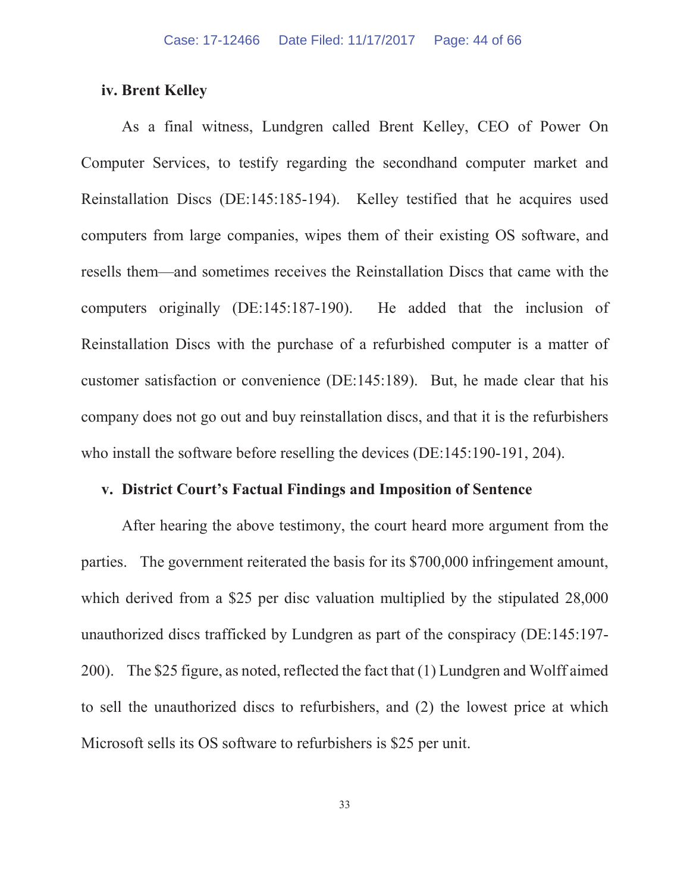**iv. Brent Kelley**

As a final witness, Lundgren called Brent Kelley, CEO of Power On Computer Services, to testify regarding the secondhand computer market and Reinstallation Discs (DE:145:185-194). Kelley testified that he acquires used computers from large companies, wipes them of their existing OS software, and resells them—and sometimes receives the Reinstallation Discs that came with the computers originally (DE:145:187-190). He added that the inclusion of Reinstallation Discs with the purchase of a refurbished computer is a matter of customer satisfaction or convenience (DE:145:189). But, he made clear that his company does not go out and buy reinstallation discs, and that it is the refurbishers who install the software before reselling the devices (DE:145:190-191, 204).

**v. District Court's Factual Findings and Imposition of Sentence**

After hearing the above testimony, the court heard more argument from the parties. The government reiterated the basis for its $700,000 infringement amount, which derived from a $25 per disc valuation multiplied by the stipulated 28,000 unauthorized discs trafficked by Lundgren as part of the conspiracy (DE:145:197-200). The $25 figure, as noted, reflected the fact that (1) Lundgren and Wolff aimed to sell the unauthorized discs to refurbishers, and (2) the lowest price at which Microsoft sells its OS software to refurbishers is $25 per unit.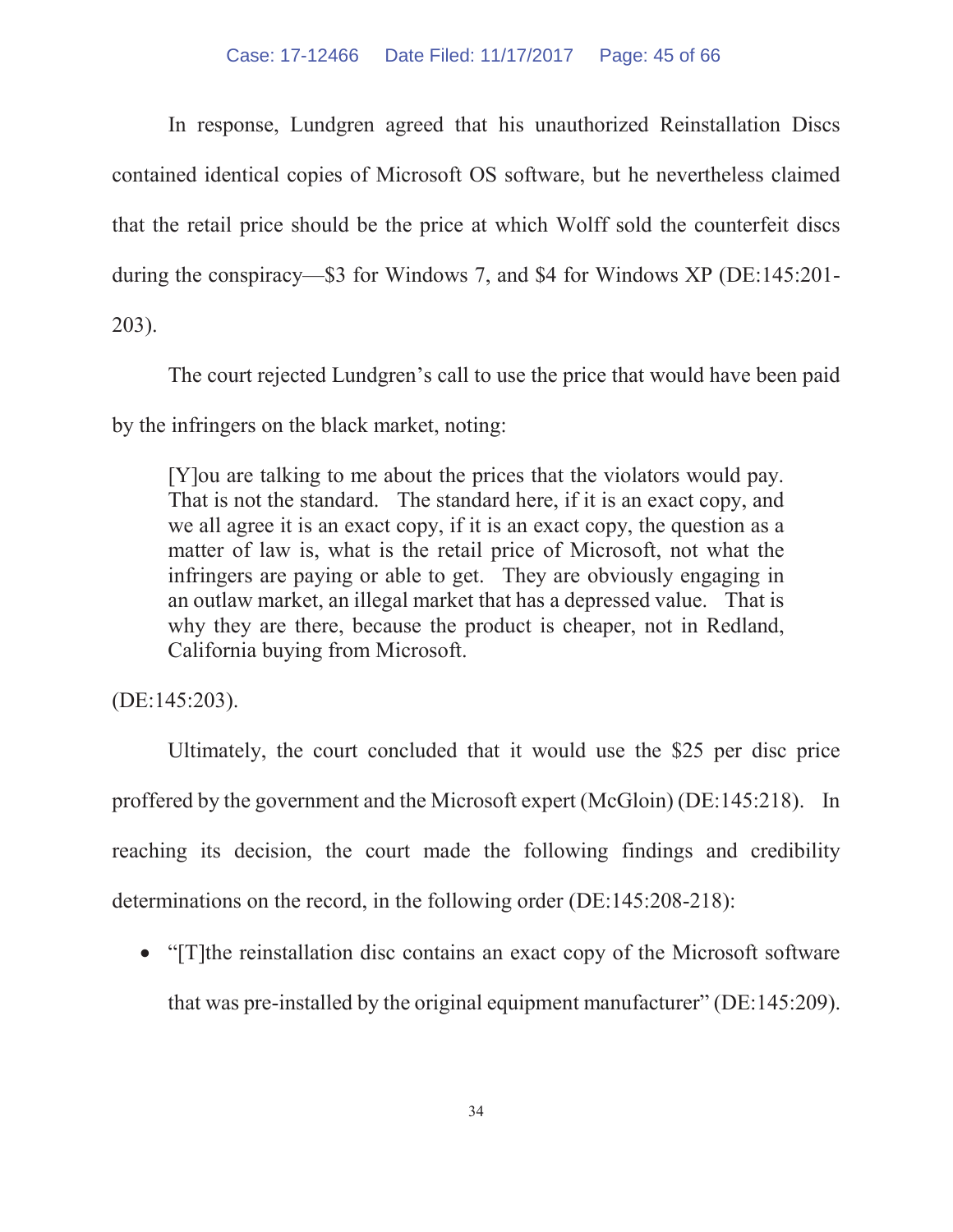In response, Lundgren agreed that his unauthorized Reinstallation Discs contained identical copies of Microsoft OS software, but he nevertheless claimed that the retail price should be the price at which Wolff sold the counterfeit discs during the conspiracy—$3 for Windows 7, and $4 for Windows XP (DE:145:201-203).

The court rejected Lundgren's call to use the price that would have been paid by the infringers on the black market, noting:

> [Y]ou are talking to me about the prices that the violators would pay. That is not the standard. The standard here, if it is an exact copy, and we all agree it is an exact copy, if it is an exact copy, the question as a matter of law is, what is the retail price of Microsoft, not what the infringers are paying or able to get. They are obviously engaging in an outlaw market, an illegal market that has a depressed value. That is why they are there, because the product is cheaper, not in Redland, California buying from Microsoft.

(DE:145:203).

Ultimately, the court concluded that it would use the $25 per disc price proffered by the government and the Microsoft expert (McGloin) (DE:145:218). In reaching its decision, the court made the following findings and credibility determinations on the record, in the following order (DE:145:208-218):

- "[T]the reinstallation disc contains an exact copy of the Microsoft software that was pre-installed by the original equipment manufacturer" (DE:145:209).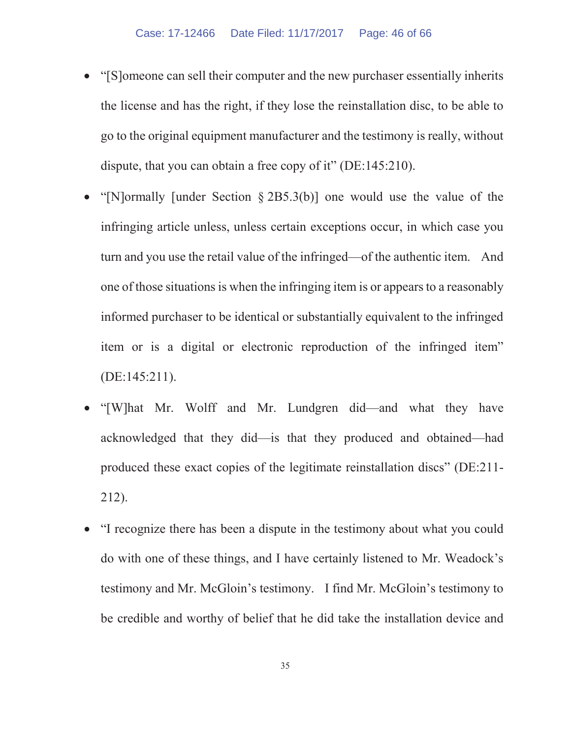- "[S]omeone can sell their computer and the new purchaser essentially inherits the license and has the right, if they lose the reinstallation disc, to be able to go to the original equipment manufacturer and the testimony is really, without dispute, that you can obtain a free copy of it" (DE:145:210).

- "[N]ormally [under Section § 2B5.3(b)] one would use the value of the infringing article unless, unless certain exceptions occur, in which case you turn and you use the retail value of the infringed—of the authentic item. And one of those situations is when the infringing item is or appears to a reasonably informed purchaser to be identical or substantially equivalent to the infringed item or is a digital or electronic reproduction of the infringed item" (DE:145:211).

- "[W]hat Mr. Wolff and Mr. Lundgren did—and what they have acknowledged that they did—is that they produced and obtained—had produced these exact copies of the legitimate reinstallation discs" (DE:211-212).

- "I recognize there has been a dispute in the testimony about what you could do with one of these things, and I have certainly listened to Mr. Weadock's testimony and Mr. McGloin's testimony. I find Mr. McGloin's testimony to be credible and worthy of belief that he did take the installation device and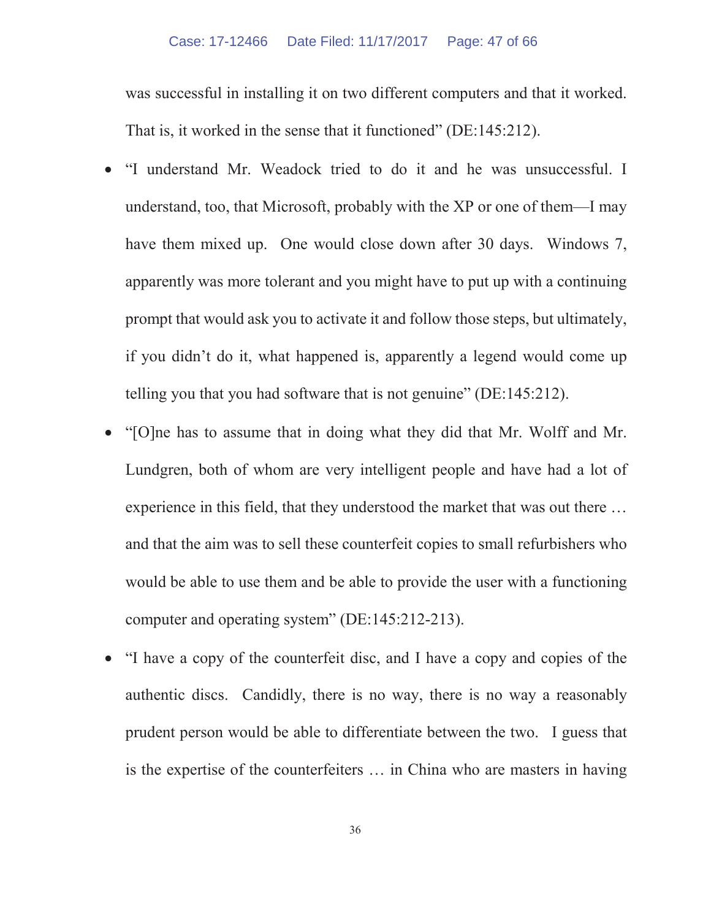was successful in installing it on two different computers and that it worked. That is, it worked in the sense that it functioned" (DE:145:212).

- "I understand Mr. Weadock tried to do it and he was unsuccessful. I understand, too, that Microsoft, probably with the XP or one of them—I may have them mixed up. One would close down after 30 days. Windows 7, apparently was more tolerant and you might have to put up with a continuing prompt that would ask you to activate it and follow those steps, but ultimately, if you didn't do it, what happened is, apparently a legend would come up telling you that you had software that is not genuine" (DE:145:212).
- "[O]ne has to assume that in doing what they did that Mr. Wolff and Mr. Lundgren, both of whom are very intelligent people and have had a lot of experience in this field, that they understood the market that was out there … and that the aim was to sell these counterfeit copies to small refurbishers who would be able to use them and be able to provide the user with a functioning computer and operating system" (DE:145:212-213).
- "I have a copy of the counterfeit disc, and I have a copy and copies of the authentic discs. Candidly, there is no way, there is no way a reasonably prudent person would be able to differentiate between the two. I guess that is the expertise of the counterfeiters … in China who are masters in having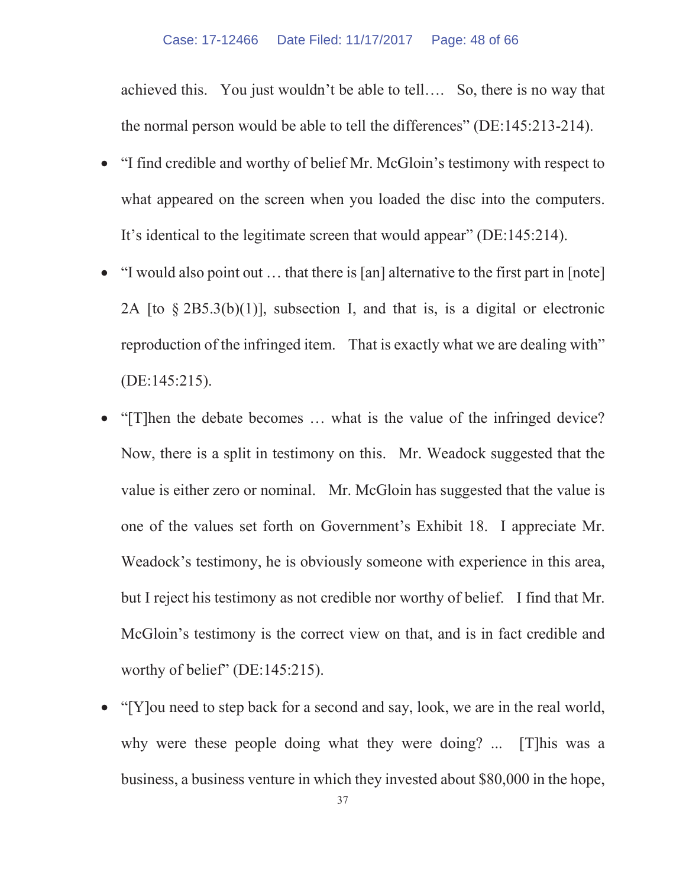achieved this. You just wouldn't be able to tell…. So, there is no way that the normal person would be able to tell the differences" (DE:145:213-214).

- "I find credible and worthy of belief Mr. McGloin's testimony with respect to what appeared on the screen when you loaded the disc into the computers. It's identical to the legitimate screen that would appear" (DE:145:214).

- "I would also point out … that there is [an] alternative to the first part in [note] 2A [to § 2B5.3(b)(1)], subsection I, and that is, is a digital or electronic reproduction of the infringed item. That is exactly what we are dealing with" (DE:145:215).

- "[T]hen the debate becomes … what is the value of the infringed device? Now, there is a split in testimony on this. Mr. Weadock suggested that the value is either zero or nominal. Mr. McGloin has suggested that the value is one of the values set forth on Government's Exhibit 18. I appreciate Mr. Weadock's testimony, he is obviously someone with experience in this area, but I reject his testimony as not credible nor worthy of belief. I find that Mr. McGloin's testimony is the correct view on that, and is in fact credible and worthy of belief" (DE:145:215).

- "[Y]ou need to step back for a second and say, look, we are in the real world, why were these people doing what they were doing? ... [T]his was a business, a business venture in which they invested about $80,000 in the hope,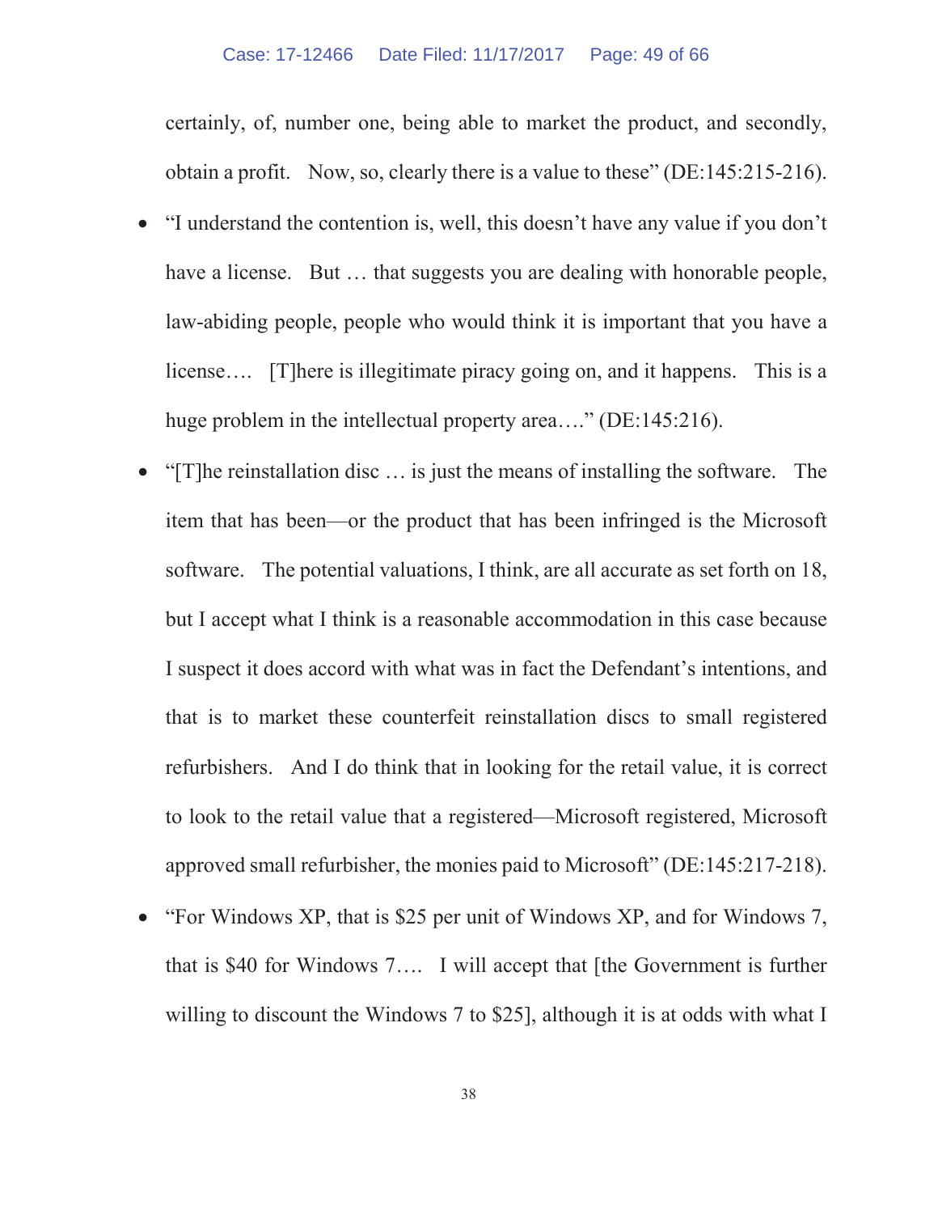certainly, of, number one, being able to market the product, and secondly, obtain a profit. Now, so, clearly there is a value to these" (DE:145:215-216).

- "I understand the contention is, well, this doesn't have any value if you don't have a license. But … that suggests you are dealing with honorable people, law-abiding people, people who would think it is important that you have a license…. [T]here is illegitimate piracy going on, and it happens. This is a huge problem in the intellectual property area…." (DE:145:216).
- "[T]he reinstallation disc … is just the means of installing the software. The item that has been—or the product that has been infringed is the Microsoft software. The potential valuations, I think, are all accurate as set forth on 18, but I accept what I think is a reasonable accommodation in this case because I suspect it does accord with what was in fact the Defendant's intentions, and that is to market these counterfeit reinstallation discs to small registered refurbishers. And I do think that in looking for the retail value, it is correct to look to the retail value that a registered—Microsoft registered, Microsoft approved small refurbisher, the monies paid to Microsoft" (DE:145:217-218).
- "For Windows XP, that is $25 per unit of Windows XP, and for Windows 7, that is $40 for Windows 7…. I will accept that [the Government is further willing to discount the Windows 7 to $25], although it is at odds with what I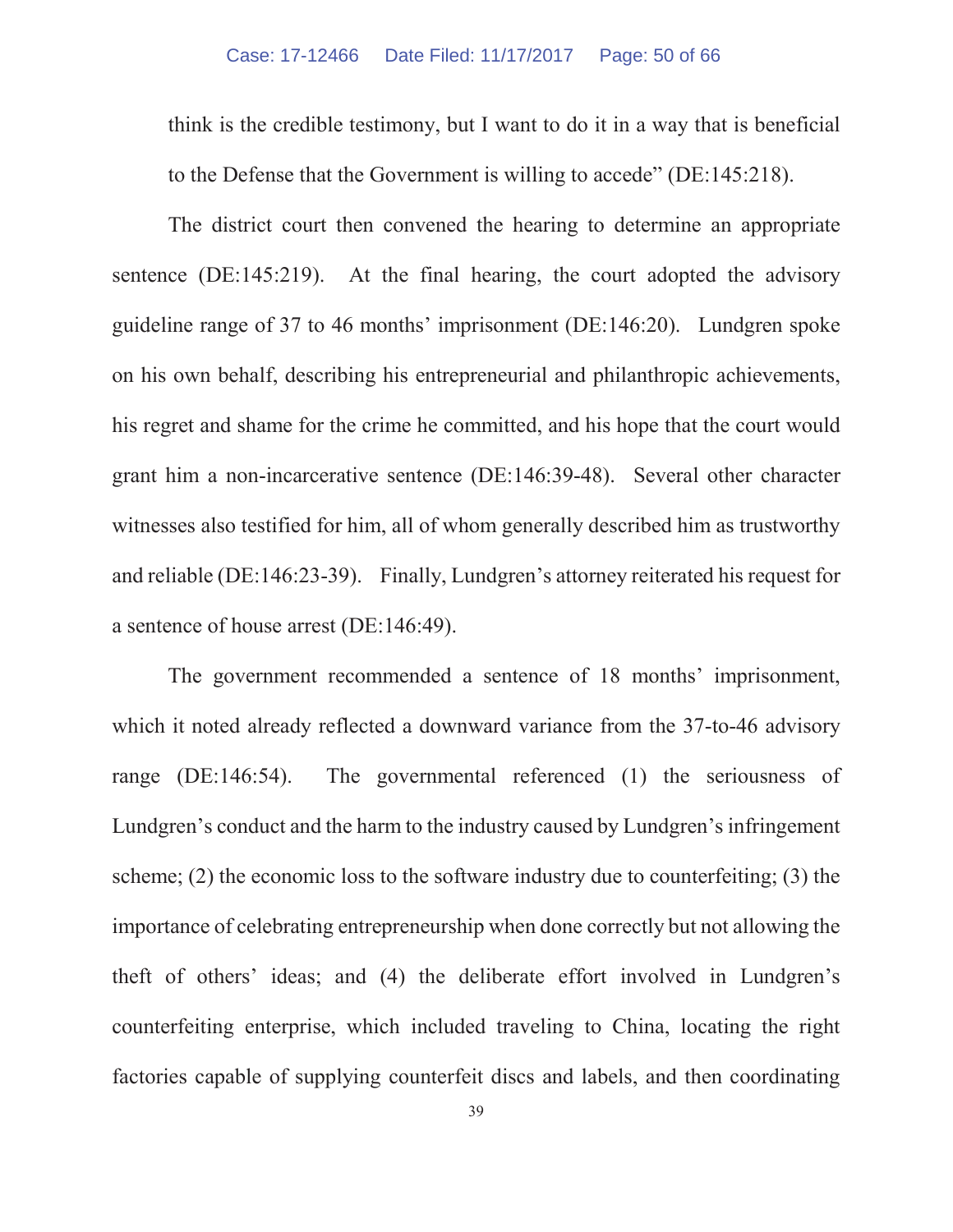think is the credible testimony, but I want to do it in a way that is beneficial to the Defense that the Government is willing to accede" (DE:145:218).

The district court then convened the hearing to determine an appropriate sentence (DE:145:219). At the final hearing, the court adopted the advisory guideline range of 37 to 46 months' imprisonment (DE:146:20). Lundgren spoke on his own behalf, describing his entrepreneurial and philanthropic achievements, his regret and shame for the crime he committed, and his hope that the court would grant him a non-incarcerative sentence (DE:146:39-48). Several other character witnesses also testified for him, all of whom generally described him as trustworthy and reliable (DE:146:23-39). Finally, Lundgren's attorney reiterated his request for a sentence of house arrest (DE:146:49).

The government recommended a sentence of 18 months' imprisonment, which it noted already reflected a downward variance from the 37-to-46 advisory range (DE:146:54). The governmental referenced (1) the seriousness of Lundgren's conduct and the harm to the industry caused by Lundgren's infringement scheme; (2) the economic loss to the software industry due to counterfeiting; (3) the importance of celebrating entrepreneurship when done correctly but not allowing the theft of others' ideas; and (4) the deliberate effort involved in Lundgren's counterfeiting enterprise, which included traveling to China, locating the right factories capable of supplying counterfeit discs and labels, and then coordinating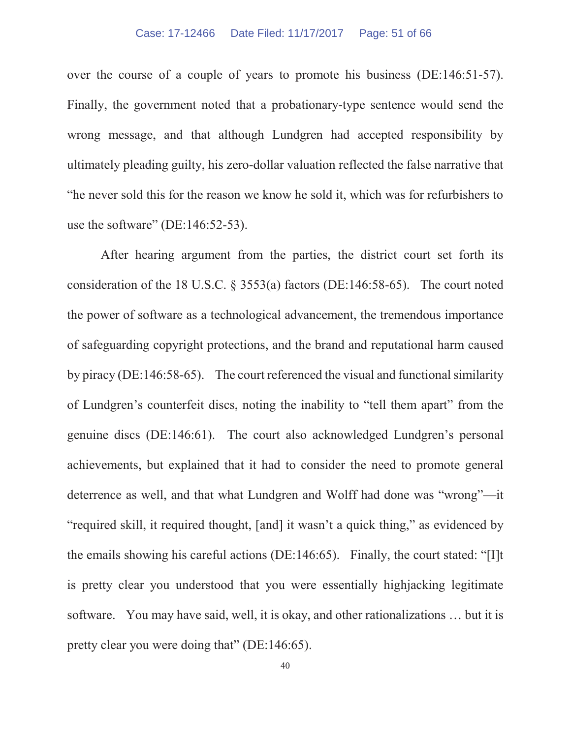over the course of a couple of years to promote his business (DE:146:51-57). Finally, the government noted that a probationary-type sentence would send the wrong message, and that although Lundgren had accepted responsibility by ultimately pleading guilty, his zero-dollar valuation reflected the false narrative that "he never sold this for the reason we know he sold it, which was for refurbishers to use the software" (DE:146:52-53).

After hearing argument from the parties, the district court set forth its consideration of the 18 U.S.C. § 3553(a) factors (DE:146:58-65). The court noted the power of software as a technological advancement, the tremendous importance of safeguarding copyright protections, and the brand and reputational harm caused by piracy (DE:146:58-65). The court referenced the visual and functional similarity of Lundgren's counterfeit discs, noting the inability to "tell them apart" from the genuine discs (DE:146:61). The court also acknowledged Lundgren's personal achievements, but explained that it had to consider the need to promote general deterrence as well, and that what Lundgren and Wolff had done was "wrong"—it "required skill, it required thought, [and] it wasn't a quick thing," as evidenced by the emails showing his careful actions (DE:146:65). Finally, the court stated: "[I]t is pretty clear you understood that you were essentially highjacking legitimate software. You may have said, well, it is okay, and other rationalizations … but it is pretty clear you were doing that" (DE:146:65).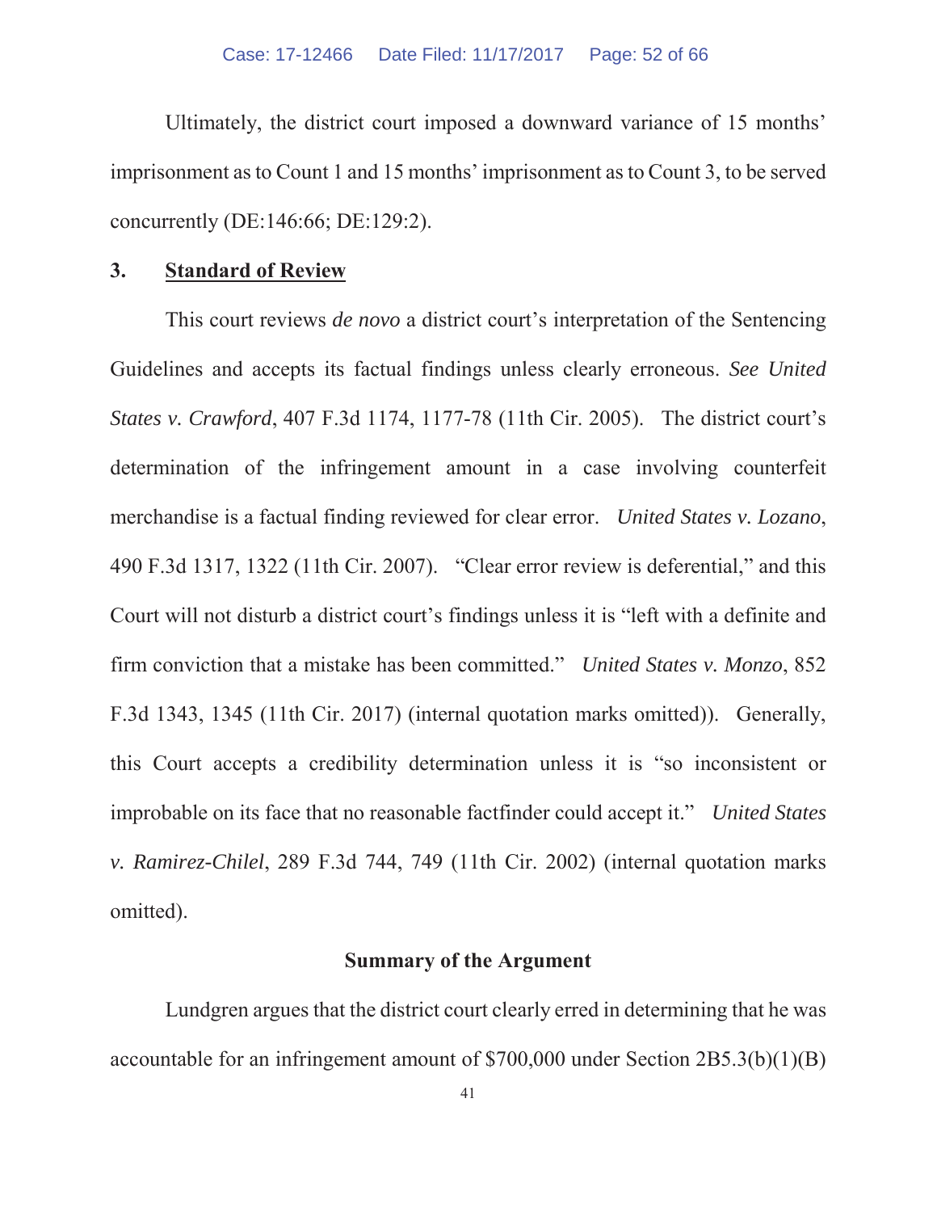Ultimately, the district court imposed a downward variance of 15 months' imprisonment as to Count 1 and 15 months' imprisonment as to Count 3, to be served concurrently (DE:146:66; DE:129:2).

### 3. Standard of Review

This court reviews *de novo* a district court's interpretation of the Sentencing Guidelines and accepts its factual findings unless clearly erroneous. *See United States v. Crawford*, 407 F.3d 1174, 1177-78 (11th Cir. 2005). The district court's determination of the infringement amount in a case involving counterfeit merchandise is a factual finding reviewed for clear error. *United States v. Lozano*, 490 F.3d 1317, 1322 (11th Cir. 2007). "Clear error review is deferential," and this Court will not disturb a district court's findings unless it is "left with a definite and firm conviction that a mistake has been committed." *United States v. Monzo*, 852 F.3d 1343, 1345 (11th Cir. 2017) (internal quotation marks omitted)). Generally, this Court accepts a credibility determination unless it is "so inconsistent or improbable on its face that no reasonable factfinder could accept it." *United States v. Ramirez-Chilel*, 289 F.3d 744, 749 (11th Cir. 2002) (internal quotation marks omitted).

## Summary of the Argument

Lundgren argues that the district court clearly erred in determining that he was accountable for an infringement amount of $700,000 under Section 2B5.3(b)(1)(B)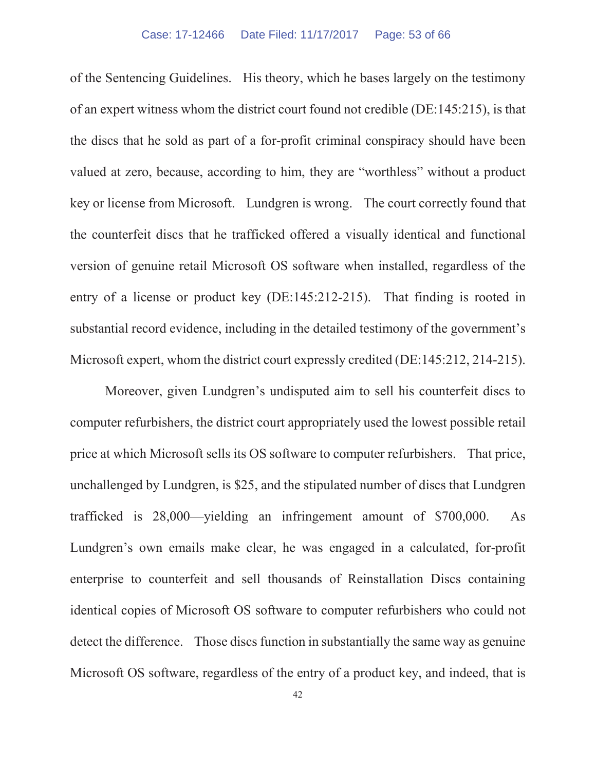of the Sentencing Guidelines. His theory, which he bases largely on the testimony of an expert witness whom the district court found not credible (DE:145:215), is that the discs that he sold as part of a for-profit criminal conspiracy should have been valued at zero, because, according to him, they are "worthless" without a product key or license from Microsoft. Lundgren is wrong. The court correctly found that the counterfeit discs that he trafficked offered a visually identical and functional version of genuine retail Microsoft OS software when installed, regardless of the entry of a license or product key (DE:145:212-215). That finding is rooted in substantial record evidence, including in the detailed testimony of the government's Microsoft expert, whom the district court expressly credited (DE:145:212, 214-215).

Moreover, given Lundgren's undisputed aim to sell his counterfeit discs to computer refurbishers, the district court appropriately used the lowest possible retail price at which Microsoft sells its OS software to computer refurbishers. That price, unchallenged by Lundgren, is $25, and the stipulated number of discs that Lundgren trafficked is 28,000—yielding an infringement amount of $700,000. As Lundgren's own emails make clear, he was engaged in a calculated, for-profit enterprise to counterfeit and sell thousands of Reinstallation Discs containing identical copies of Microsoft OS software to computer refurbishers who could not detect the difference. Those discs function in substantially the same way as genuine Microsoft OS software, regardless of the entry of a product key, and indeed, that is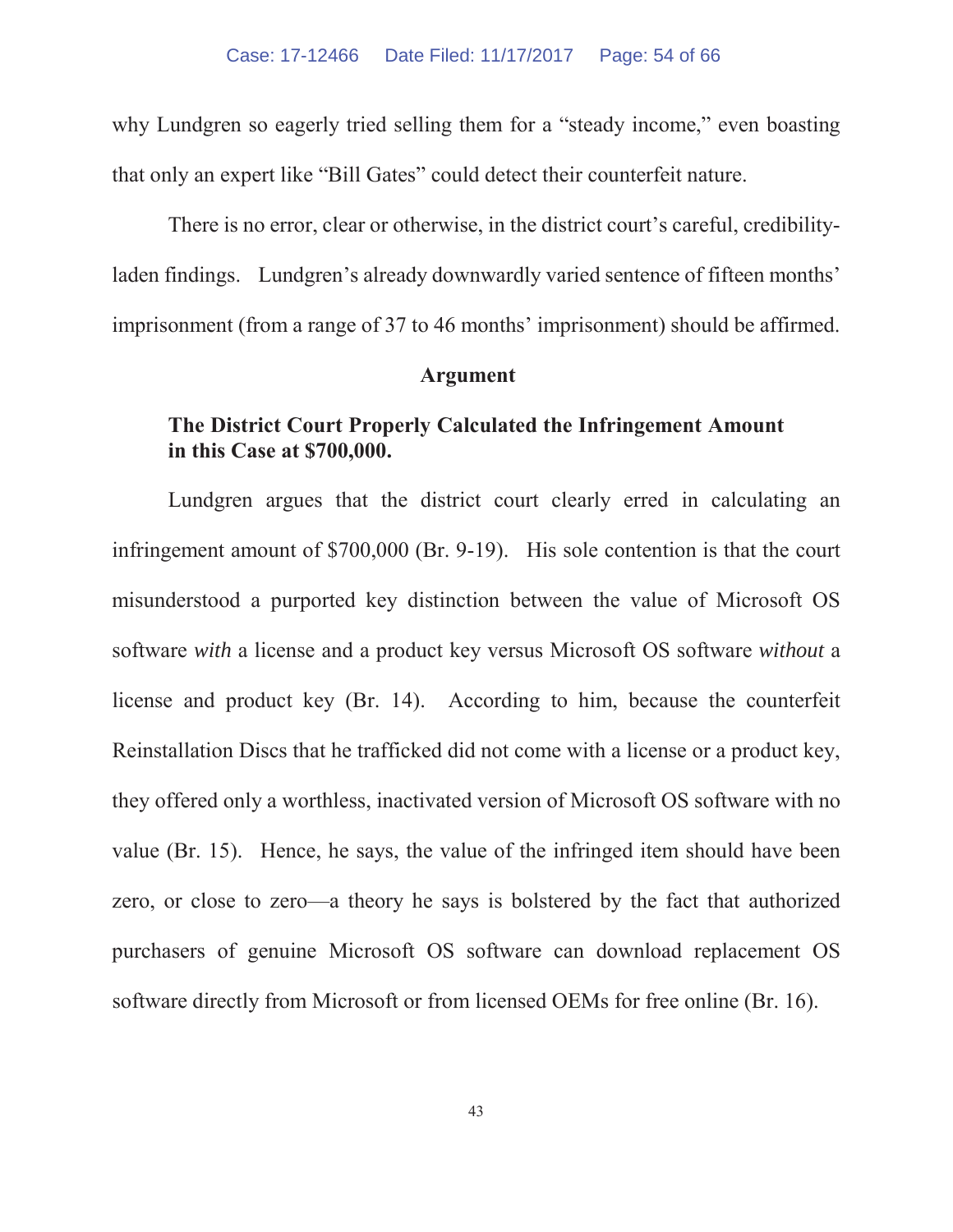why Lundgren so eagerly tried selling them for a "steady income," even boasting that only an expert like "Bill Gates" could detect their counterfeit nature.

There is no error, clear or otherwise, in the district court's careful, credibility-laden findings. Lundgren's already downwardly varied sentence of fifteen months' imprisonment (from a range of 37 to 46 months' imprisonment) should be affirmed.

## Argument

### The District Court Properly Calculated the Infringement Amount in this Case at $700,000.

Lundgren argues that the district court clearly erred in calculating an infringement amount of $700,000 (Br. 9-19). His sole contention is that the court misunderstood a purported key distinction between the value of Microsoft OS software *with* a license and a product key versus Microsoft OS software *without* a license and product key (Br. 14). According to him, because the counterfeit Reinstallation Discs that he trafficked did not come with a license or a product key, they offered only a worthless, inactivated version of Microsoft OS software with no value (Br. 15). Hence, he says, the value of the infringed item should have been zero, or close to zero—a theory he says is bolstered by the fact that authorized purchasers of genuine Microsoft OS software can download replacement OS software directly from Microsoft or from licensed OEMs for free online (Br. 16).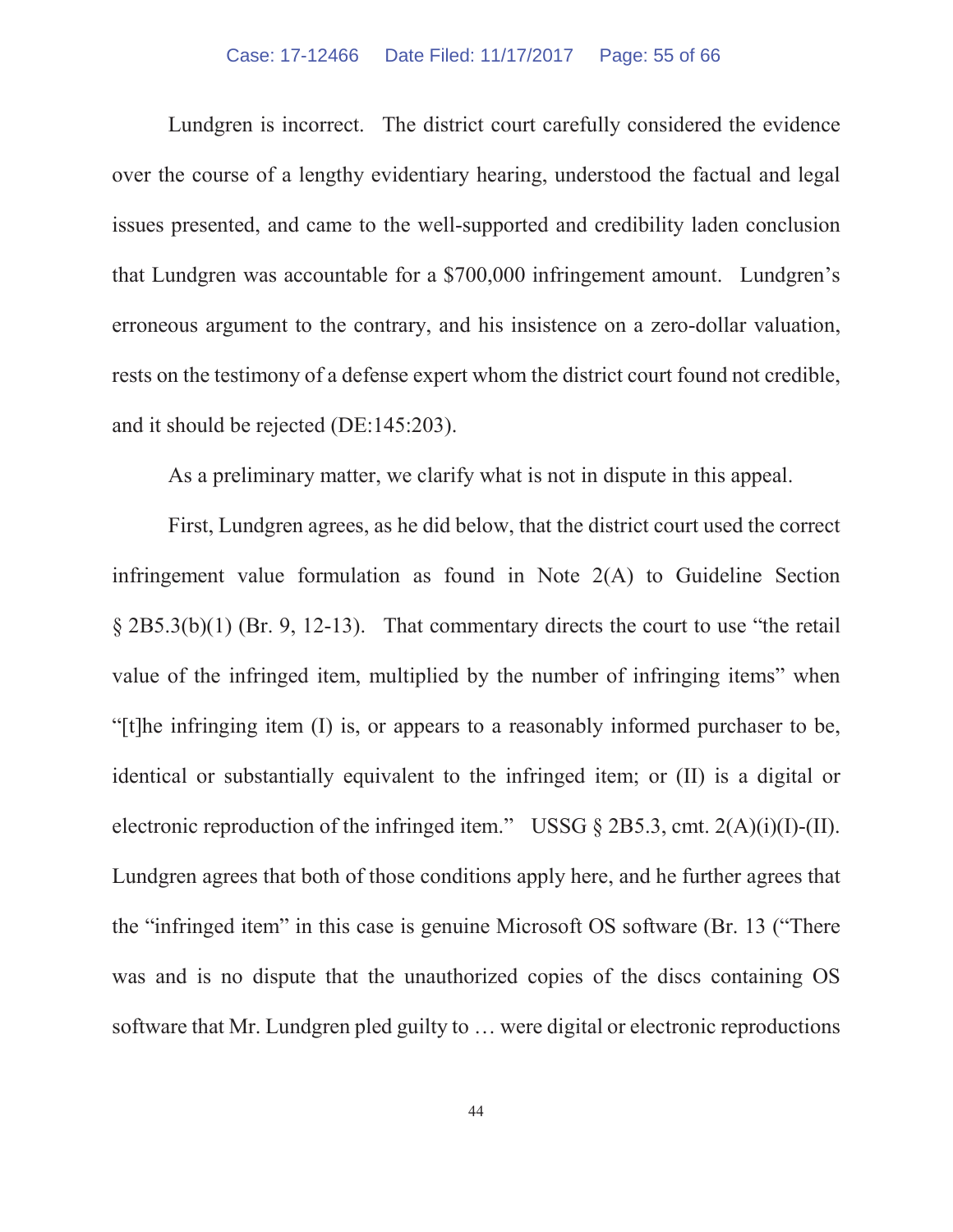Lundgren is incorrect. The district court carefully considered the evidence over the course of a lengthy evidentiary hearing, understood the factual and legal issues presented, and came to the well-supported and credibility laden conclusion that Lundgren was accountable for a $700,000 infringement amount. Lundgren's erroneous argument to the contrary, and his insistence on a zero-dollar valuation, rests on the testimony of a defense expert whom the district court found not credible, and it should be rejected (DE:145:203).

As a preliminary matter, we clarify what is not in dispute in this appeal.

First, Lundgren agrees, as he did below, that the district court used the correct infringement value formulation as found in Note 2(A) to Guideline Section § 2B5.3(b)(1) (Br. 9, 12-13). That commentary directs the court to use "the retail value of the infringed item, multiplied by the number of infringing items" when "[t]he infringing item (I) is, or appears to a reasonably informed purchaser to be, identical or substantially equivalent to the infringed item; or (II) is a digital or electronic reproduction of the infringed item." USSG § 2B5.3, cmt. 2(A)(i)(I)-(II). Lundgren agrees that both of those conditions apply here, and he further agrees that the "infringed item" in this case is genuine Microsoft OS software (Br. 13 ("There was and is no dispute that the unauthorized copies of the discs containing OS software that Mr. Lundgren pled guilty to … were digital or electronic reproductions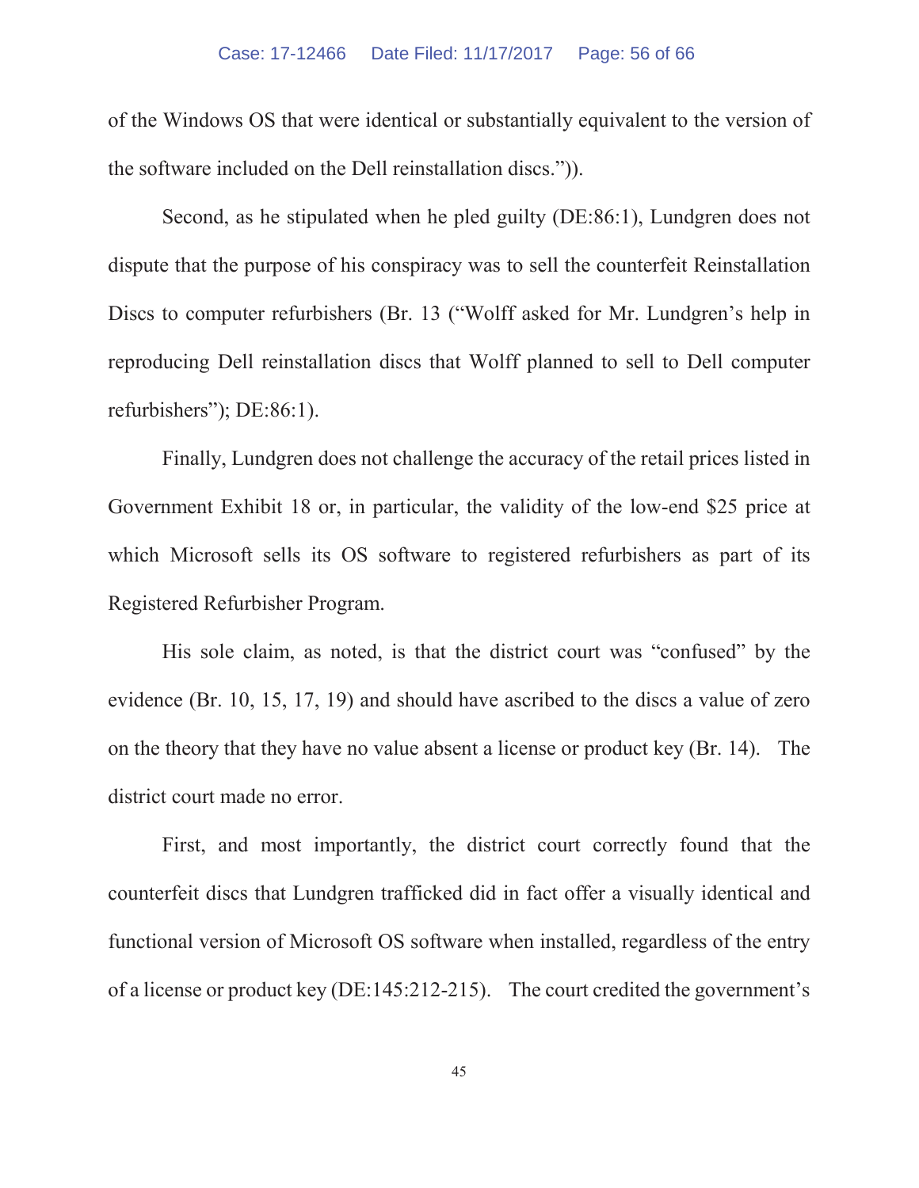of the Windows OS that were identical or substantially equivalent to the version of the software included on the Dell reinstallation discs.")).

Second, as he stipulated when he pled guilty (DE:86:1), Lundgren does not dispute that the purpose of his conspiracy was to sell the counterfeit Reinstallation Discs to computer refurbishers (Br. 13 ("Wolff asked for Mr. Lundgren's help in reproducing Dell reinstallation discs that Wolff planned to sell to Dell computer refurbishers"); DE:86:1).

Finally, Lundgren does not challenge the accuracy of the retail prices listed in Government Exhibit 18 or, in particular, the validity of the low-end $25 price at which Microsoft sells its OS software to registered refurbishers as part of its Registered Refurbisher Program.

His sole claim, as noted, is that the district court was "confused" by the evidence (Br. 10, 15, 17, 19) and should have ascribed to the discs a value of zero on the theory that they have no value absent a license or product key (Br. 14). The district court made no error.

First, and most importantly, the district court correctly found that the counterfeit discs that Lundgren trafficked did in fact offer a visually identical and functional version of Microsoft OS software when installed, regardless of the entry of a license or product key (DE:145:212-215). The court credited the government's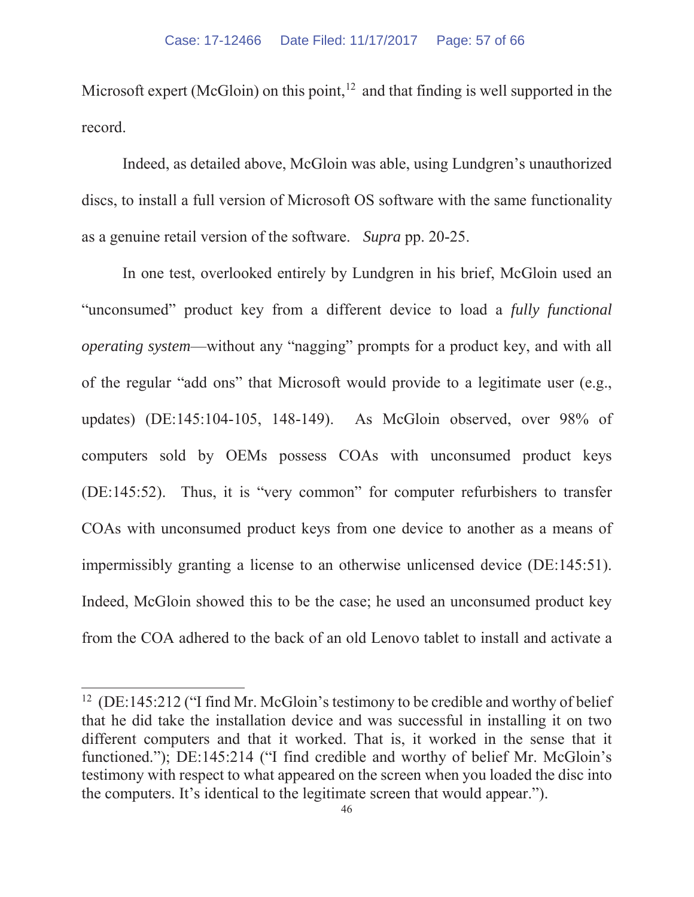Microsoft expert (McGloin) on this point,[12] and that finding is well supported in the record.

Indeed, as detailed above, McGloin was able, using Lundgren's unauthorized discs, to install a full version of Microsoft OS software with the same functionality as a genuine retail version of the software. *Supra* pp. 20-25.

In one test, overlooked entirely by Lundgren in his brief, McGloin used an "unconsumed" product key from a different device to load a *fully functional operating system*—without any "nagging" prompts for a product key, and with all of the regular "add ons" that Microsoft would provide to a legitimate user (e.g., updates) (DE:145:104-105, 148-149). As McGloin observed, over 98% of computers sold by OEMs possess COAs with unconsumed product keys (DE:145:52). Thus, it is "very common" for computer refurbishers to transfer COAs with unconsumed product keys from one device to another as a means of impermissibly granting a license to an otherwise unlicensed device (DE:145:51). Indeed, McGloin showed this to be the case; he used an unconsumed product key from the COA adhered to the back of an old Lenovo tablet to install and activate a

---

[12] (DE:145:212 ("I find Mr. McGloin's testimony to be credible and worthy of belief that he did take the installation device and was successful in installing it on two different computers and that it worked. That is, it worked in the sense that it functioned."); DE:145:214 ("I find credible and worthy of belief Mr. McGloin's testimony with respect to what appeared on the screen when you loaded the disc into the computers. It's identical to the legitimate screen that would appear.").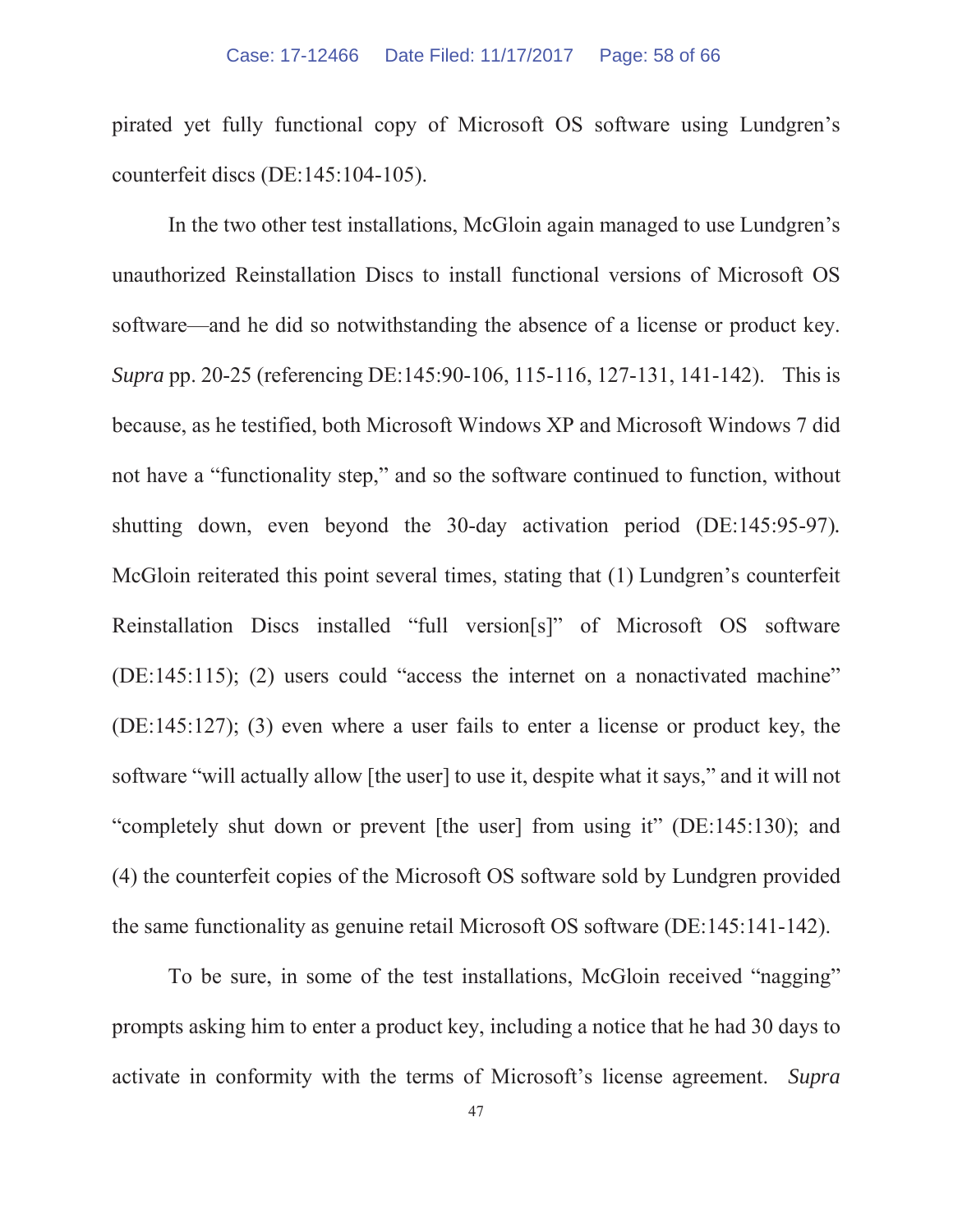pirated yet fully functional copy of Microsoft OS software using Lundgren's counterfeit discs (DE:145:104-105).

In the two other test installations, McGloin again managed to use Lundgren's unauthorized Reinstallation Discs to install functional versions of Microsoft OS software—and he did so notwithstanding the absence of a license or product key. *Supra* pp. 20-25 (referencing DE:145:90-106, 115-116, 127-131, 141-142). This is because, as he testified, both Microsoft Windows XP and Microsoft Windows 7 did not have a "functionality step," and so the software continued to function, without shutting down, even beyond the 30-day activation period (DE:145:95-97). McGloin reiterated this point several times, stating that (1) Lundgren's counterfeit Reinstallation Discs installed "full version[s]" of Microsoft OS software (DE:145:115); (2) users could "access the internet on a nonactivated machine" (DE:145:127); (3) even where a user fails to enter a license or product key, the software "will actually allow [the user] to use it, despite what it says," and it will not "completely shut down or prevent [the user] from using it" (DE:145:130); and (4) the counterfeit copies of the Microsoft OS software sold by Lundgren provided the same functionality as genuine retail Microsoft OS software (DE:145:141-142).

To be sure, in some of the test installations, McGloin received "nagging" prompts asking him to enter a product key, including a notice that he had 30 days to activate in conformity with the terms of Microsoft's license agreement. *Supra*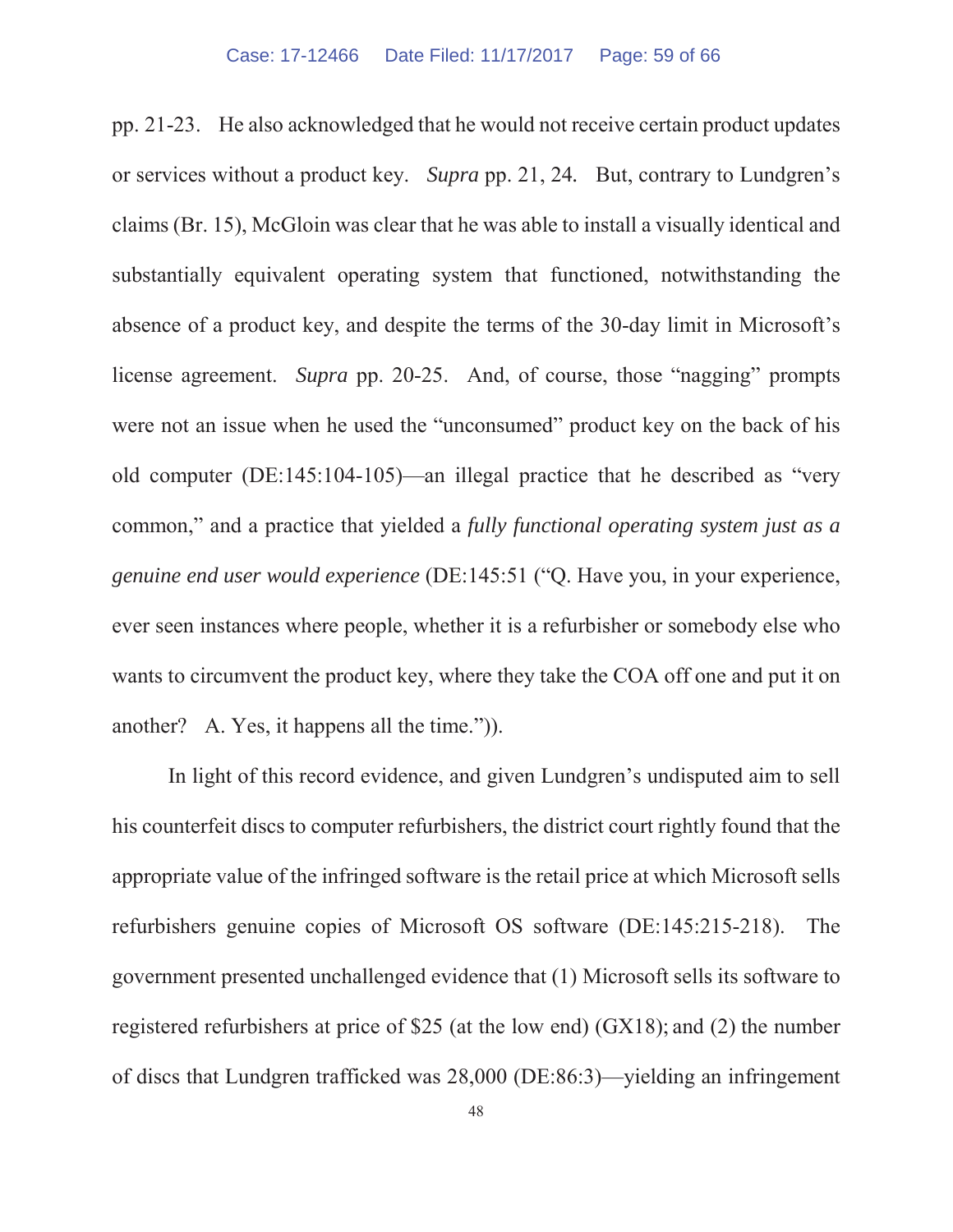pp. 21-23. He also acknowledged that he would not receive certain product updates or services without a product key. *Supra* pp. 21, 24. But, contrary to Lundgren's claims (Br. 15), McGloin was clear that he was able to install a visually identical and substantially equivalent operating system that functioned, notwithstanding the absence of a product key, and despite the terms of the 30-day limit in Microsoft's license agreement. *Supra* pp. 20-25. And, of course, those "nagging" prompts were not an issue when he used the "unconsumed" product key on the back of his old computer (DE:145:104-105)—an illegal practice that he described as "very common," and a practice that yielded a *fully functional operating system just as a genuine end user would experience* (DE:145:51 ("Q. Have you, in your experience, ever seen instances where people, whether it is a refurbisher or somebody else who wants to circumvent the product key, where they take the COA off one and put it on another? A. Yes, it happens all the time.")).

In light of this record evidence, and given Lundgren's undisputed aim to sell his counterfeit discs to computer refurbishers, the district court rightly found that the appropriate value of the infringed software is the retail price at which Microsoft sells refurbishers genuine copies of Microsoft OS software (DE:145:215-218). The government presented unchallenged evidence that (1) Microsoft sells its software to registered refurbishers at price of $25 (at the low end) (GX18); and (2) the number of discs that Lundgren trafficked was 28,000 (DE:86:3)—yielding an infringement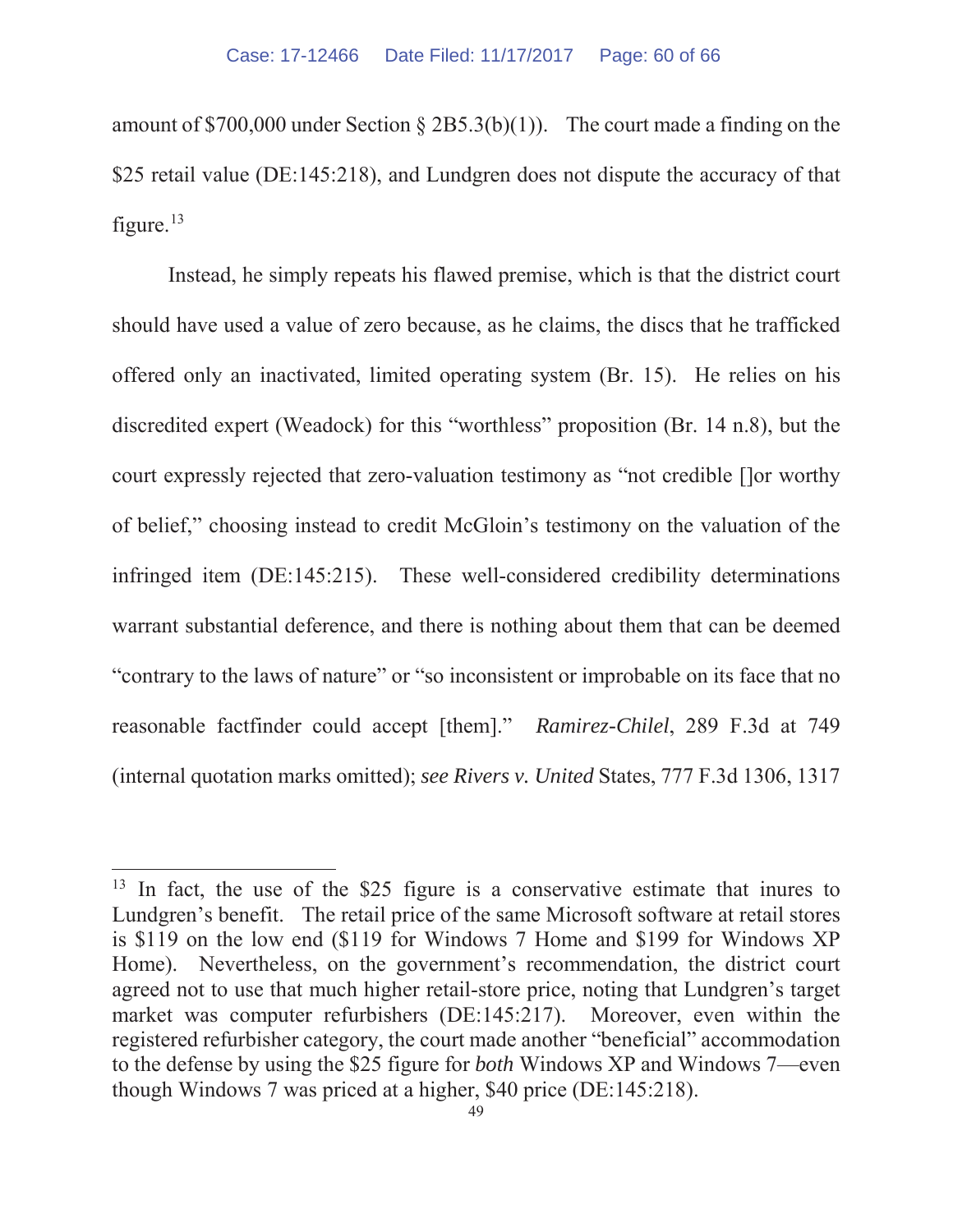amount of $700,000 under Section § 2B5.3(b)(1)). The court made a finding on the $25 retail value (DE:145:218), and Lundgren does not dispute the accuracy of that figure.[13]

Instead, he simply repeats his flawed premise, which is that the district court should have used a value of zero because, as he claims, the discs that he trafficked offered only an inactivated, limited operating system (Br. 15). He relies on his discredited expert (Weadock) for this "worthless" proposition (Br. 14 n.8), but the court expressly rejected that zero-valuation testimony as "not credible []or worthy of belief," choosing instead to credit McGloin's testimony on the valuation of the infringed item (DE:145:215). These well-considered credibility determinations warrant substantial deference, and there is nothing about them that can be deemed "contrary to the laws of nature" or "so inconsistent or improbable on its face that no reasonable factfinder could accept [them]." *Ramirez-Chilel*, 289 F.3d at 749 (internal quotation marks omitted); *see Rivers v. United* States, 777 F.3d 1306, 1317

---

[13] In fact, the use of the $25 figure is a conservative estimate that inures to Lundgren's benefit. The retail price of the same Microsoft software at retail stores is $119 on the low end ($119 for Windows 7 Home and $199 for Windows XP Home). Nevertheless, on the government's recommendation, the district court agreed not to use that much higher retail-store price, noting that Lundgren's target market was computer refurbishers (DE:145:217). Moreover, even within the registered refurbisher category, the court made another "beneficial" accommodation to the defense by using the $25 figure for *both* Windows XP and Windows 7—even though Windows 7 was priced at a higher, $40 price (DE:145:218).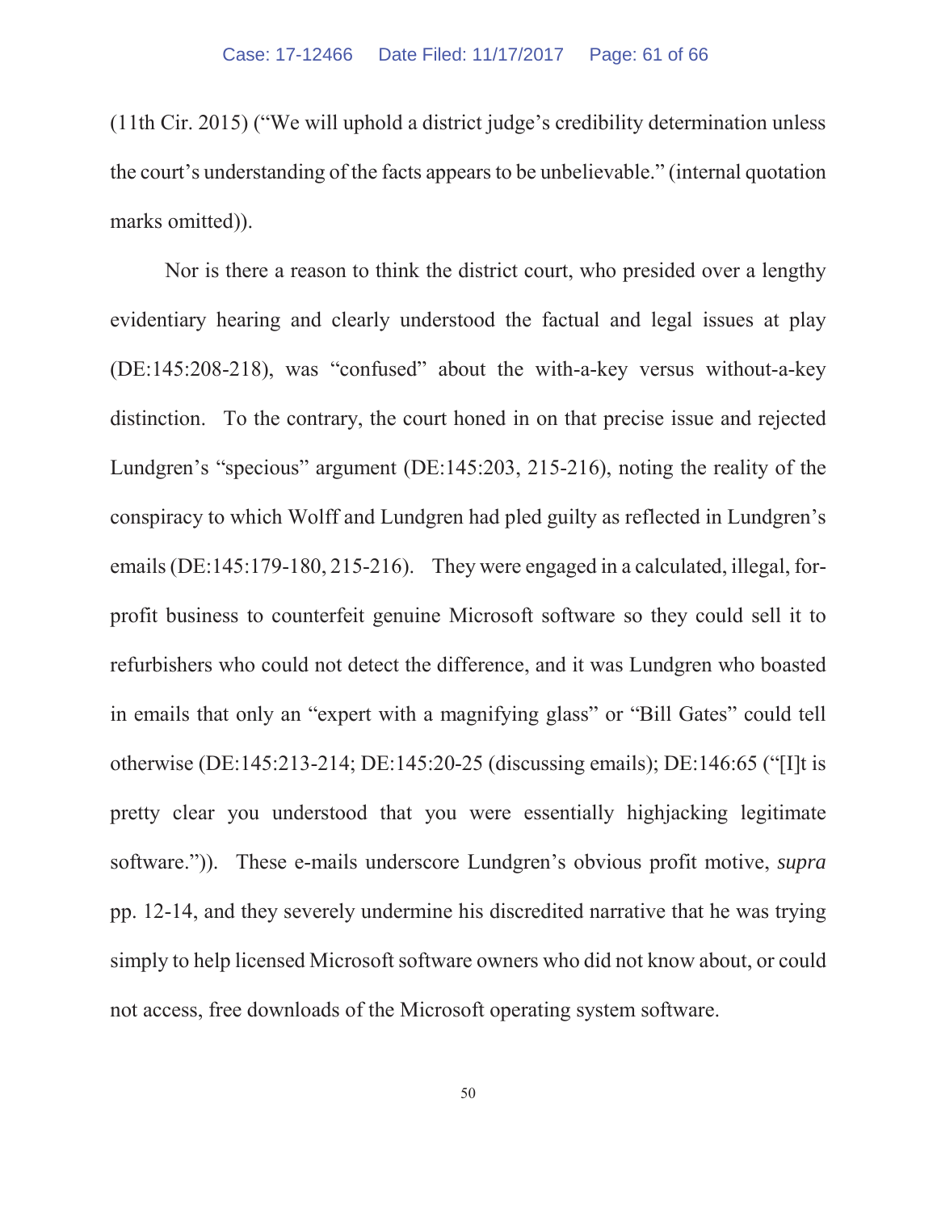(11th Cir. 2015) ("We will uphold a district judge's credibility determination unless the court's understanding of the facts appears to be unbelievable." (internal quotation marks omitted)).

Nor is there a reason to think the district court, who presided over a lengthy evidentiary hearing and clearly understood the factual and legal issues at play (DE:145:208-218), was "confused" about the with-a-key versus without-a-key distinction. To the contrary, the court honed in on that precise issue and rejected Lundgren's "specious" argument (DE:145:203, 215-216), noting the reality of the conspiracy to which Wolff and Lundgren had pled guilty as reflected in Lundgren's emails (DE:145:179-180, 215-216). They were engaged in a calculated, illegal, for-profit business to counterfeit genuine Microsoft software so they could sell it to refurbishers who could not detect the difference, and it was Lundgren who boasted in emails that only an "expert with a magnifying glass" or "Bill Gates" could tell otherwise (DE:145:213-214; DE:145:20-25 (discussing emails); DE:146:65 ("[I]t is pretty clear you understood that you were essentially highjacking legitimate software.")). These e-mails underscore Lundgren's obvious profit motive, *supra* pp. 12-14, and they severely undermine his discredited narrative that he was trying simply to help licensed Microsoft software owners who did not know about, or could not access, free downloads of the Microsoft operating system software.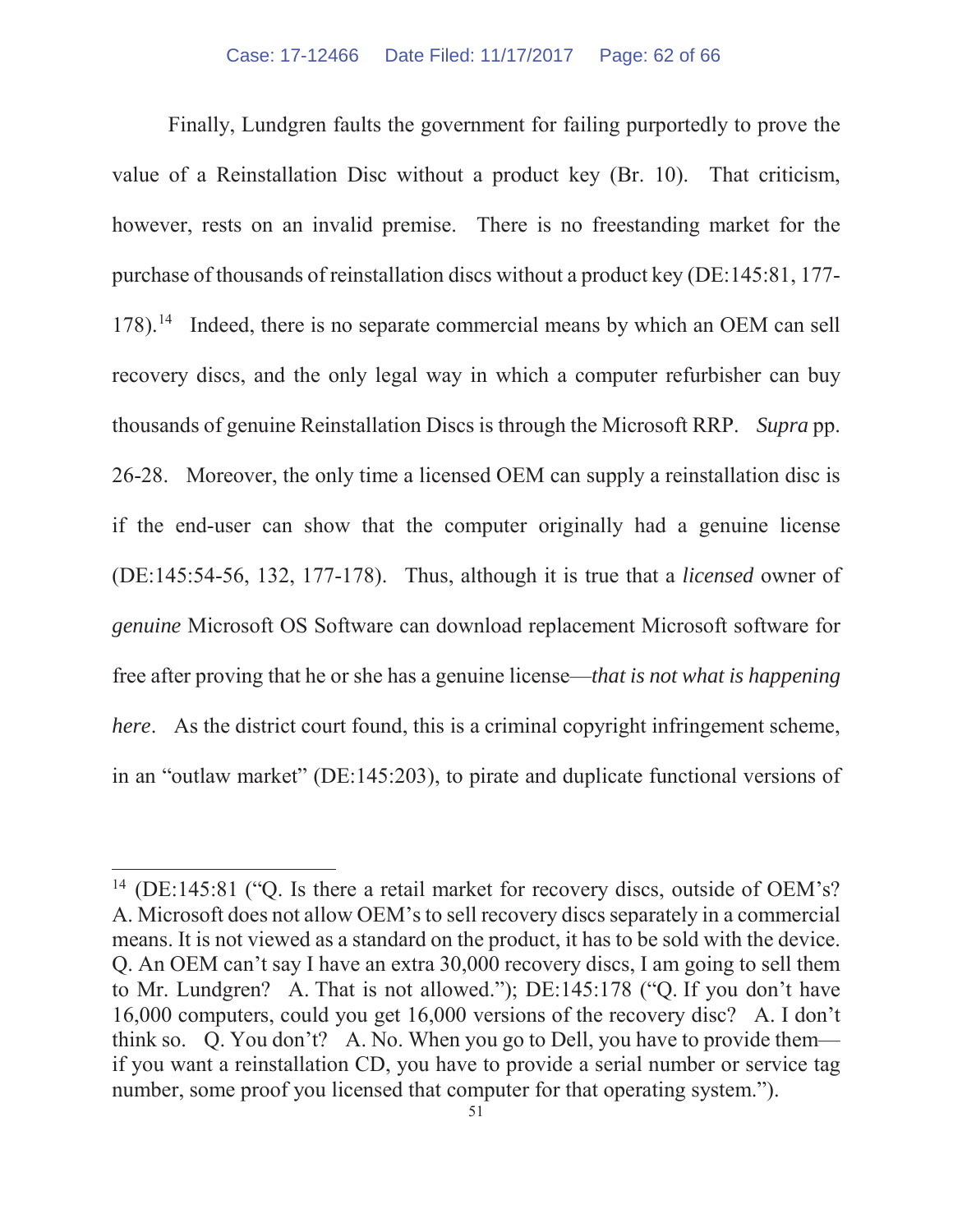Finally, Lundgren faults the government for failing purportedly to prove the value of a Reinstallation Disc without a product key (Br. 10). That criticism, however, rests on an invalid premise. There is no freestanding market for the purchase of thousands of reinstallation discs without a product key (DE:145:81, 177-178).[14] Indeed, there is no separate commercial means by which an OEM can sell recovery discs, and the only legal way in which a computer refurbisher can buy thousands of genuine Reinstallation Discs is through the Microsoft RRP. *Supra* pp. 26-28. Moreover, the only time a licensed OEM can supply a reinstallation disc is if the end-user can show that the computer originally had a genuine license (DE:145:54-56, 132, 177-178). Thus, although it is true that a *licensed* owner of *genuine* Microsoft OS Software can download replacement Microsoft software for free after proving that he or she has a genuine license—*that is not what is happening here*. As the district court found, this is a criminal copyright infringement scheme, in an "outlaw market" (DE:145:203), to pirate and duplicate functional versions of

---

[14] (DE:145:81 ("Q. Is there a retail market for recovery discs, outside of OEM's? A. Microsoft does not allow OEM's to sell recovery discs separately in a commercial means. It is not viewed as a standard on the product, it has to be sold with the device. Q. An OEM can't say I have an extra 30,000 recovery discs, I am going to sell them to Mr. Lundgren? A. That is not allowed."); DE:145:178 ("Q. If you don't have 16,000 computers, could you get 16,000 versions of the recovery disc? A. I don't think so. Q. You don't? A. No. When you go to Dell, you have to provide them—if you want a reinstallation CD, you have to provide a serial number or service tag number, some proof you licensed that computer for that operating system.").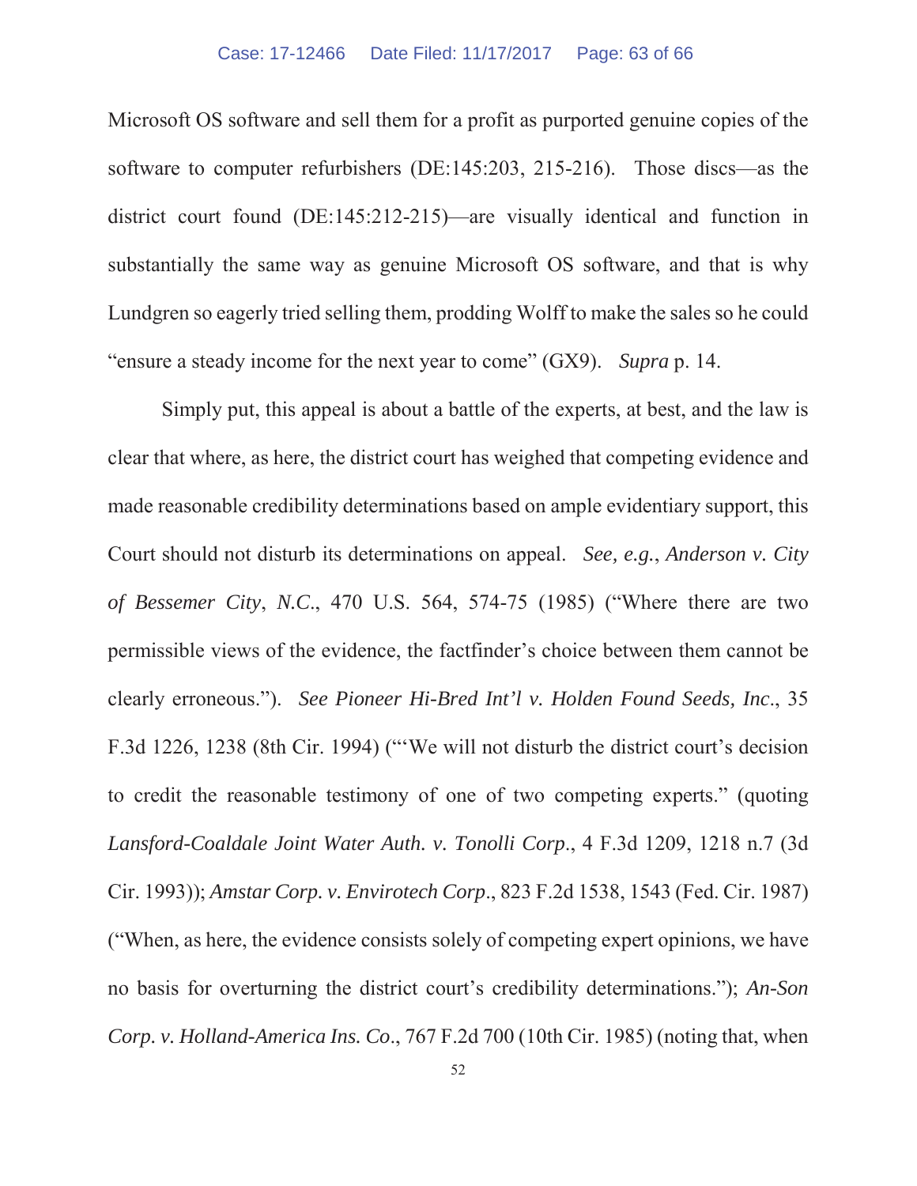Microsoft OS software and sell them for a profit as purported genuine copies of the software to computer refurbishers (DE:145:203, 215-216). Those discs—as the district court found (DE:145:212-215)—are visually identical and function in substantially the same way as genuine Microsoft OS software, and that is why Lundgren so eagerly tried selling them, prodding Wolff to make the sales so he could "ensure a steady income for the next year to come" (GX9). *Supra* p. 14.

Simply put, this appeal is about a battle of the experts, at best, and the law is clear that where, as here, the district court has weighed that competing evidence and made reasonable credibility determinations based on ample evidentiary support, this Court should not disturb its determinations on appeal. *See, e.g.*, *Anderson v. City of Bessemer City*, *N.C.*, 470 U.S. 564, 574-75 (1985) ("Where there are two permissible views of the evidence, the factfinder's choice between them cannot be clearly erroneous."). *See Pioneer Hi-Bred Int'l v. Holden Found Seeds, Inc*., 35 F.3d 1226, 1238 (8th Cir. 1994) ("'We will not disturb the district court's decision to credit the reasonable testimony of one of two competing experts." (quoting *Lansford-Coaldale Joint Water Auth. v. Tonolli Corp*., 4 F.3d 1209, 1218 n.7 (3d Cir. 1993)); *Amstar Corp. v. Envirotech Corp*., 823 F.2d 1538, 1543 (Fed. Cir. 1987) ("When, as here, the evidence consists solely of competing expert opinions, we have no basis for overturning the district court's credibility determinations."); *An-Son Corp. v. Holland-America Ins. Co*., 767 F.2d 700 (10th Cir. 1985) (noting that, when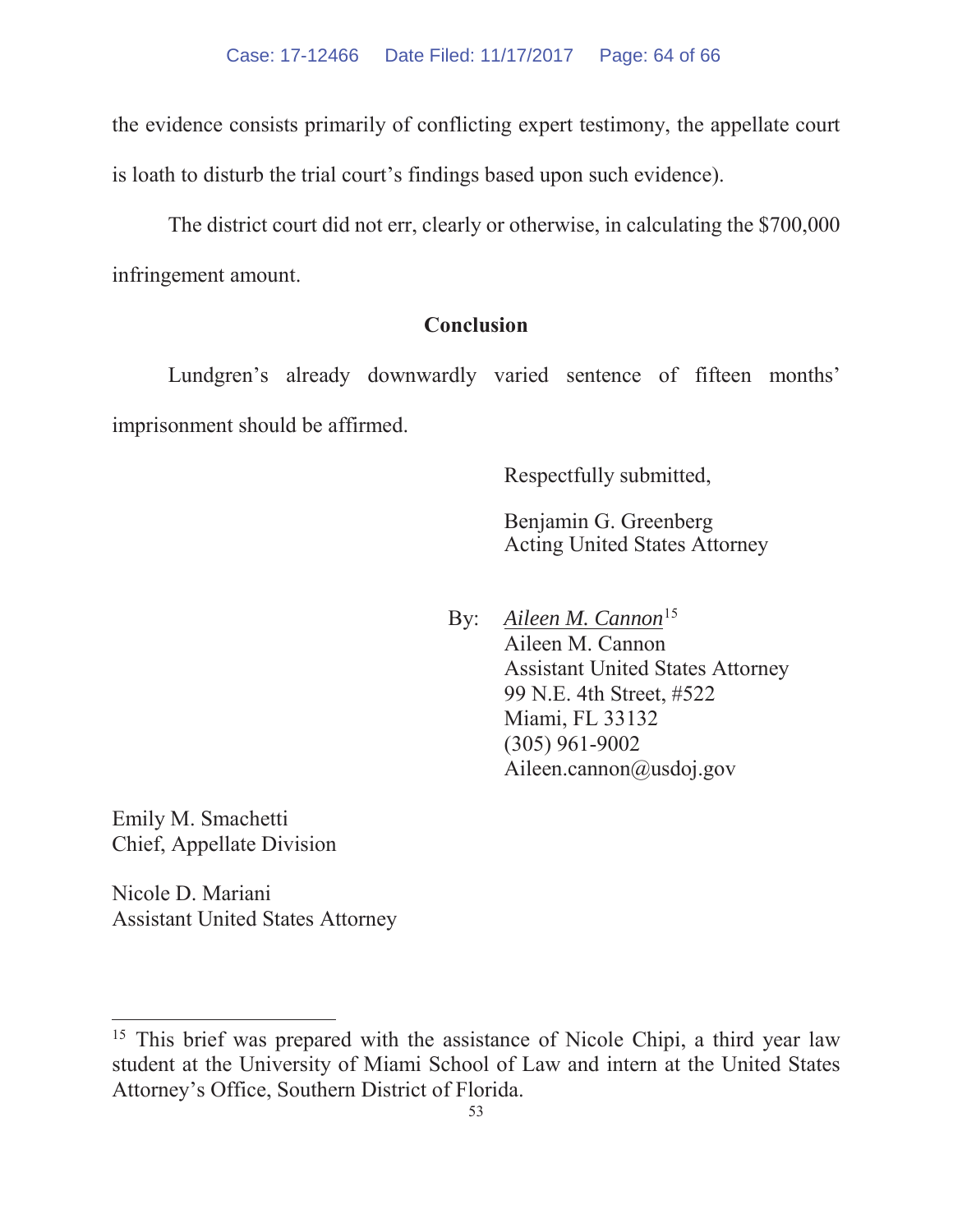the evidence consists primarily of conflicting expert testimony, the appellate court is loath to disturb the trial court's findings based upon such evidence).

The district court did not err, clearly or otherwise, in calculating the $700,000 infringement amount.

## Conclusion

Lundgren's already downwardly varied sentence of fifteen months' imprisonment should be affirmed.

Respectfully submitted,

Benjamin G. Greenberg
Acting United States Attorney

By: *Aileen M. Cannon*[15]
Aileen M. Cannon
Assistant United States Attorney
99 N.E. 4th Street, #522
Miami, FL 33132
(305) 961-9002
Aileen.cannon@usdoj.gov

Emily M. Smachetti
Chief, Appellate Division

Nicole D. Mariani
Assistant United States Attorney

---

[15] This brief was prepared with the assistance of Nicole Chipi, a third year law student at the University of Miami School of Law and intern at the United States Attorney's Office, Southern District of Florida.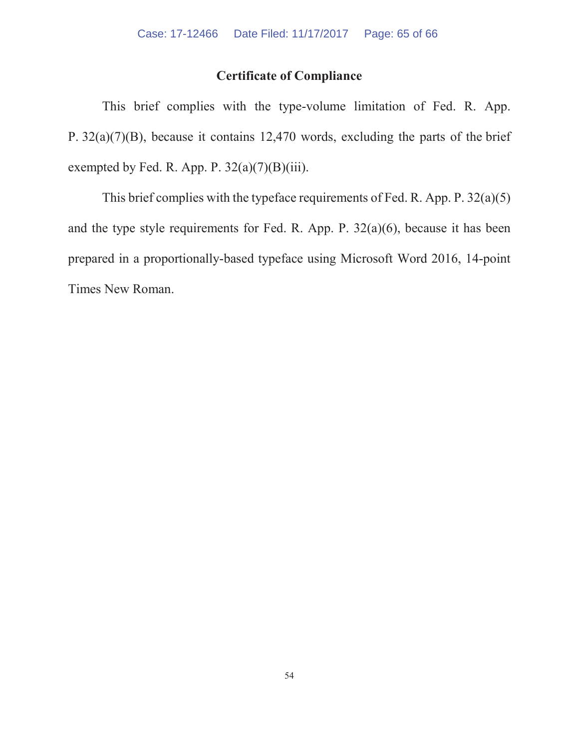## Certificate of Compliance

This brief complies with the type-volume limitation of Fed. R. App. P. 32(a)(7)(B), because it contains 12,470 words, excluding the parts of the brief exempted by Fed. R. App. P. 32(a)(7)(B)(iii).

This brief complies with the typeface requirements of Fed. R. App. P. 32(a)(5) and the type style requirements for Fed. R. App. P. 32(a)(6), because it has been prepared in a proportionally-based typeface using Microsoft Word 2016, 14-point Times New Roman.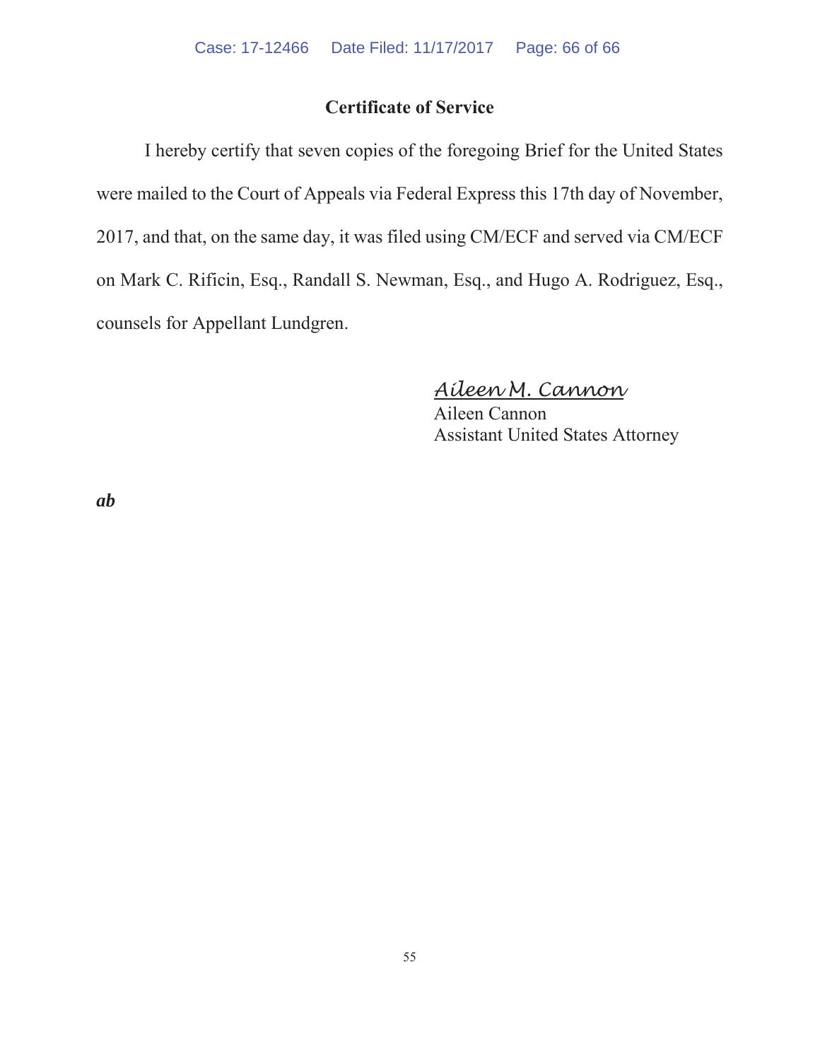## Certificate of Service

I hereby certify that seven copies of the foregoing Brief for the United States were mailed to the Court of Appeals via Federal Express this 17th day of November, 2017, and that, on the same day, it was filed using CM/ECF and served via CM/ECF on Mark C. Rificin, Esq., Randall S. Newman, Esq., and Hugo A. Rodriguez, Esq., counsels for Appellant Lundgren.

*Aileen M. Cannon*
Aileen Cannon
Assistant United States Attorney

***ab***